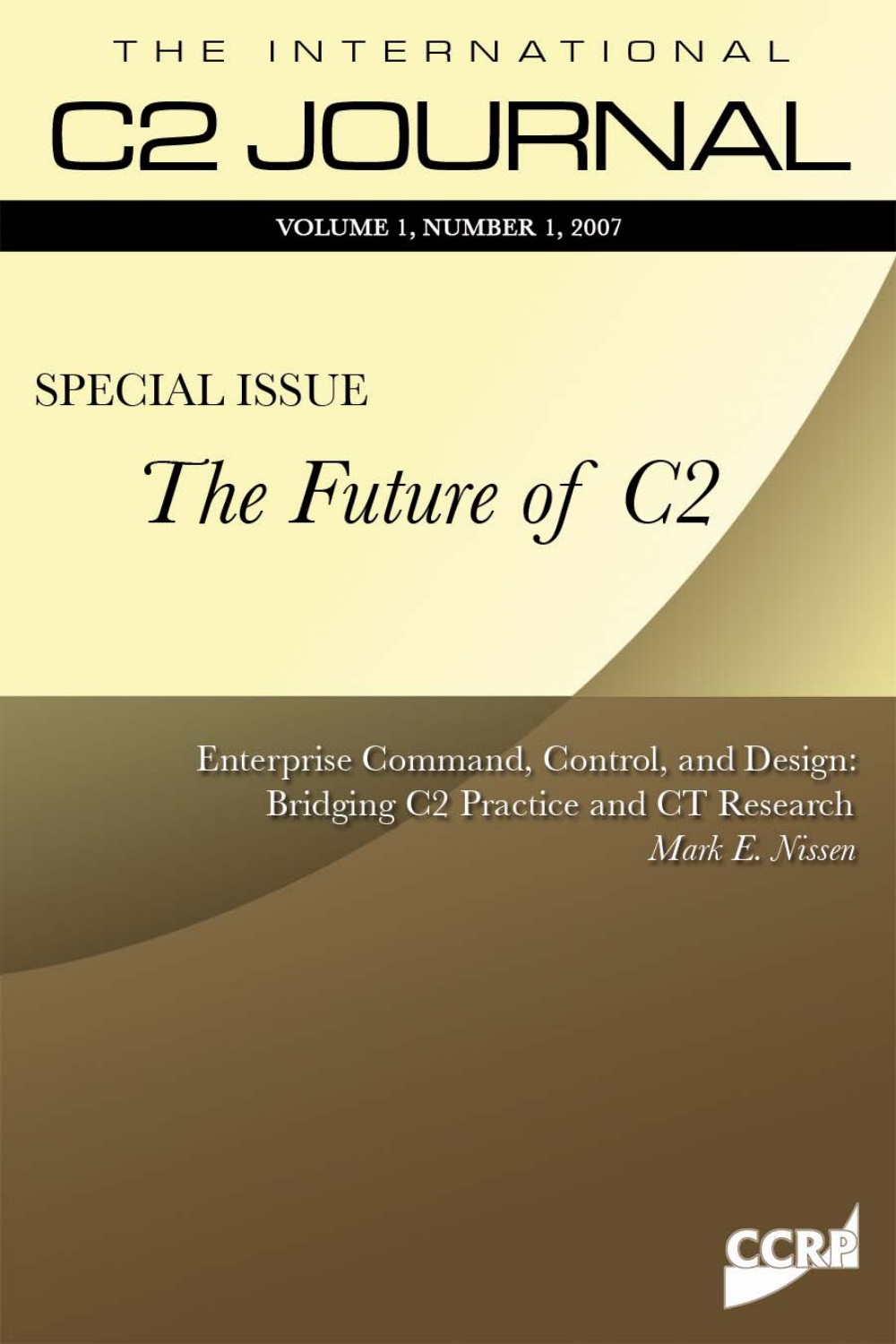# THE INTERNATIONAL C2 JOURNAL

**VOLUME 1, NUMBER 1, 2007**

## SPECIAL ISSUE

## *The Future of C2*

### Enterprise Command, Control, and Design: Bridging C2 Practice and CT Research

*Mark E. Nissen*

CCRP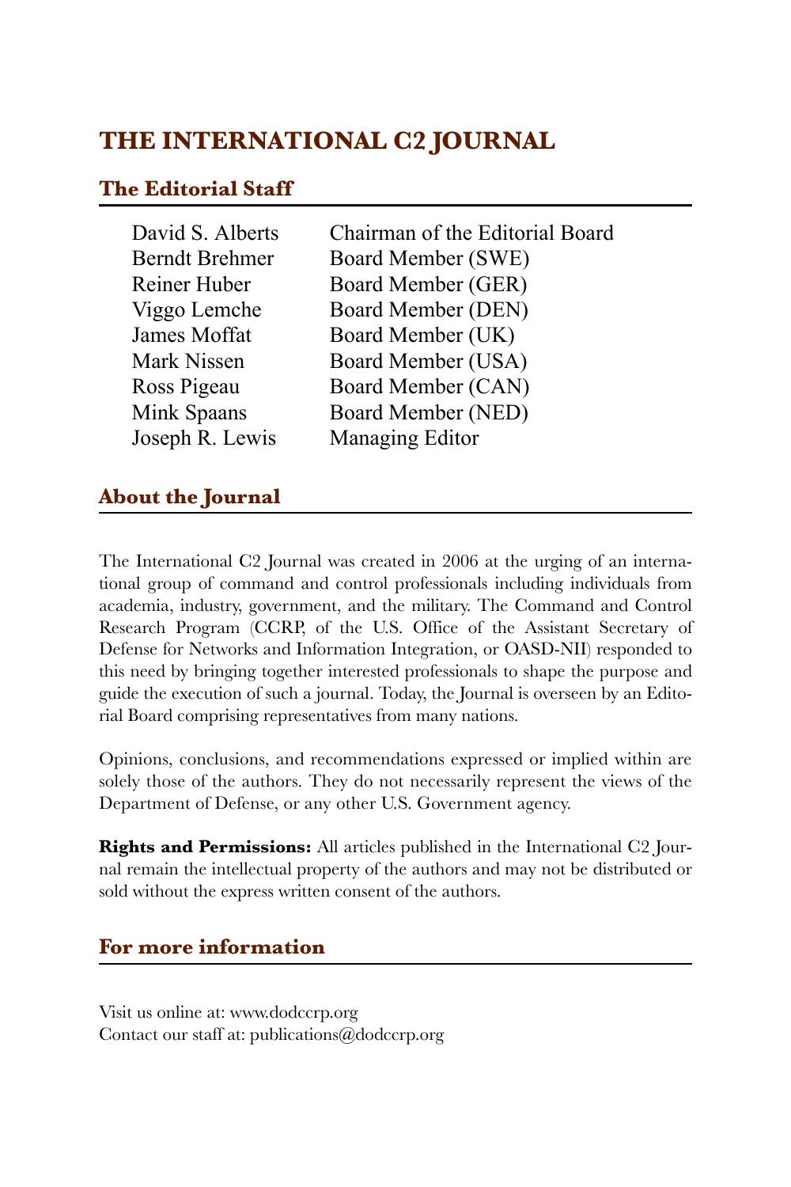# THE INTERNATIONAL C2 JOURNAL

## The Editorial Staff

| | |
|---|---|
| David S. Alberts | Chairman of the Editorial Board |
| Berndt Brehmer | Board Member (SWE) |
| Reiner Huber | Board Member (GER) |
| Viggo Lemche | Board Member (DEN) |
| James Moffat | Board Member (UK) |
| Mark Nissen | Board Member (USA) |
| Ross Pigeau | Board Member (CAN) |
| Mink Spaans | Board Member (NED) |
| Joseph R. Lewis | Managing Editor |

## About the Journal

The International C2 Journal was created in 2006 at the urging of an international group of command and control professionals including individuals from academia, industry, government, and the military. The Command and Control Research Program (CCRP, of the U.S. Office of the Assistant Secretary of Defense for Networks and Information Integration, or OASD-NII) responded to this need by bringing together interested professionals to shape the purpose and guide the execution of such a journal. Today, the Journal is overseen by an Editorial Board comprising representatives from many nations.

Opinions, conclusions, and recommendations expressed or implied within are solely those of the authors. They do not necessarily represent the views of the Department of Defense, or any other U.S. Government agency.

**Rights and Permissions:** All articles published in the International C2 Journal remain the intellectual property of the authors and may not be distributed or sold without the express written consent of the authors.

## For more information

Visit us online at: www.dodccrp.org
Contact our staff at: publications@dodccrp.org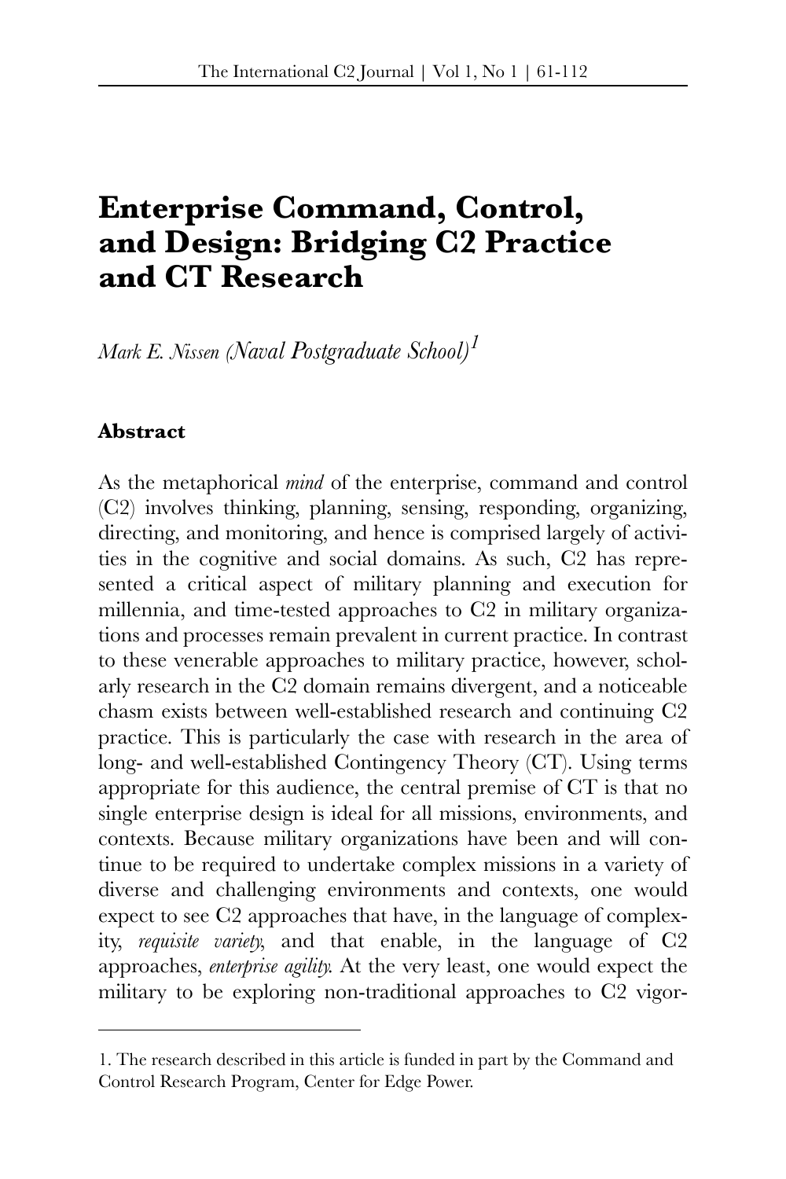# Enterprise Command, Control, and Design: Bridging C2 Practice and CT Research

*Mark E. Nissen (Naval Postgraduate School)*[1]

## Abstract

As the metaphorical *mind* of the enterprise, command and control (C2) involves thinking, planning, sensing, responding, organizing, directing, and monitoring, and hence is comprised largely of activities in the cognitive and social domains. As such, C2 has represented a critical aspect of military planning and execution for millennia, and time-tested approaches to C2 in military organizations and processes remain prevalent in current practice. In contrast to these venerable approaches to military practice, however, scholarly research in the C2 domain remains divergent, and a noticeable chasm exists between well-established research and continuing C2 practice. This is particularly the case with research in the area of long- and well-established Contingency Theory (CT). Using terms appropriate for this audience, the central premise of CT is that no single enterprise design is ideal for all missions, environments, and contexts. Because military organizations have been and will continue to be required to undertake complex missions in a variety of diverse and challenging environments and contexts, one would expect to see C2 approaches that have, in the language of complexity, *requisite variety*, and that enable, in the language of C2 approaches, *enterprise agility*. At the very least, one would expect the military to be exploring non-traditional approaches to C2 vigor-

1. The research described in this article is funded in part by the Command and Control Research Program, Center for Edge Power.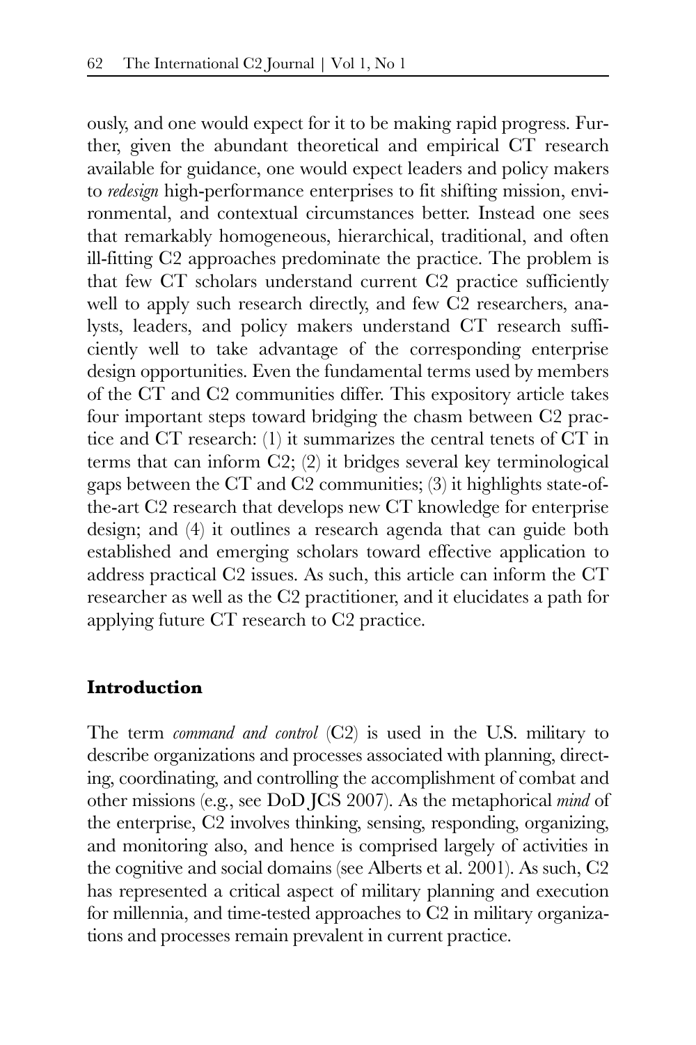ously, and one would expect for it to be making rapid progress. Further, given the abundant theoretical and empirical CT research available for guidance, one would expect leaders and policy makers to *redesign* high-performance enterprises to fit shifting mission, environmental, and contextual circumstances better. Instead one sees that remarkably homogeneous, hierarchical, traditional, and often ill-fitting C2 approaches predominate the practice. The problem is that few CT scholars understand current C2 practice sufficiently well to apply such research directly, and few C2 researchers, analysts, leaders, and policy makers understand CT research sufficiently well to take advantage of the corresponding enterprise design opportunities. Even the fundamental terms used by members of the CT and C2 communities differ. This expository article takes four important steps toward bridging the chasm between C2 practice and CT research: (1) it summarizes the central tenets of CT in terms that can inform C2; (2) it bridges several key terminological gaps between the CT and C2 communities; (3) it highlights state-of-the-art C2 research that develops new CT knowledge for enterprise design; and (4) it outlines a research agenda that can guide both established and emerging scholars toward effective application to address practical C2 issues. As such, this article can inform the CT researcher as well as the C2 practitioner, and it elucidates a path for applying future CT research to C2 practice.

## Introduction

The term *command and control* (C2) is used in the U.S. military to describe organizations and processes associated with planning, directing, coordinating, and controlling the accomplishment of combat and other missions (e.g., see DoD JCS 2007). As the metaphorical *mind* of the enterprise, C2 involves thinking, sensing, responding, organizing, and monitoring also, and hence is comprised largely of activities in the cognitive and social domains (see Alberts et al. 2001). As such, C2 has represented a critical aspect of military planning and execution for millennia, and time-tested approaches to C2 in military organizations and processes remain prevalent in current practice.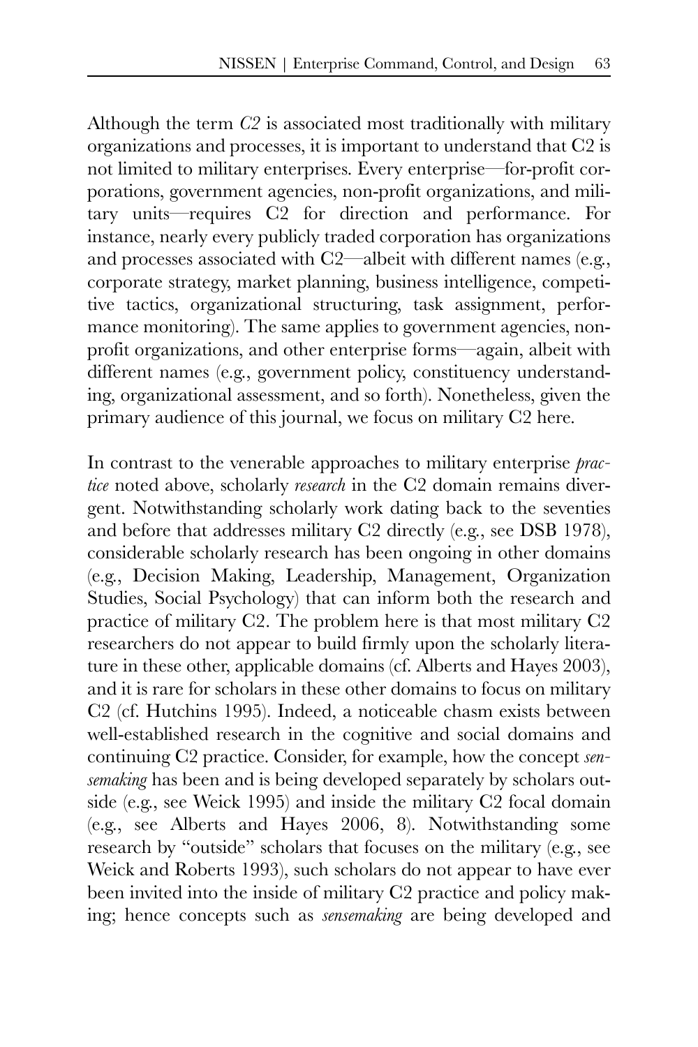Although the term *C2* is associated most traditionally with military organizations and processes, it is important to understand that C2 is not limited to military enterprises. Every enterprise—for-profit corporations, government agencies, non-profit organizations, and military units—requires C2 for direction and performance. For instance, nearly every publicly traded corporation has organizations and processes associated with C2—albeit with different names (e.g., corporate strategy, market planning, business intelligence, competitive tactics, organizational structuring, task assignment, performance monitoring). The same applies to government agencies, non-profit organizations, and other enterprise forms—again, albeit with different names (e.g., government policy, constituency understanding, organizational assessment, and so forth). Nonetheless, given the primary audience of this journal, we focus on military C2 here.

In contrast to the venerable approaches to military enterprise *practice* noted above, scholarly *research* in the C2 domain remains divergent. Notwithstanding scholarly work dating back to the seventies and before that addresses military C2 directly (e.g., see DSB 1978), considerable scholarly research has been ongoing in other domains (e.g., Decision Making, Leadership, Management, Organization Studies, Social Psychology) that can inform both the research and practice of military C2. The problem here is that most military C2 researchers do not appear to build firmly upon the scholarly literature in these other, applicable domains (cf. Alberts and Hayes 2003), and it is rare for scholars in these other domains to focus on military C2 (cf. Hutchins 1995). Indeed, a noticeable chasm exists between well-established research in the cognitive and social domains and continuing C2 practice. Consider, for example, how the concept *sensemaking* has been and is being developed separately by scholars outside (e.g., see Weick 1995) and inside the military C2 focal domain (e.g., see Alberts and Hayes 2006, 8). Notwithstanding some research by "outside" scholars that focuses on the military (e.g., see Weick and Roberts 1993), such scholars do not appear to have ever been invited into the inside of military C2 practice and policy making; hence concepts such as *sensemaking* are being developed and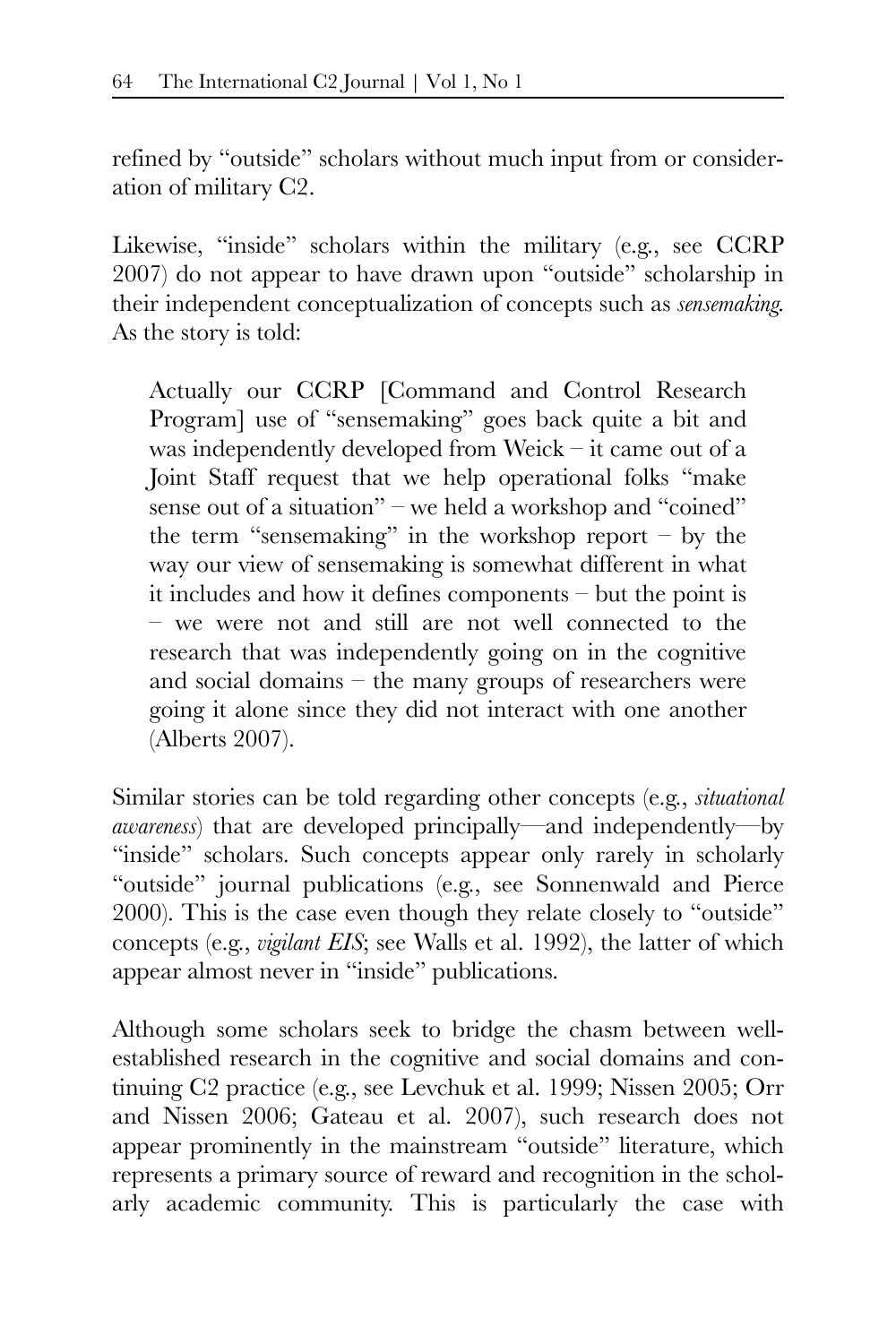refined by "outside" scholars without much input from or consideration of military C2.

Likewise, "inside" scholars within the military (e.g., see CCRP 2007) do not appear to have drawn upon "outside" scholarship in their independent conceptualization of concepts such as *sensemaking*. As the story is told:

> Actually our CCRP [Command and Control Research Program] use of "sensemaking" goes back quite a bit and was independently developed from Weick – it came out of a Joint Staff request that we help operational folks "make sense out of a situation" – we held a workshop and "coined" the term "sensemaking" in the workshop report – by the way our view of sensemaking is somewhat different in what it includes and how it defines components – but the point is – we were not and still are not well connected to the research that was independently going on in the cognitive and social domains – the many groups of researchers were going it alone since they did not interact with one another (Alberts 2007).

Similar stories can be told regarding other concepts (e.g., *situational awareness*) that are developed principally—and independently—by "inside" scholars. Such concepts appear only rarely in scholarly "outside" journal publications (e.g., see Sonnenwald and Pierce 2000). This is the case even though they relate closely to "outside" concepts (e.g., *vigilant EIS*; see Walls et al. 1992), the latter of which appear almost never in "inside" publications.

Although some scholars seek to bridge the chasm between well-established research in the cognitive and social domains and continuing C2 practice (e.g., see Levchuk et al. 1999; Nissen 2005; Orr and Nissen 2006; Gateau et al. 2007), such research does not appear prominently in the mainstream "outside" literature, which represents a primary source of reward and recognition in the scholarly academic community. This is particularly the case with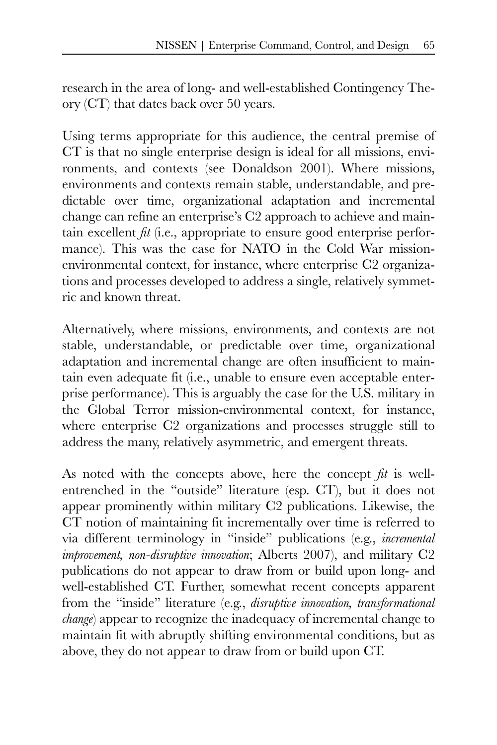research in the area of long- and well-established Contingency Theory (CT) that dates back over 50 years.

Using terms appropriate for this audience, the central premise of CT is that no single enterprise design is ideal for all missions, environments, and contexts (see Donaldson 2001). Where missions, environments and contexts remain stable, understandable, and predictable over time, organizational adaptation and incremental change can refine an enterprise's C2 approach to achieve and maintain excellent *fit* (i.e., appropriate to ensure good enterprise performance). This was the case for NATO in the Cold War mission-environmental context, for instance, where enterprise C2 organizations and processes developed to address a single, relatively symmetric and known threat.

Alternatively, where missions, environments, and contexts are not stable, understandable, or predictable over time, organizational adaptation and incremental change are often insufficient to maintain even adequate fit (i.e., unable to ensure even acceptable enterprise performance). This is arguably the case for the U.S. military in the Global Terror mission-environmental context, for instance, where enterprise C2 organizations and processes struggle still to address the many, relatively asymmetric, and emergent threats.

As noted with the concepts above, here the concept *fit* is well-entrenched in the "outside" literature (esp. CT), but it does not appear prominently within military C2 publications. Likewise, the CT notion of maintaining fit incrementally over time is referred to via different terminology in "inside" publications (e.g., *incremental improvement, non-disruptive innovation*; Alberts 2007), and military C2 publications do not appear to draw from or build upon long- and well-established CT. Further, somewhat recent concepts apparent from the "inside" literature (e.g., *disruptive innovation, transformational change*) appear to recognize the inadequacy of incremental change to maintain fit with abruptly shifting environmental conditions, but as above, they do not appear to draw from or build upon CT.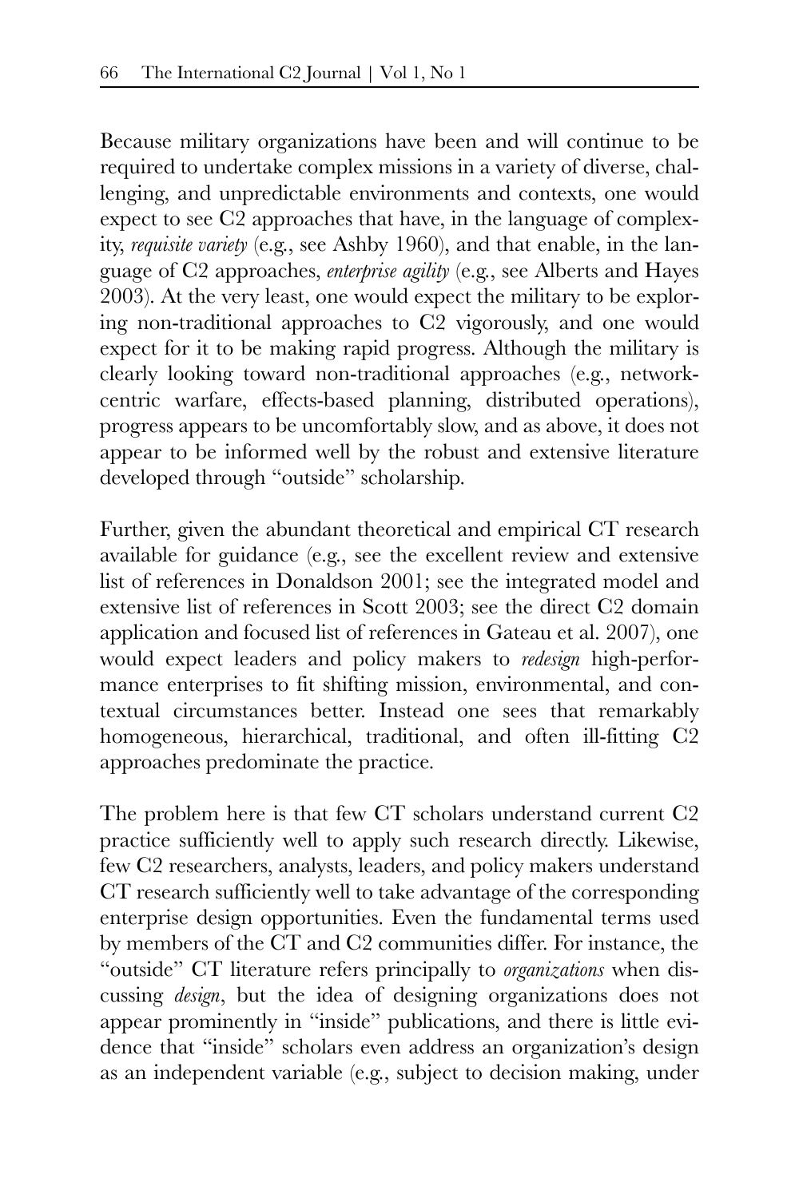Because military organizations have been and will continue to be required to undertake complex missions in a variety of diverse, challenging, and unpredictable environments and contexts, one would expect to see C2 approaches that have, in the language of complexity, *requisite variety* (e.g., see Ashby 1960), and that enable, in the language of C2 approaches, *enterprise agility* (e.g., see Alberts and Hayes 2003). At the very least, one would expect the military to be exploring non-traditional approaches to C2 vigorously, and one would expect for it to be making rapid progress. Although the military is clearly looking toward non-traditional approaches (e.g., network-centric warfare, effects-based planning, distributed operations), progress appears to be uncomfortably slow, and as above, it does not appear to be informed well by the robust and extensive literature developed through "outside" scholarship.

Further, given the abundant theoretical and empirical CT research available for guidance (e.g., see the excellent review and extensive list of references in Donaldson 2001; see the integrated model and extensive list of references in Scott 2003; see the direct C2 domain application and focused list of references in Gateau et al. 2007), one would expect leaders and policy makers to *redesign* high-performance enterprises to fit shifting mission, environmental, and contextual circumstances better. Instead one sees that remarkably homogeneous, hierarchical, traditional, and often ill-fitting C2 approaches predominate the practice.

The problem here is that few CT scholars understand current C2 practice sufficiently well to apply such research directly. Likewise, few C2 researchers, analysts, leaders, and policy makers understand CT research sufficiently well to take advantage of the corresponding enterprise design opportunities. Even the fundamental terms used by members of the CT and C2 communities differ. For instance, the "outside" CT literature refers principally to *organizations* when discussing *design*, but the idea of designing organizations does not appear prominently in "inside" publications, and there is little evidence that "inside" scholars even address an organization's design as an independent variable (e.g., subject to decision making, under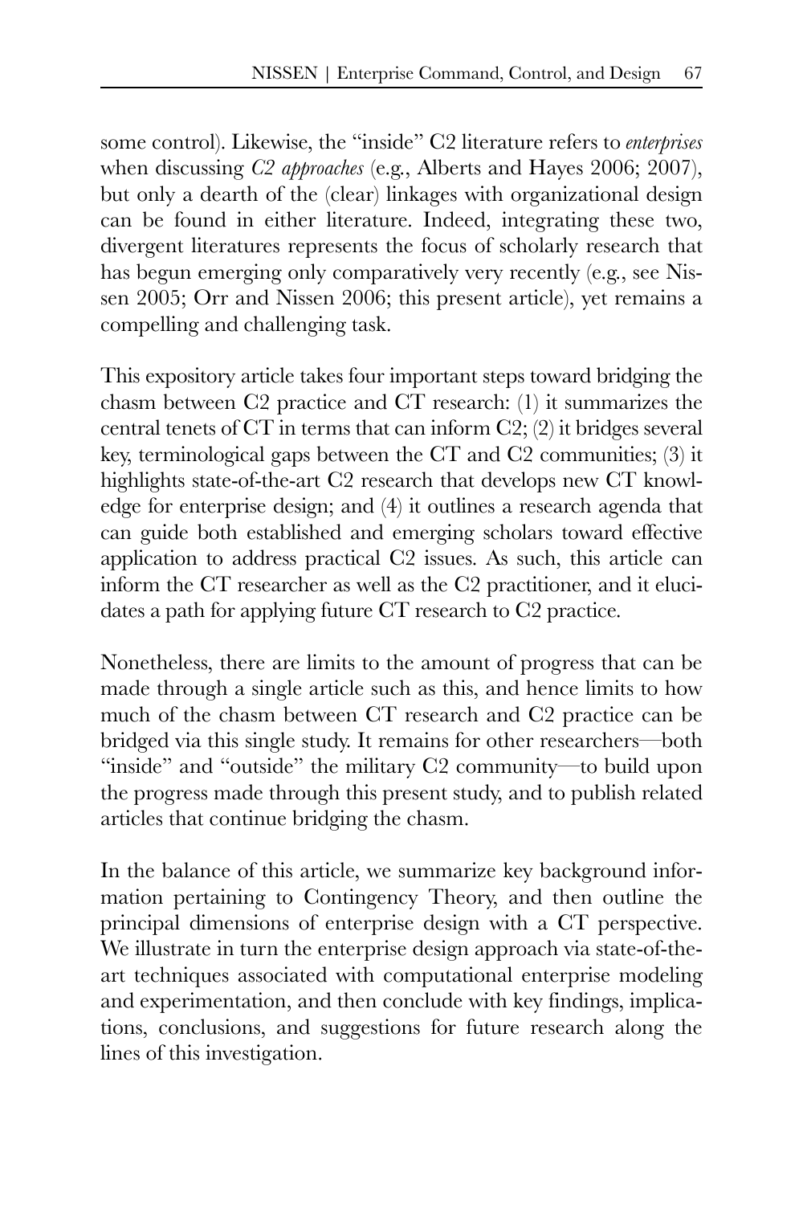some control). Likewise, the "inside" C2 literature refers to *enterprises* when discussing *C2 approaches* (e.g., Alberts and Hayes 2006; 2007), but only a dearth of the (clear) linkages with organizational design can be found in either literature. Indeed, integrating these two, divergent literatures represents the focus of scholarly research that has begun emerging only comparatively very recently (e.g., see Nissen 2005; Orr and Nissen 2006; this present article), yet remains a compelling and challenging task.

This expository article takes four important steps toward bridging the chasm between C2 practice and CT research: (1) it summarizes the central tenets of CT in terms that can inform C2; (2) it bridges several key, terminological gaps between the CT and C2 communities; (3) it highlights state-of-the-art C2 research that develops new CT knowledge for enterprise design; and (4) it outlines a research agenda that can guide both established and emerging scholars toward effective application to address practical C2 issues. As such, this article can inform the CT researcher as well as the C2 practitioner, and it elucidates a path for applying future CT research to C2 practice.

Nonetheless, there are limits to the amount of progress that can be made through a single article such as this, and hence limits to how much of the chasm between CT research and C2 practice can be bridged via this single study. It remains for other researchers—both "inside" and "outside" the military C2 community—to build upon the progress made through this present study, and to publish related articles that continue bridging the chasm.

In the balance of this article, we summarize key background information pertaining to Contingency Theory, and then outline the principal dimensions of enterprise design with a CT perspective. We illustrate in turn the enterprise design approach via state-of-the-art techniques associated with computational enterprise modeling and experimentation, and then conclude with key findings, implications, conclusions, and suggestions for future research along the lines of this investigation.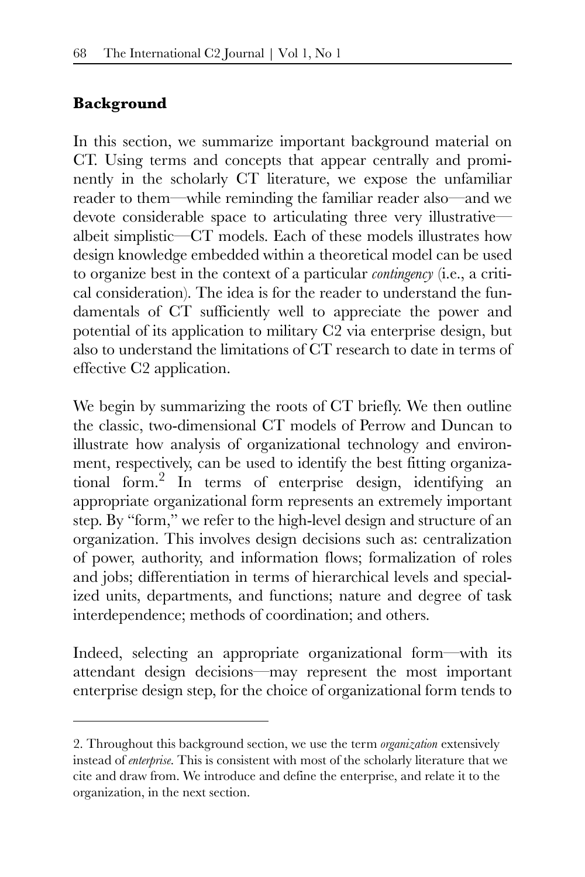## Background

In this section, we summarize important background material on CT. Using terms and concepts that appear centrally and prominently in the scholarly CT literature, we expose the unfamiliar reader to them—while reminding the familiar reader also—and we devote considerable space to articulating three very illustrative—albeit simplistic—CT models. Each of these models illustrates how design knowledge embedded within a theoretical model can be used to organize best in the context of a particular *contingency* (i.e., a critical consideration). The idea is for the reader to understand the fundamentals of CT sufficiently well to appreciate the power and potential of its application to military C2 via enterprise design, but also to understand the limitations of CT research to date in terms of effective C2 application.

We begin by summarizing the roots of CT briefly. We then outline the classic, two-dimensional CT models of Perrow and Duncan to illustrate how analysis of organizational technology and environment, respectively, can be used to identify the best fitting organizational form.[2] In terms of enterprise design, identifying an appropriate organizational form represents an extremely important step. By "form," we refer to the high-level design and structure of an organization. This involves design decisions such as: centralization of power, authority, and information flows; formalization of roles and jobs; differentiation in terms of hierarchical levels and specialized units, departments, and functions; nature and degree of task interdependence; methods of coordination; and others.

Indeed, selecting an appropriate organizational form—with its attendant design decisions—may represent the most important enterprise design step, for the choice of organizational form tends to

2. Throughout this background section, we use the term *organization* extensively instead of *enterprise*. This is consistent with most of the scholarly literature that we cite and draw from. We introduce and define the enterprise, and relate it to the organization, in the next section.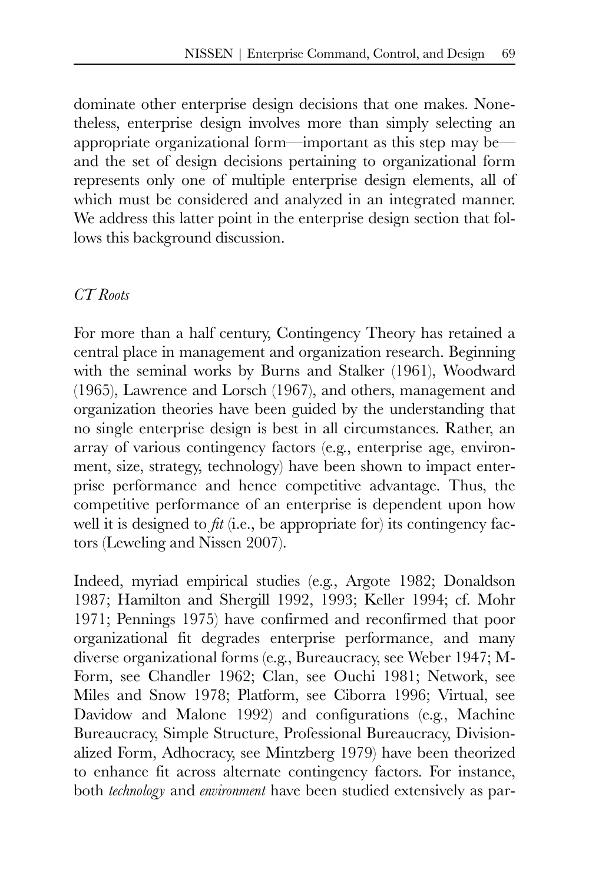dominate other enterprise design decisions that one makes. Nonetheless, enterprise design involves more than simply selecting an appropriate organizational form—important as this step may be—and the set of design decisions pertaining to organizational form represents only one of multiple enterprise design elements, all of which must be considered and analyzed in an integrated manner. We address this latter point in the enterprise design section that follows this background discussion.

### *CT Roots*

For more than a half century, Contingency Theory has retained a central place in management and organization research. Beginning with the seminal works by Burns and Stalker (1961), Woodward (1965), Lawrence and Lorsch (1967), and others, management and organization theories have been guided by the understanding that no single enterprise design is best in all circumstances. Rather, an array of various contingency factors (e.g., enterprise age, environment, size, strategy, technology) have been shown to impact enterprise performance and hence competitive advantage. Thus, the competitive performance of an enterprise is dependent upon how well it is designed to *fit* (i.e., be appropriate for) its contingency factors (Leweling and Nissen 2007).

Indeed, myriad empirical studies (e.g., Argote 1982; Donaldson 1987; Hamilton and Shergill 1992, 1993; Keller 1994; cf. Mohr 1971; Pennings 1975) have confirmed and reconfirmed that poor organizational fit degrades enterprise performance, and many diverse organizational forms (e.g., Bureaucracy, see Weber 1947; M-Form, see Chandler 1962; Clan, see Ouchi 1981; Network, see Miles and Snow 1978; Platform, see Ciborra 1996; Virtual, see Davidow and Malone 1992) and configurations (e.g., Machine Bureaucracy, Simple Structure, Professional Bureaucracy, Divisionalized Form, Adhocracy, see Mintzberg 1979) have been theorized to enhance fit across alternate contingency factors. For instance, both *technology* and *environment* have been studied extensively as par-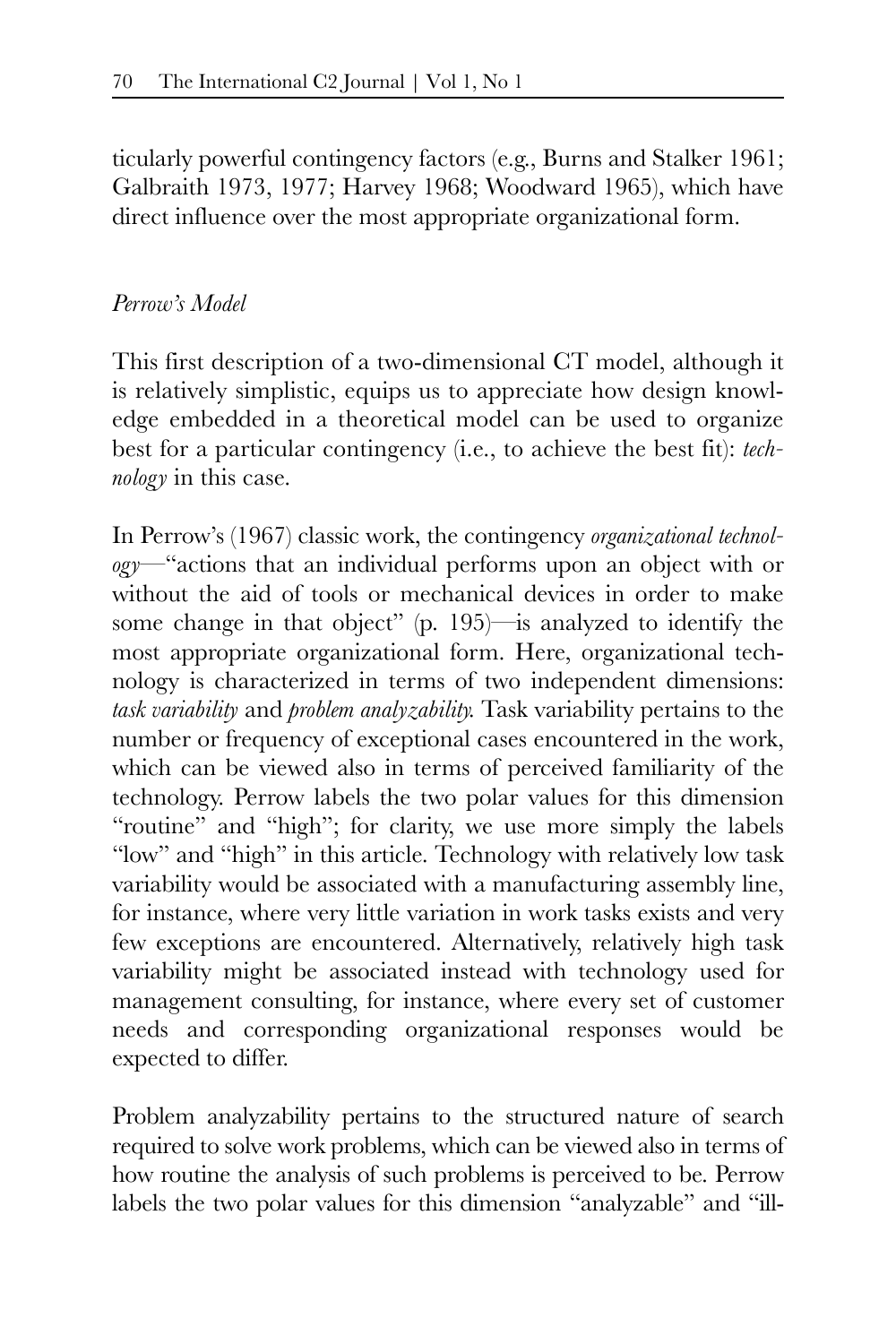ticularly powerful contingency factors (e.g., Burns and Stalker 1961; Galbraith 1973, 1977; Harvey 1968; Woodward 1965), which have direct influence over the most appropriate organizational form.

### *Perrow's Model*

This first description of a two-dimensional CT model, although it is relatively simplistic, equips us to appreciate how design knowledge embedded in a theoretical model can be used to organize best for a particular contingency (i.e., to achieve the best fit): *technology* in this case.

In Perrow's (1967) classic work, the contingency *organizational technology*—"actions that an individual performs upon an object with or without the aid of tools or mechanical devices in order to make some change in that object" (p. 195)—is analyzed to identify the most appropriate organizational form. Here, organizational technology is characterized in terms of two independent dimensions: *task variability* and *problem analyzability.* Task variability pertains to the number or frequency of exceptional cases encountered in the work, which can be viewed also in terms of perceived familiarity of the technology. Perrow labels the two polar values for this dimension "routine" and "high"; for clarity, we use more simply the labels "low" and "high" in this article. Technology with relatively low task variability would be associated with a manufacturing assembly line, for instance, where very little variation in work tasks exists and very few exceptions are encountered. Alternatively, relatively high task variability might be associated instead with technology used for management consulting, for instance, where every set of customer needs and corresponding organizational responses would be expected to differ.

Problem analyzability pertains to the structured nature of search required to solve work problems, which can be viewed also in terms of how routine the analysis of such problems is perceived to be. Perrow labels the two polar values for this dimension "analyzable" and "ill-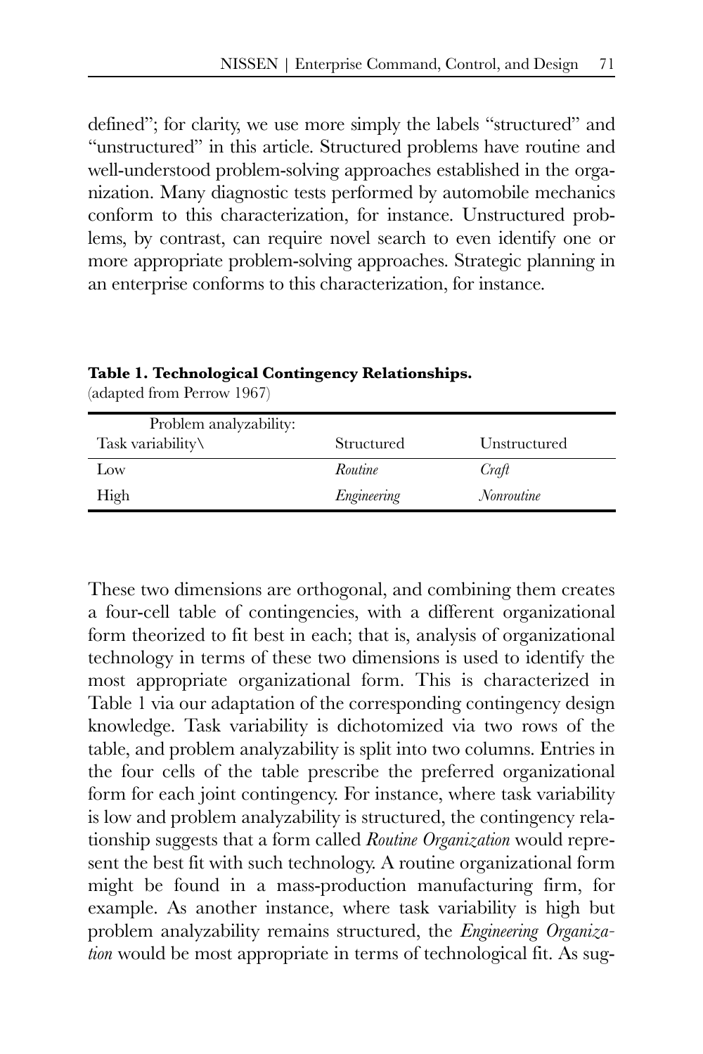defined"; for clarity, we use more simply the labels "structured" and "unstructured" in this article. Structured problems have routine and well-understood problem-solving approaches established in the organization. Many diagnostic tests performed by automobile mechanics conform to this characterization, for instance. Unstructured problems, by contrast, can require novel search to even identify one or more appropriate problem-solving approaches. Strategic planning in an enterprise conforms to this characterization, for instance.

**Table 1. Technological Contingency Relationships.**
(adapted from Perrow 1967)

| Problem analyzability: Task variability\ | Structured | Unstructured |
|---|---|---|
| Low | *Routine* | *Craft* |
| High | *Engineering* | *Nonroutine* |

These two dimensions are orthogonal, and combining them creates a four-cell table of contingencies, with a different organizational form theorized to fit best in each; that is, analysis of organizational technology in terms of these two dimensions is used to identify the most appropriate organizational form. This is characterized in Table 1 via our adaptation of the corresponding contingency design knowledge. Task variability is dichotomized via two rows of the table, and problem analyzability is split into two columns. Entries in the four cells of the table prescribe the preferred organizational form for each joint contingency. For instance, where task variability is low and problem analyzability is structured, the contingency relationship suggests that a form called *Routine Organization* would represent the best fit with such technology. A routine organizational form might be found in a mass-production manufacturing firm, for example. As another instance, where task variability is high but problem analyzability remains structured, the *Engineering Organization* would be most appropriate in terms of technological fit. As sug-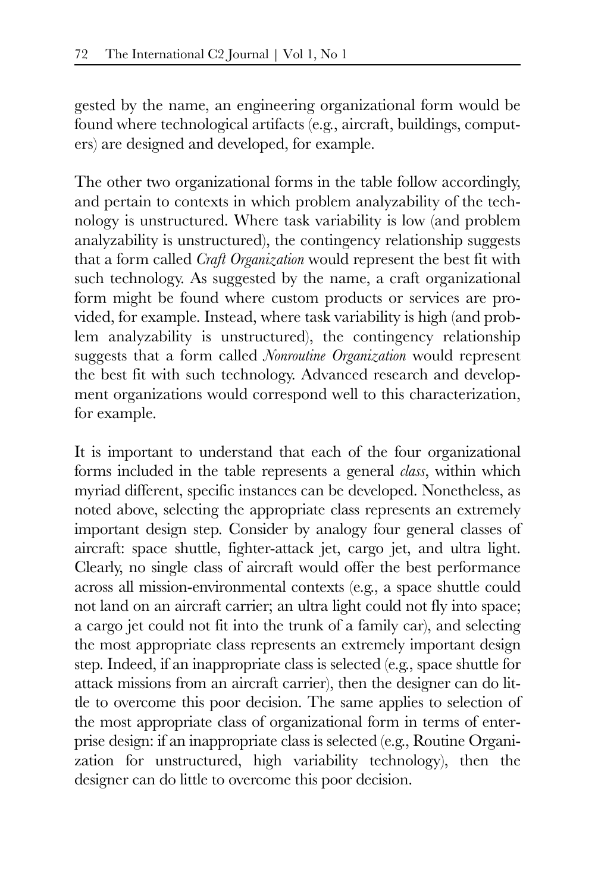gested by the name, an engineering organizational form would be found where technological artifacts (e.g., aircraft, buildings, computers) are designed and developed, for example.

The other two organizational forms in the table follow accordingly, and pertain to contexts in which problem analyzability of the technology is unstructured. Where task variability is low (and problem analyzability is unstructured), the contingency relationship suggests that a form called *Craft Organization* would represent the best fit with such technology. As suggested by the name, a craft organizational form might be found where custom products or services are provided, for example. Instead, where task variability is high (and problem analyzability is unstructured), the contingency relationship suggests that a form called *Nonroutine Organization* would represent the best fit with such technology. Advanced research and development organizations would correspond well to this characterization, for example.

It is important to understand that each of the four organizational forms included in the table represents a general *class*, within which myriad different, specific instances can be developed. Nonetheless, as noted above, selecting the appropriate class represents an extremely important design step. Consider by analogy four general classes of aircraft: space shuttle, fighter-attack jet, cargo jet, and ultra light. Clearly, no single class of aircraft would offer the best performance across all mission-environmental contexts (e.g., a space shuttle could not land on an aircraft carrier; an ultra light could not fly into space; a cargo jet could not fit into the trunk of a family car), and selecting the most appropriate class represents an extremely important design step. Indeed, if an inappropriate class is selected (e.g., space shuttle for attack missions from an aircraft carrier), then the designer can do little to overcome this poor decision. The same applies to selection of the most appropriate class of organizational form in terms of enterprise design: if an inappropriate class is selected (e.g., Routine Organization for unstructured, high variability technology), then the designer can do little to overcome this poor decision.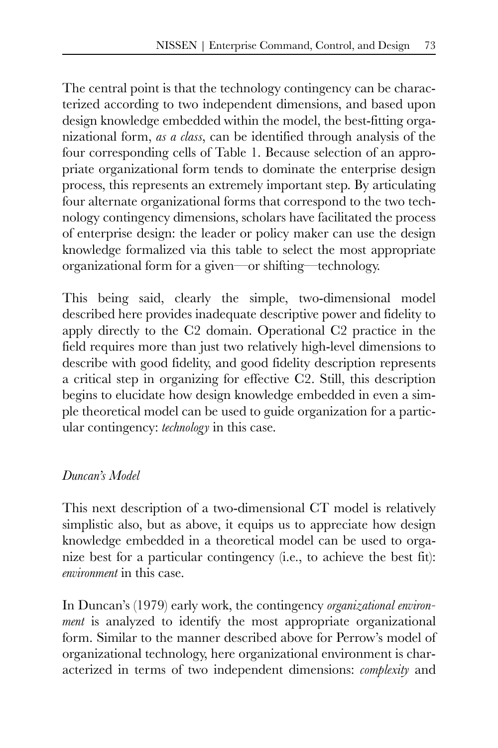The central point is that the technology contingency can be characterized according to two independent dimensions, and based upon design knowledge embedded within the model, the best-fitting organizational form, *as a class*, can be identified through analysis of the four corresponding cells of Table 1. Because selection of an appropriate organizational form tends to dominate the enterprise design process, this represents an extremely important step. By articulating four alternate organizational forms that correspond to the two technology contingency dimensions, scholars have facilitated the process of enterprise design: the leader or policy maker can use the design knowledge formalized via this table to select the most appropriate organizational form for a given—or shifting—technology.

This being said, clearly the simple, two-dimensional model described here provides inadequate descriptive power and fidelity to apply directly to the C2 domain. Operational C2 practice in the field requires more than just two relatively high-level dimensions to describe with good fidelity, and good fidelity description represents a critical step in organizing for effective C2. Still, this description begins to elucidate how design knowledge embedded in even a simple theoretical model can be used to guide organization for a particular contingency: *technology* in this case.

### *Duncan's Model*

This next description of a two-dimensional CT model is relatively simplistic also, but as above, it equips us to appreciate how design knowledge embedded in a theoretical model can be used to organize best for a particular contingency (i.e., to achieve the best fit): *environment* in this case.

In Duncan's (1979) early work, the contingency *organizational environment* is analyzed to identify the most appropriate organizational form. Similar to the manner described above for Perrow's model of organizational technology, here organizational environment is characterized in terms of two independent dimensions: *complexity* and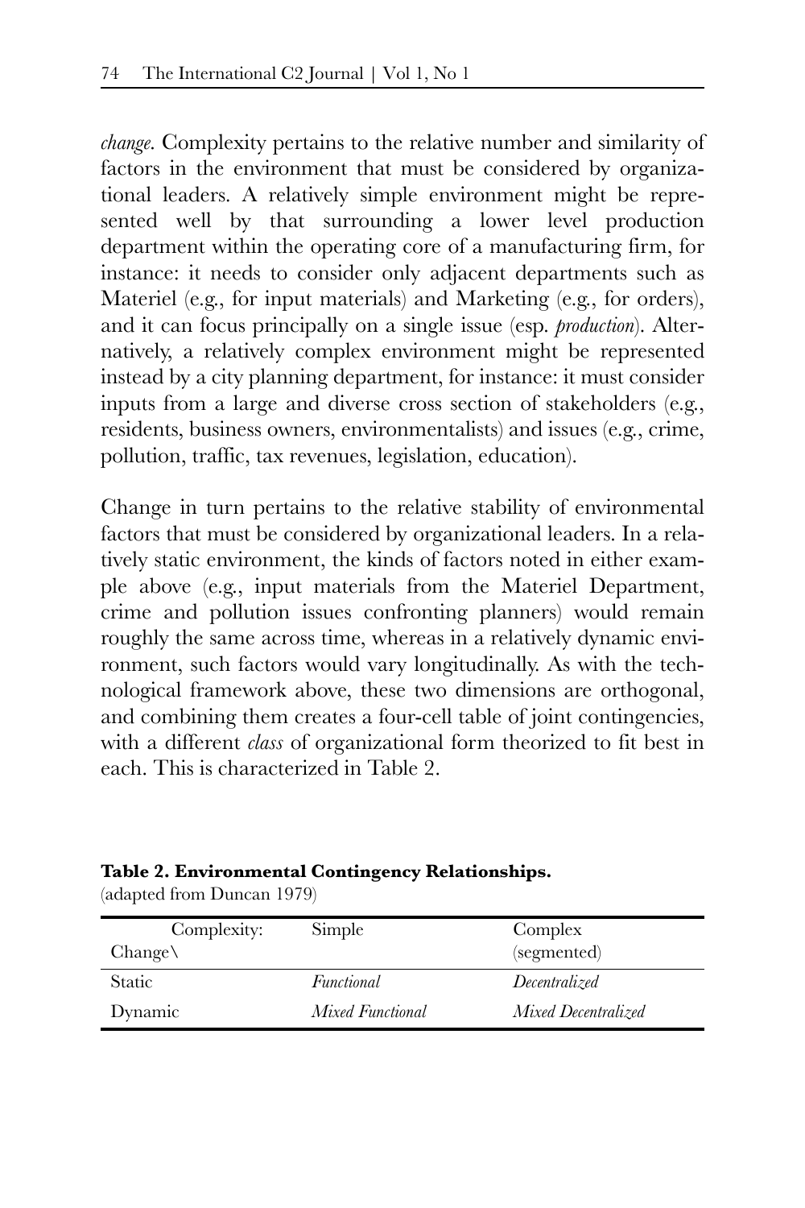*change*. Complexity pertains to the relative number and similarity of factors in the environment that must be considered by organizational leaders. A relatively simple environment might be represented well by that surrounding a lower level production department within the operating core of a manufacturing firm, for instance: it needs to consider only adjacent departments such as Materiel (e.g., for input materials) and Marketing (e.g., for orders), and it can focus principally on a single issue (esp. *production*). Alternatively, a relatively complex environment might be represented instead by a city planning department, for instance: it must consider inputs from a large and diverse cross section of stakeholders (e.g., residents, business owners, environmentalists) and issues (e.g., crime, pollution, traffic, tax revenues, legislation, education).

Change in turn pertains to the relative stability of environmental factors that must be considered by organizational leaders. In a relatively static environment, the kinds of factors noted in either example above (e.g., input materials from the Materiel Department, crime and pollution issues confronting planners) would remain roughly the same across time, whereas in a relatively dynamic environment, such factors would vary longitudinally. As with the technological framework above, these two dimensions are orthogonal, and combining them creates a four-cell table of joint contingencies, with a different *class* of organizational form theorized to fit best in each. This is characterized in Table 2.

**Table 2. Environmental Contingency Relationships.**
(adapted from Duncan 1979)

| Complexity: Change\ | Simple | Complex (segmented) |
|---|---|---|
| Static | *Functional* | *Decentralized* |
| Dynamic | *Mixed Functional* | *Mixed Decentralized* |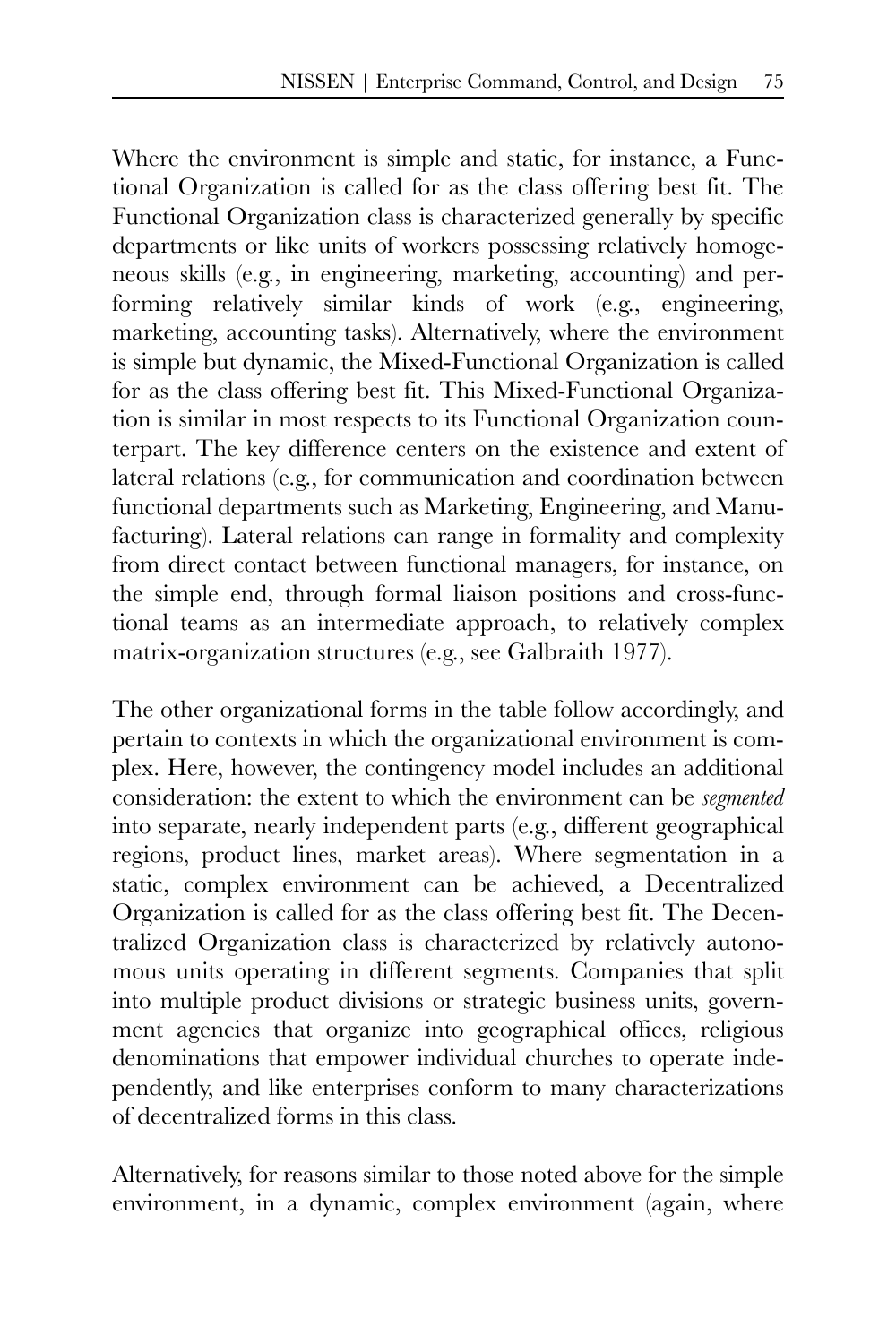Where the environment is simple and static, for instance, a Functional Organization is called for as the class offering best fit. The Functional Organization class is characterized generally by specific departments or like units of workers possessing relatively homogeneous skills (e.g., in engineering, marketing, accounting) and performing relatively similar kinds of work (e.g., engineering, marketing, accounting tasks). Alternatively, where the environment is simple but dynamic, the Mixed-Functional Organization is called for as the class offering best fit. This Mixed-Functional Organization is similar in most respects to its Functional Organization counterpart. The key difference centers on the existence and extent of lateral relations (e.g., for communication and coordination between functional departments such as Marketing, Engineering, and Manufacturing). Lateral relations can range in formality and complexity from direct contact between functional managers, for instance, on the simple end, through formal liaison positions and cross-functional teams as an intermediate approach, to relatively complex matrix-organization structures (e.g., see Galbraith 1977).

The other organizational forms in the table follow accordingly, and pertain to contexts in which the organizational environment is complex. Here, however, the contingency model includes an additional consideration: the extent to which the environment can be *segmented* into separate, nearly independent parts (e.g., different geographical regions, product lines, market areas). Where segmentation in a static, complex environment can be achieved, a Decentralized Organization is called for as the class offering best fit. The Decentralized Organization class is characterized by relatively autonomous units operating in different segments. Companies that split into multiple product divisions or strategic business units, government agencies that organize into geographical offices, religious denominations that empower individual churches to operate independently, and like enterprises conform to many characterizations of decentralized forms in this class.

Alternatively, for reasons similar to those noted above for the simple environment, in a dynamic, complex environment (again, where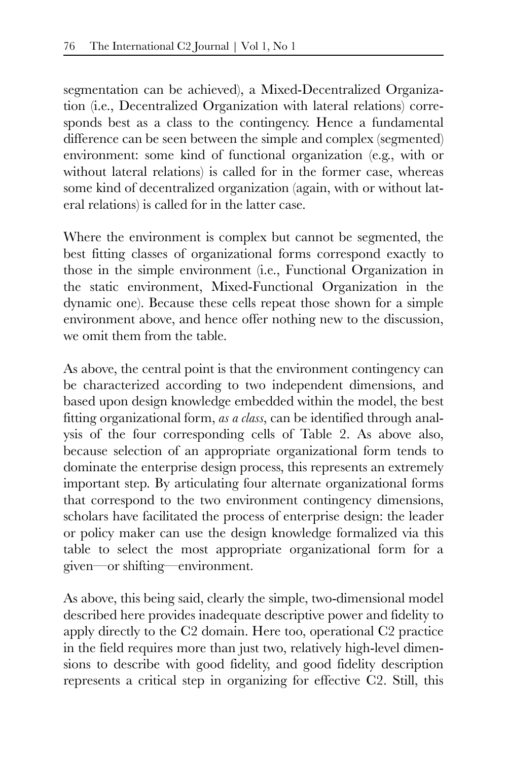segmentation can be achieved), a Mixed-Decentralized Organization (i.e., Decentralized Organization with lateral relations) corresponds best as a class to the contingency. Hence a fundamental difference can be seen between the simple and complex (segmented) environment: some kind of functional organization (e.g., with or without lateral relations) is called for in the former case, whereas some kind of decentralized organization (again, with or without lateral relations) is called for in the latter case.

Where the environment is complex but cannot be segmented, the best fitting classes of organizational forms correspond exactly to those in the simple environment (i.e., Functional Organization in the static environment, Mixed-Functional Organization in the dynamic one). Because these cells repeat those shown for a simple environment above, and hence offer nothing new to the discussion, we omit them from the table.

As above, the central point is that the environment contingency can be characterized according to two independent dimensions, and based upon design knowledge embedded within the model, the best fitting organizational form, *as a class*, can be identified through analysis of the four corresponding cells of Table 2. As above also, because selection of an appropriate organizational form tends to dominate the enterprise design process, this represents an extremely important step. By articulating four alternate organizational forms that correspond to the two environment contingency dimensions, scholars have facilitated the process of enterprise design: the leader or policy maker can use the design knowledge formalized via this table to select the most appropriate organizational form for a given—or shifting—environment.

As above, this being said, clearly the simple, two-dimensional model described here provides inadequate descriptive power and fidelity to apply directly to the C2 domain. Here too, operational C2 practice in the field requires more than just two, relatively high-level dimensions to describe with good fidelity, and good fidelity description represents a critical step in organizing for effective C2. Still, this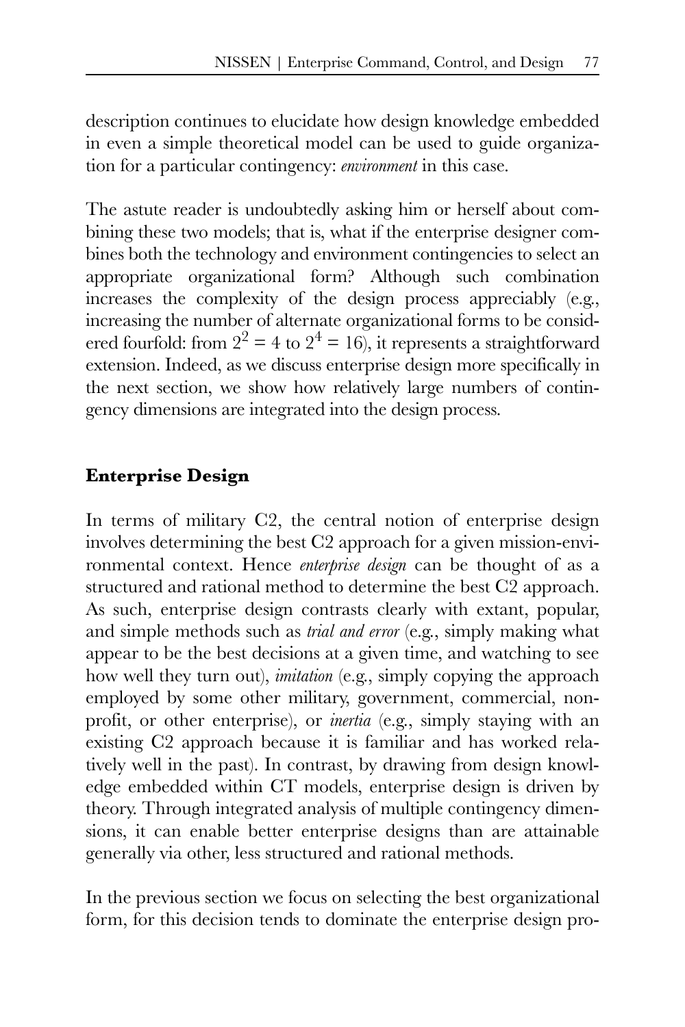description continues to elucidate how design knowledge embedded in even a simple theoretical model can be used to guide organization for a particular contingency: *environment* in this case.

The astute reader is undoubtedly asking him or herself about combining these two models; that is, what if the enterprise designer combines both the technology and environment contingencies to select an appropriate organizational form? Although such combination increases the complexity of the design process appreciably (e.g., increasing the number of alternate organizational forms to be considered fourfold: from $2^2 = 4$ to $2^4 = 16$), it represents a straightforward extension. Indeed, as we discuss enterprise design more specifically in the next section, we show how relatively large numbers of contingency dimensions are integrated into the design process.

## Enterprise Design

In terms of military C2, the central notion of enterprise design involves determining the best C2 approach for a given mission-environmental context. Hence *enterprise design* can be thought of as a structured and rational method to determine the best C2 approach. As such, enterprise design contrasts clearly with extant, popular, and simple methods such as *trial and error* (e.g., simply making what appear to be the best decisions at a given time, and watching to see how well they turn out), *imitation* (e.g., simply copying the approach employed by some other military, government, commercial, nonprofit, or other enterprise), or *inertia* (e.g., simply staying with an existing C2 approach because it is familiar and has worked relatively well in the past). In contrast, by drawing from design knowledge embedded within CT models, enterprise design is driven by theory. Through integrated analysis of multiple contingency dimensions, it can enable better enterprise designs than are attainable generally via other, less structured and rational methods.

In the previous section we focus on selecting the best organizational form, for this decision tends to dominate the enterprise design pro-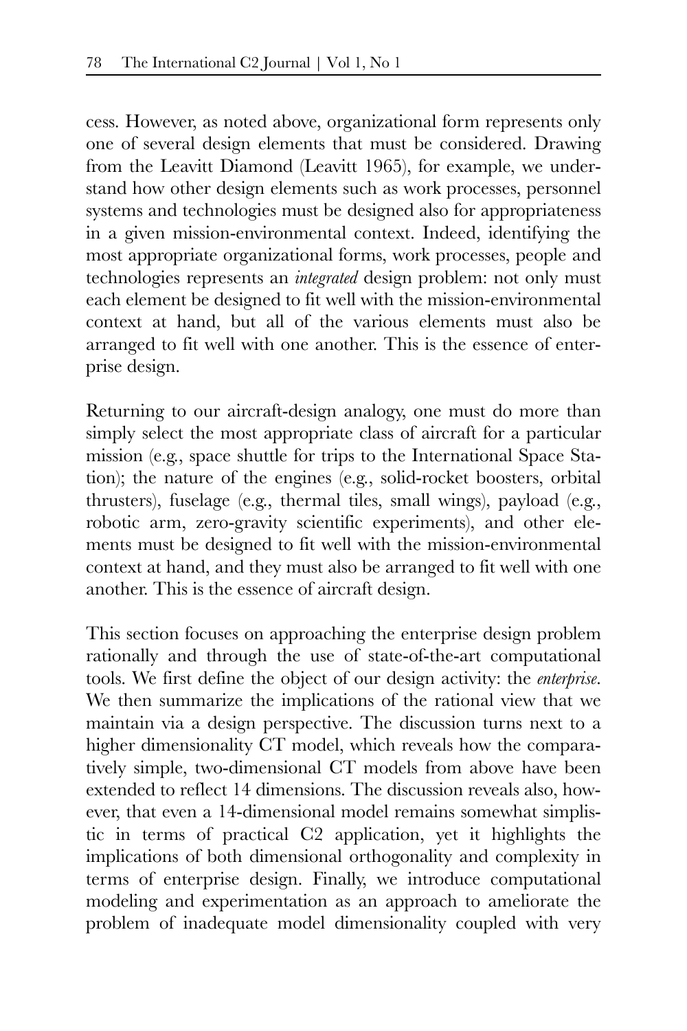cess. However, as noted above, organizational form represents only one of several design elements that must be considered. Drawing from the Leavitt Diamond (Leavitt 1965), for example, we understand how other design elements such as work processes, personnel systems and technologies must be designed also for appropriateness in a given mission-environmental context. Indeed, identifying the most appropriate organizational forms, work processes, people and technologies represents an *integrated* design problem: not only must each element be designed to fit well with the mission-environmental context at hand, but all of the various elements must also be arranged to fit well with one another. This is the essence of enterprise design.

Returning to our aircraft-design analogy, one must do more than simply select the most appropriate class of aircraft for a particular mission (e.g., space shuttle for trips to the International Space Station); the nature of the engines (e.g., solid-rocket boosters, orbital thrusters), fuselage (e.g., thermal tiles, small wings), payload (e.g., robotic arm, zero-gravity scientific experiments), and other elements must be designed to fit well with the mission-environmental context at hand, and they must also be arranged to fit well with one another. This is the essence of aircraft design.

This section focuses on approaching the enterprise design problem rationally and through the use of state-of-the-art computational tools. We first define the object of our design activity: the *enterprise*. We then summarize the implications of the rational view that we maintain via a design perspective. The discussion turns next to a higher dimensionality CT model, which reveals how the comparatively simple, two-dimensional CT models from above have been extended to reflect 14 dimensions. The discussion reveals also, however, that even a 14-dimensional model remains somewhat simplistic in terms of practical C2 application, yet it highlights the implications of both dimensional orthogonality and complexity in terms of enterprise design. Finally, we introduce computational modeling and experimentation as an approach to ameliorate the problem of inadequate model dimensionality coupled with very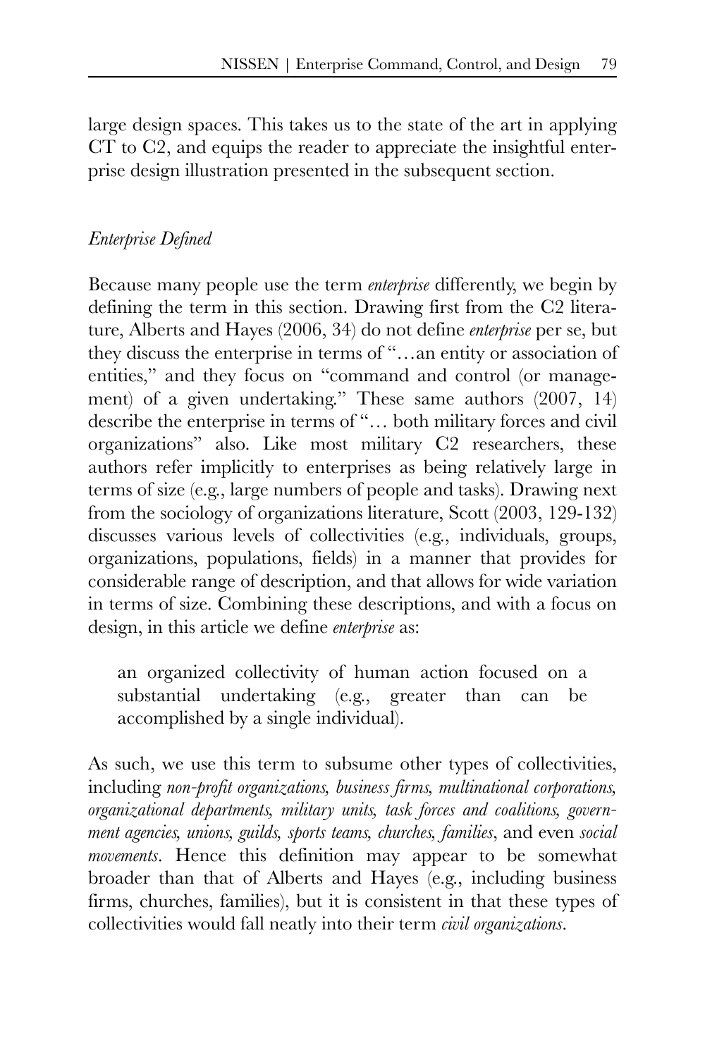large design spaces. This takes us to the state of the art in applying CT to C2, and equips the reader to appreciate the insightful enterprise design illustration presented in the subsequent section.

### *Enterprise Defined*

Because many people use the term *enterprise* differently, we begin by defining the term in this section. Drawing first from the C2 literature, Alberts and Hayes (2006, 34) do not define *enterprise* per se, but they discuss the enterprise in terms of "…an entity or association of entities," and they focus on "command and control (or management) of a given undertaking." These same authors (2007, 14) describe the enterprise in terms of "… both military forces and civil organizations" also. Like most military C2 researchers, these authors refer implicitly to enterprises as being relatively large in terms of size (e.g., large numbers of people and tasks). Drawing next from the sociology of organizations literature, Scott (2003, 129-132) discusses various levels of collectivities (e.g., individuals, groups, organizations, populations, fields) in a manner that provides for considerable range of description, and that allows for wide variation in terms of size. Combining these descriptions, and with a focus on design, in this article we define *enterprise* as:

> an organized collectivity of human action focused on a substantial undertaking (e.g., greater than can be accomplished by a single individual).

As such, we use this term to subsume other types of collectivities, including *non-profit organizations, business firms, multinational corporations, organizational departments, military units, task forces and coalitions, government agencies, unions, guilds, sports teams, churches, families*, and even *social movements*. Hence this definition may appear to be somewhat broader than that of Alberts and Hayes (e.g., including business firms, churches, families), but it is consistent in that these types of collectivities would fall neatly into their term *civil organizations*.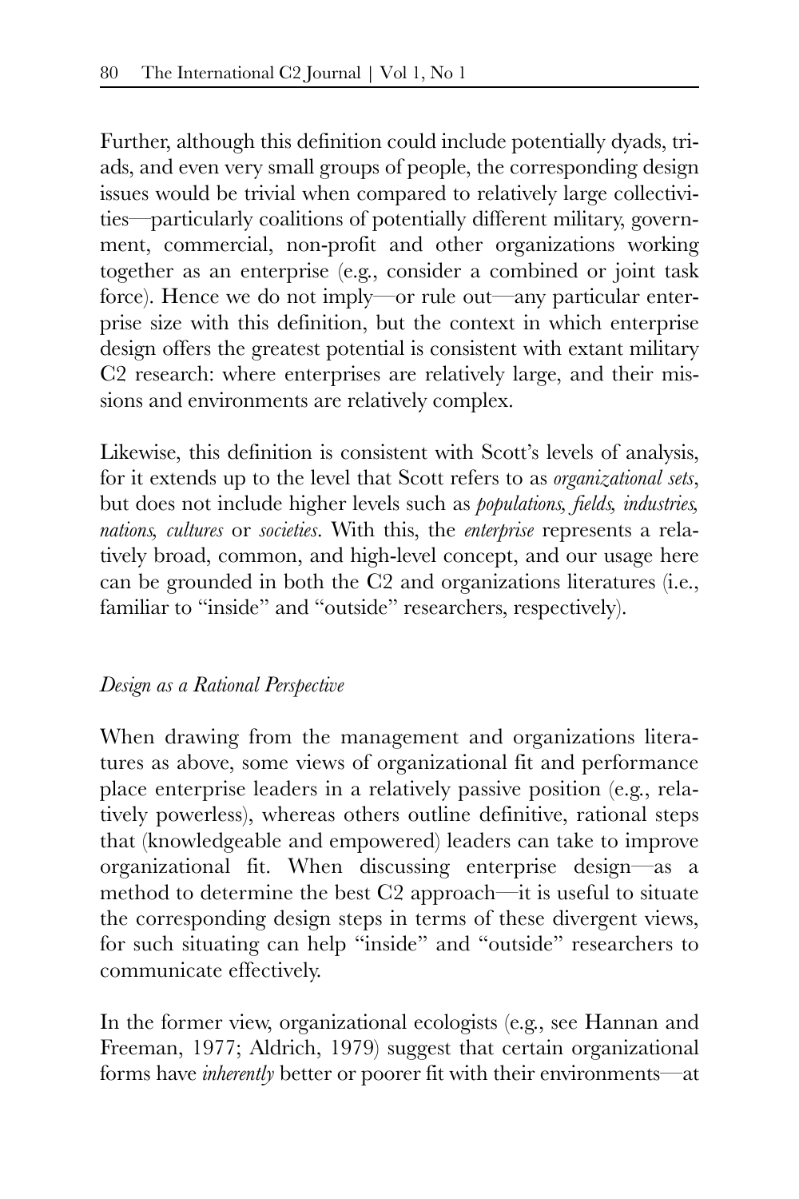Further, although this definition could include potentially dyads, triads, and even very small groups of people, the corresponding design issues would be trivial when compared to relatively large collectivities—particularly coalitions of potentially different military, government, commercial, non-profit and other organizations working together as an enterprise (e.g., consider a combined or joint task force). Hence we do not imply—or rule out—any particular enterprise size with this definition, but the context in which enterprise design offers the greatest potential is consistent with extant military C2 research: where enterprises are relatively large, and their missions and environments are relatively complex.

Likewise, this definition is consistent with Scott's levels of analysis, for it extends up to the level that Scott refers to as *organizational sets*, but does not include higher levels such as *populations, fields, industries, nations, cultures* or *societies*. With this, the *enterprise* represents a relatively broad, common, and high-level concept, and our usage here can be grounded in both the C2 and organizations literatures (i.e., familiar to "inside" and "outside" researchers, respectively).

### *Design as a Rational Perspective*

When drawing from the management and organizations literatures as above, some views of organizational fit and performance place enterprise leaders in a relatively passive position (e.g., relatively powerless), whereas others outline definitive, rational steps that (knowledgeable and empowered) leaders can take to improve organizational fit. When discussing enterprise design—as a method to determine the best C2 approach—it is useful to situate the corresponding design steps in terms of these divergent views, for such situating can help "inside" and "outside" researchers to communicate effectively.

In the former view, organizational ecologists (e.g., see Hannan and Freeman, 1977; Aldrich, 1979) suggest that certain organizational forms have *inherently* better or poorer fit with their environments—at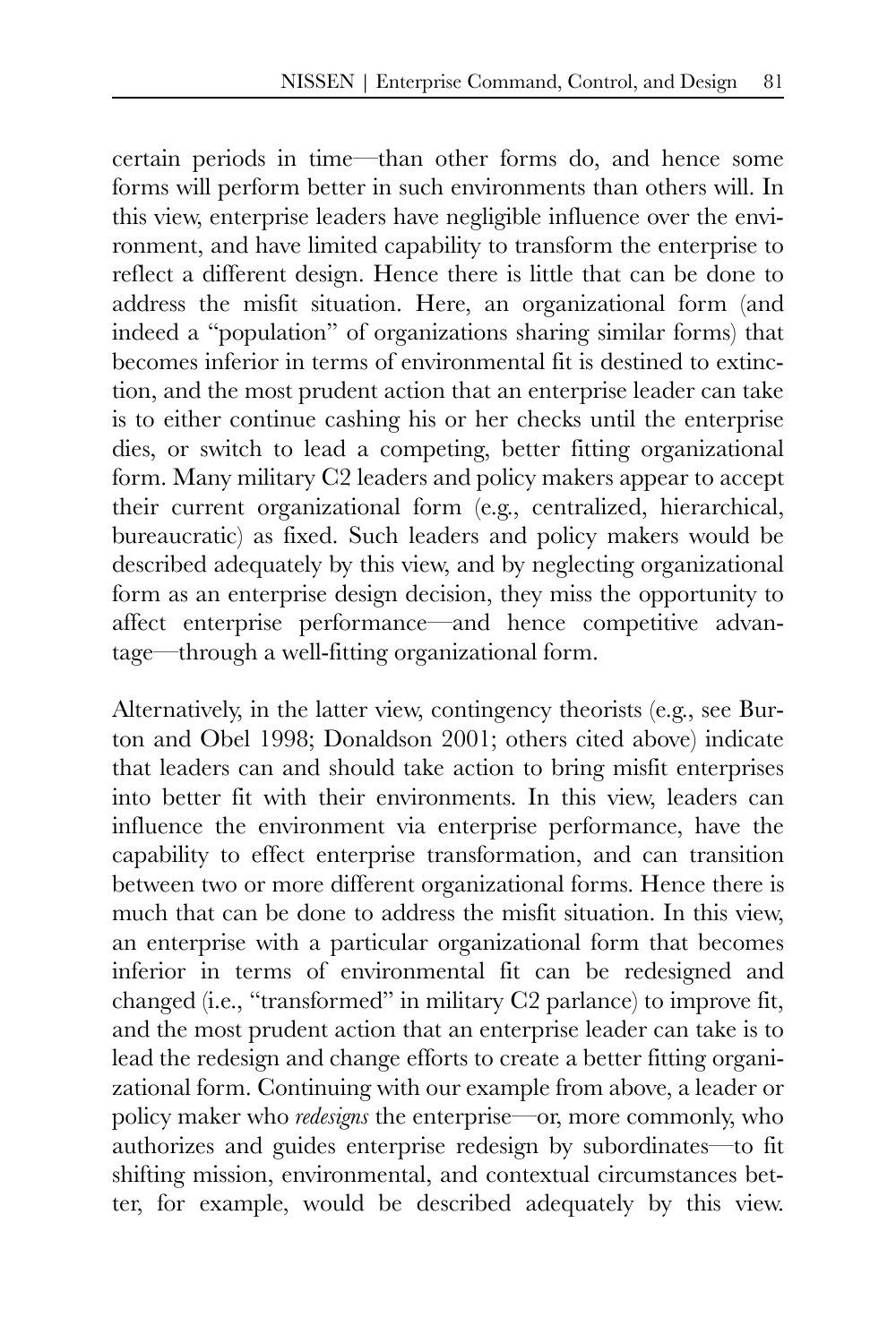certain periods in time—than other forms do, and hence some forms will perform better in such environments than others will. In this view, enterprise leaders have negligible influence over the environment, and have limited capability to transform the enterprise to reflect a different design. Hence there is little that can be done to address the misfit situation. Here, an organizational form (and indeed a "population" of organizations sharing similar forms) that becomes inferior in terms of environmental fit is destined to extinction, and the most prudent action that an enterprise leader can take is to either continue cashing his or her checks until the enterprise dies, or switch to lead a competing, better fitting organizational form. Many military C2 leaders and policy makers appear to accept their current organizational form (e.g., centralized, hierarchical, bureaucratic) as fixed. Such leaders and policy makers would be described adequately by this view, and by neglecting organizational form as an enterprise design decision, they miss the opportunity to affect enterprise performance—and hence competitive advantage—through a well-fitting organizational form.

Alternatively, in the latter view, contingency theorists (e.g., see Burton and Obel 1998; Donaldson 2001; others cited above) indicate that leaders can and should take action to bring misfit enterprises into better fit with their environments. In this view, leaders can influence the environment via enterprise performance, have the capability to effect enterprise transformation, and can transition between two or more different organizational forms. Hence there is much that can be done to address the misfit situation. In this view, an enterprise with a particular organizational form that becomes inferior in terms of environmental fit can be redesigned and changed (i.e., "transformed" in military C2 parlance) to improve fit, and the most prudent action that an enterprise leader can take is to lead the redesign and change efforts to create a better fitting organizational form. Continuing with our example from above, a leader or policy maker who *redesigns* the enterprise—or, more commonly, who authorizes and guides enterprise redesign by subordinates—to fit shifting mission, environmental, and contextual circumstances better, for example, would be described adequately by this view.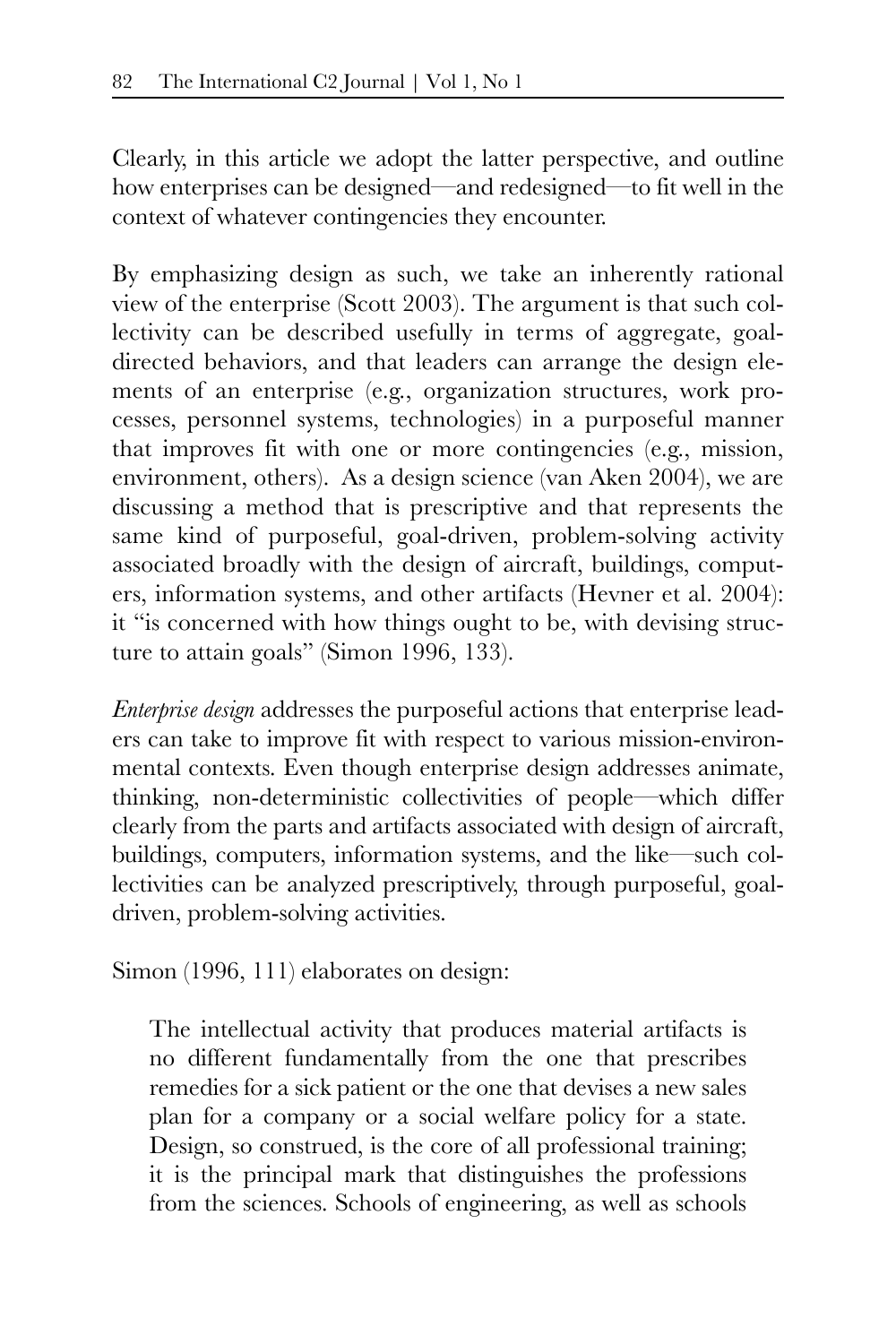Clearly, in this article we adopt the latter perspective, and outline how enterprises can be designed—and redesigned—to fit well in the context of whatever contingencies they encounter.

By emphasizing design as such, we take an inherently rational view of the enterprise (Scott 2003). The argument is that such collectivity can be described usefully in terms of aggregate, goal-directed behaviors, and that leaders can arrange the design elements of an enterprise (e.g., organization structures, work processes, personnel systems, technologies) in a purposeful manner that improves fit with one or more contingencies (e.g., mission, environment, others). As a design science (van Aken 2004), we are discussing a method that is prescriptive and that represents the same kind of purposeful, goal-driven, problem-solving activity associated broadly with the design of aircraft, buildings, computers, information systems, and other artifacts (Hevner et al. 2004): it "is concerned with how things ought to be, with devising structure to attain goals" (Simon 1996, 133).

*Enterprise design* addresses the purposeful actions that enterprise leaders can take to improve fit with respect to various mission-environmental contexts. Even though enterprise design addresses animate, thinking, non-deterministic collectivities of people—which differ clearly from the parts and artifacts associated with design of aircraft, buildings, computers, information systems, and the like—such collectivities can be analyzed prescriptively, through purposeful, goal-driven, problem-solving activities.

Simon (1996, 111) elaborates on design:

> The intellectual activity that produces material artifacts is no different fundamentally from the one that prescribes remedies for a sick patient or the one that devises a new sales plan for a company or a social welfare policy for a state. Design, so construed, is the core of all professional training; it is the principal mark that distinguishes the professions from the sciences. Schools of engineering, as well as schools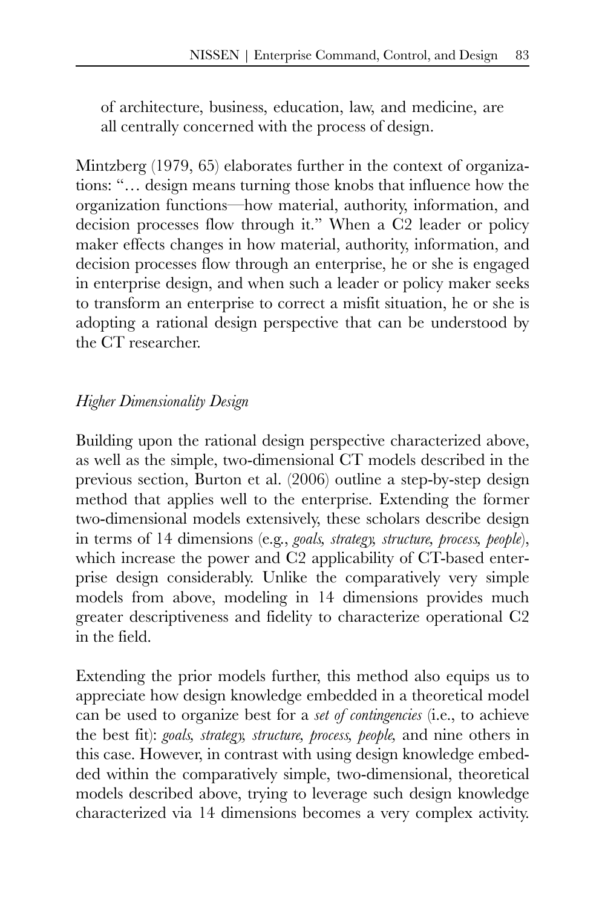of architecture, business, education, law, and medicine, are all centrally concerned with the process of design.

Mintzberg (1979, 65) elaborates further in the context of organizations: "… design means turning those knobs that influence how the organization functions—how material, authority, information, and decision processes flow through it." When a C2 leader or policy maker effects changes in how material, authority, information, and decision processes flow through an enterprise, he or she is engaged in enterprise design, and when such a leader or policy maker seeks to transform an enterprise to correct a misfit situation, he or she is adopting a rational design perspective that can be understood by the CT researcher.

### *Higher Dimensionality Design*

Building upon the rational design perspective characterized above, as well as the simple, two-dimensional CT models described in the previous section, Burton et al. (2006) outline a step-by-step design method that applies well to the enterprise. Extending the former two-dimensional models extensively, these scholars describe design in terms of 14 dimensions (e.g., *goals, strategy, structure, process, people*), which increase the power and C2 applicability of CT-based enterprise design considerably. Unlike the comparatively very simple models from above, modeling in 14 dimensions provides much greater descriptiveness and fidelity to characterize operational C2 in the field.

Extending the prior models further, this method also equips us to appreciate how design knowledge embedded in a theoretical model can be used to organize best for a *set of contingencies* (i.e., to achieve the best fit): *goals, strategy, structure, process, people,* and nine others in this case. However, in contrast with using design knowledge embedded within the comparatively simple, two-dimensional, theoretical models described above, trying to leverage such design knowledge characterized via 14 dimensions becomes a very complex activity.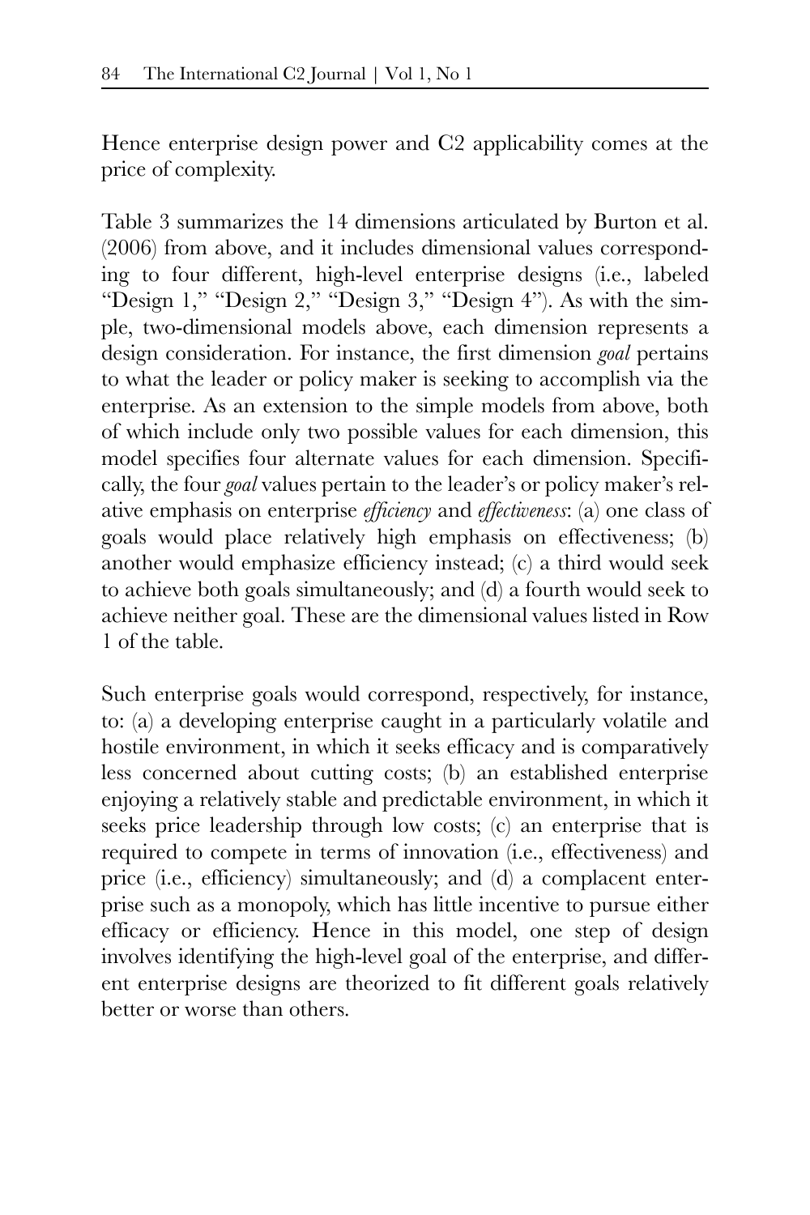Hence enterprise design power and C2 applicability comes at the price of complexity.

Table 3 summarizes the 14 dimensions articulated by Burton et al. (2006) from above, and it includes dimensional values corresponding to four different, high-level enterprise designs (i.e., labeled "Design 1," "Design 2," "Design 3," "Design 4"). As with the simple, two-dimensional models above, each dimension represents a design consideration. For instance, the first dimension *goal* pertains to what the leader or policy maker is seeking to accomplish via the enterprise. As an extension to the simple models from above, both of which include only two possible values for each dimension, this model specifies four alternate values for each dimension. Specifically, the four *goal* values pertain to the leader's or policy maker's relative emphasis on enterprise *efficiency* and *effectiveness*: (a) one class of goals would place relatively high emphasis on effectiveness; (b) another would emphasize efficiency instead; (c) a third would seek to achieve both goals simultaneously; and (d) a fourth would seek to achieve neither goal. These are the dimensional values listed in Row 1 of the table.

Such enterprise goals would correspond, respectively, for instance, to: (a) a developing enterprise caught in a particularly volatile and hostile environment, in which it seeks efficacy and is comparatively less concerned about cutting costs; (b) an established enterprise enjoying a relatively stable and predictable environment, in which it seeks price leadership through low costs; (c) an enterprise that is required to compete in terms of innovation (i.e., effectiveness) and price (i.e., efficiency) simultaneously; and (d) a complacent enterprise such as a monopoly, which has little incentive to pursue either efficacy or efficiency. Hence in this model, one step of design involves identifying the high-level goal of the enterprise, and different enterprise designs are theorized to fit different goals relatively better or worse than others.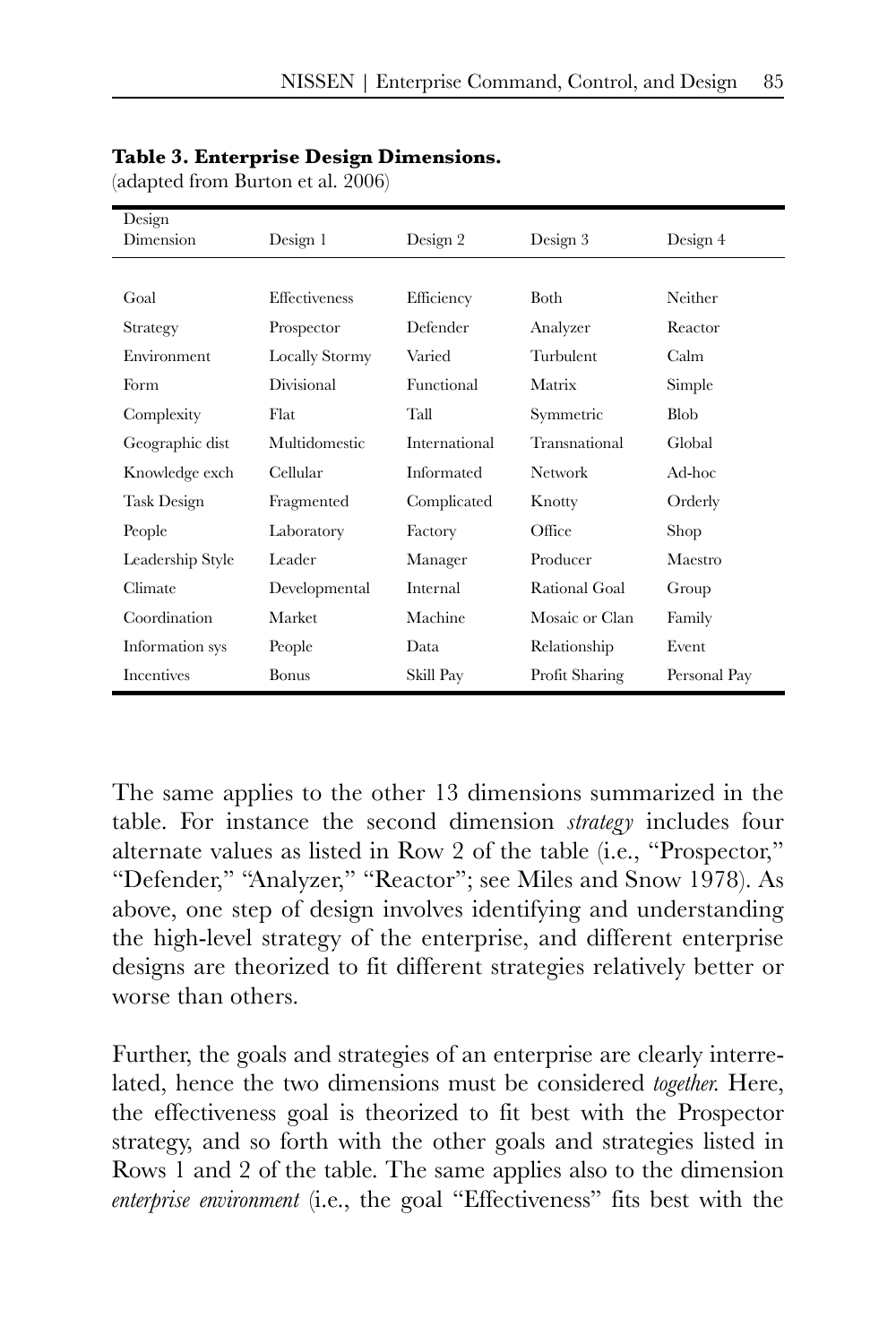**Table 3. Enterprise Design Dimensions.**
(adapted from Burton et al. 2006)

| Design Dimension | Design 1 | Design 2 | Design 3 | Design 4 |
|---|---|---|---|---|
| Goal | Effectiveness | Efficiency | Both | Neither |
| Strategy | Prospector | Defender | Analyzer | Reactor |
| Environment | Locally Stormy | Varied | Turbulent | Calm |
| Form | Divisional | Functional | Matrix | Simple |
| Complexity | Flat | Tall | Symmetric | Blob |
| Geographic dist | Multidomestic | International | Transnational | Global |
| Knowledge exch | Cellular | Informated | Network | Ad-hoc |
| Task Design | Fragmented | Complicated | Knotty | Orderly |
| People | Laboratory | Factory | Office | Shop |
| Leadership Style | Leader | Manager | Producer | Maestro |
| Climate | Developmental | Internal | Rational Goal | Group |
| Coordination | Market | Machine | Mosaic or Clan | Family |
| Information sys | People | Data | Relationship | Event |
| Incentives | Bonus | Skill Pay | Profit Sharing | Personal Pay |

The same applies to the other 13 dimensions summarized in the table. For instance the second dimension *strategy* includes four alternate values as listed in Row 2 of the table (i.e., "Prospector," "Defender," "Analyzer," "Reactor"; see Miles and Snow 1978). As above, one step of design involves identifying and understanding the high-level strategy of the enterprise, and different enterprise designs are theorized to fit different strategies relatively better or worse than others.

Further, the goals and strategies of an enterprise are clearly interrelated, hence the two dimensions must be considered *together.* Here, the effectiveness goal is theorized to fit best with the Prospector strategy, and so forth with the other goals and strategies listed in Rows 1 and 2 of the table. The same applies also to the dimension *enterprise environment* (i.e., the goal "Effectiveness" fits best with the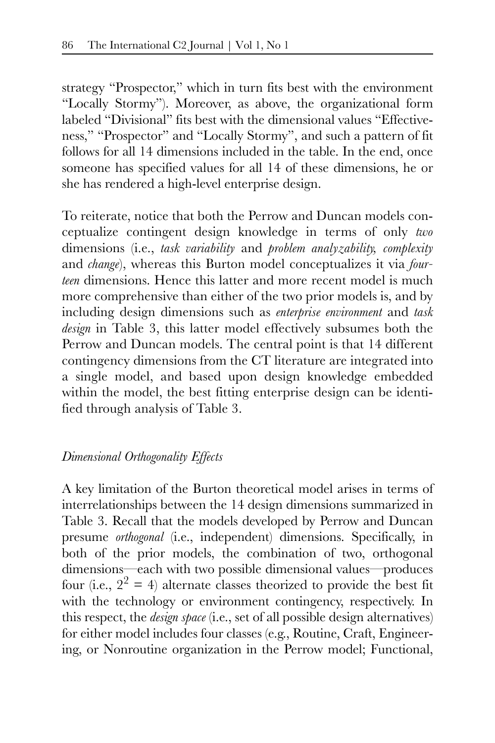strategy "Prospector," which in turn fits best with the environment "Locally Stormy"). Moreover, as above, the organizational form labeled "Divisional" fits best with the dimensional values "Effectiveness," "Prospector" and "Locally Stormy", and such a pattern of fit follows for all 14 dimensions included in the table. In the end, once someone has specified values for all 14 of these dimensions, he or she has rendered a high-level enterprise design.

To reiterate, notice that both the Perrow and Duncan models conceptualize contingent design knowledge in terms of only *two* dimensions (i.e., *task variability* and *problem analyzability, complexity* and *change*), whereas this Burton model conceptualizes it via *fourteen* dimensions. Hence this latter and more recent model is much more comprehensive than either of the two prior models is, and by including design dimensions such as *enterprise environment* and *task design* in Table 3, this latter model effectively subsumes both the Perrow and Duncan models. The central point is that 14 different contingency dimensions from the CT literature are integrated into a single model, and based upon design knowledge embedded within the model, the best fitting enterprise design can be identified through analysis of Table 3.

*Dimensional Orthogonality Effects*

A key limitation of the Burton theoretical model arises in terms of interrelationships between the 14 design dimensions summarized in Table 3. Recall that the models developed by Perrow and Duncan presume *orthogonal* (i.e., independent) dimensions. Specifically, in both of the prior models, the combination of two, orthogonal dimensions—each with two possible dimensional values—produces four (i.e., $2^2 = 4$) alternate classes theorized to provide the best fit with the technology or environment contingency, respectively. In this respect, the *design space* (i.e., set of all possible design alternatives) for either model includes four classes (e.g., Routine, Craft, Engineering, or Nonroutine organization in the Perrow model; Functional,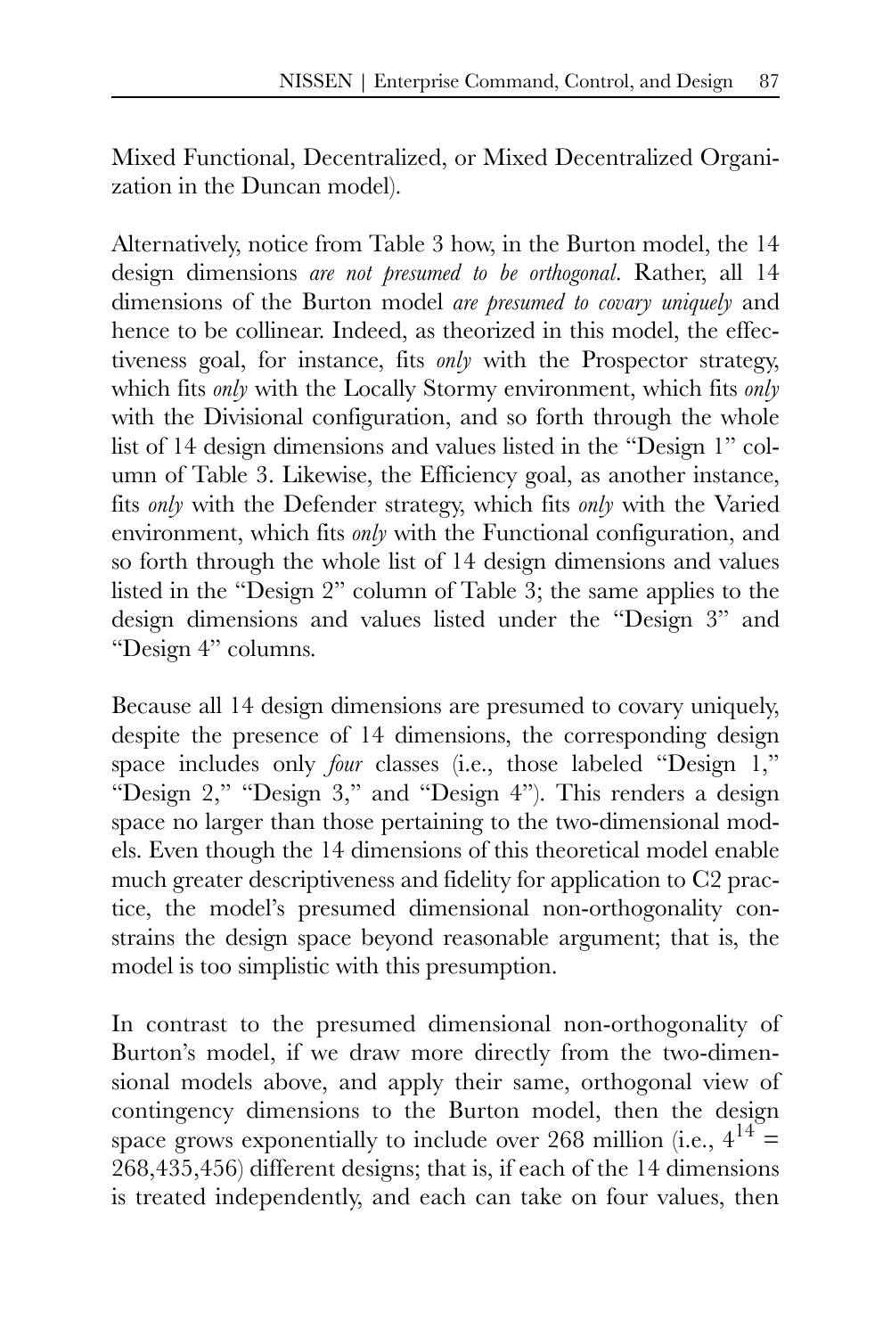Mixed Functional, Decentralized, or Mixed Decentralized Organization in the Duncan model).

Alternatively, notice from Table 3 how, in the Burton model, the 14 design dimensions *are not presumed to be orthogonal*. Rather, all 14 dimensions of the Burton model *are presumed to covary uniquely* and hence to be collinear. Indeed, as theorized in this model, the effectiveness goal, for instance, fits *only* with the Prospector strategy, which fits *only* with the Locally Stormy environment, which fits *only* with the Divisional configuration, and so forth through the whole list of 14 design dimensions and values listed in the "Design 1" column of Table 3. Likewise, the Efficiency goal, as another instance, fits *only* with the Defender strategy, which fits *only* with the Varied environment, which fits *only* with the Functional configuration, and so forth through the whole list of 14 design dimensions and values listed in the "Design 2" column of Table 3; the same applies to the design dimensions and values listed under the "Design 3" and "Design 4" columns.

Because all 14 design dimensions are presumed to covary uniquely, despite the presence of 14 dimensions, the corresponding design space includes only *four* classes (i.e., those labeled "Design 1," "Design 2," "Design 3," and "Design 4"). This renders a design space no larger than those pertaining to the two-dimensional models. Even though the 14 dimensions of this theoretical model enable much greater descriptiveness and fidelity for application to C2 practice, the model's presumed dimensional non-orthogonality constrains the design space beyond reasonable argument; that is, the model is too simplistic with this presumption.

In contrast to the presumed dimensional non-orthogonality of Burton's model, if we draw more directly from the two-dimensional models above, and apply their same, orthogonal view of contingency dimensions to the Burton model, then the design space grows exponentially to include over 268 million (i.e., $4^{14} = 268{,}435{,}456$) different designs; that is, if each of the 14 dimensions is treated independently, and each can take on four values, then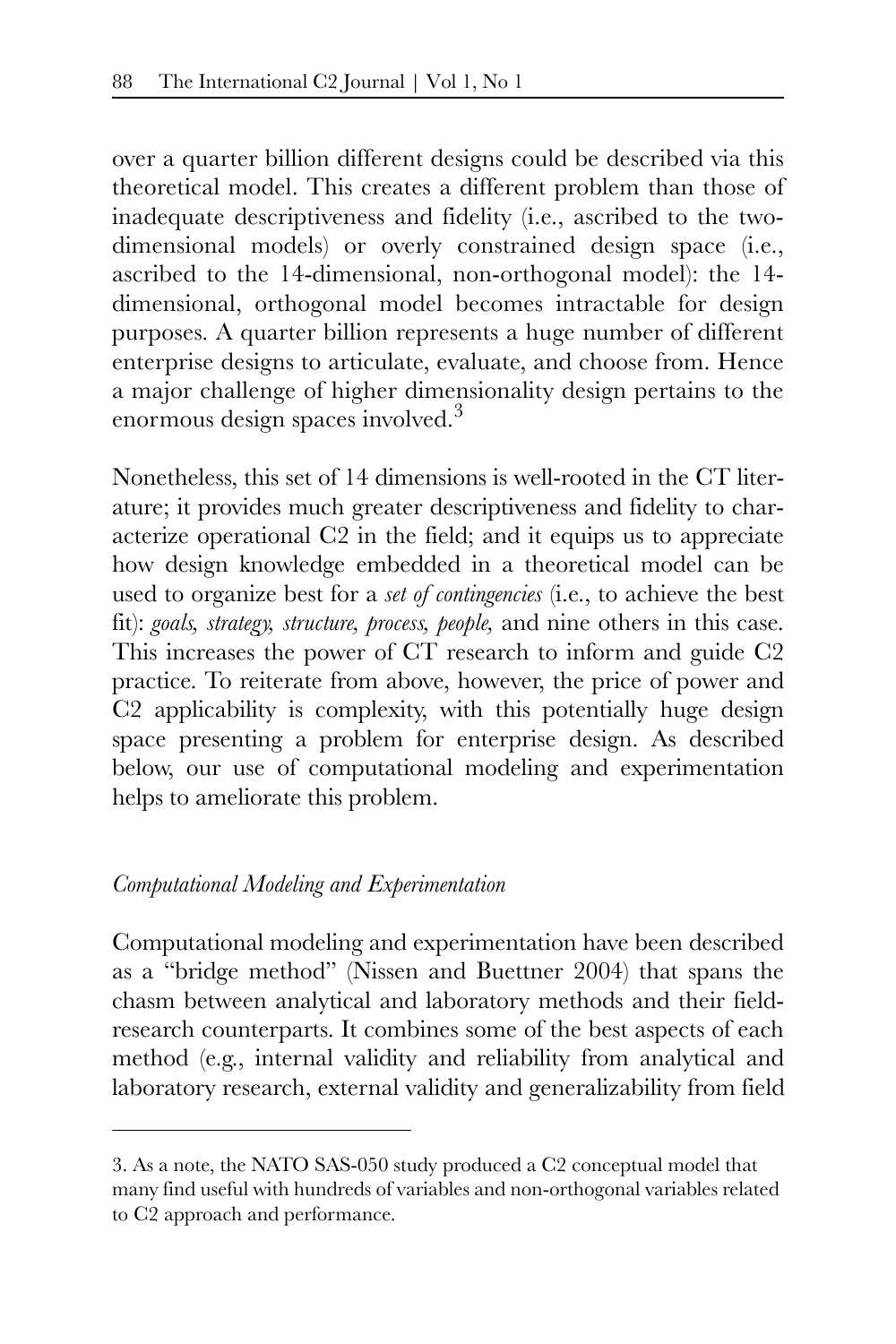over a quarter billion different designs could be described via this theoretical model. This creates a different problem than those of inadequate descriptiveness and fidelity (i.e., ascribed to the two-dimensional models) or overly constrained design space (i.e., ascribed to the 14-dimensional, non-orthogonal model): the 14-dimensional, orthogonal model becomes intractable for design purposes. A quarter billion represents a huge number of different enterprise designs to articulate, evaluate, and choose from. Hence a major challenge of higher dimensionality design pertains to the enormous design spaces involved.[3]

Nonetheless, this set of 14 dimensions is well-rooted in the CT literature; it provides much greater descriptiveness and fidelity to characterize operational C2 in the field; and it equips us to appreciate how design knowledge embedded in a theoretical model can be used to organize best for a *set of contingencies* (i.e., to achieve the best fit): *goals, strategy, structure, process, people,* and nine others in this case. This increases the power of CT research to inform and guide C2 practice. To reiterate from above, however, the price of power and C2 applicability is complexity, with this potentially huge design space presenting a problem for enterprise design. As described below, our use of computational modeling and experimentation helps to ameliorate this problem.

*Computational Modeling and Experimentation*

Computational modeling and experimentation have been described as a "bridge method" (Nissen and Buettner 2004) that spans the chasm between analytical and laboratory methods and their field-research counterparts. It combines some of the best aspects of each method (e.g., internal validity and reliability from analytical and laboratory research, external validity and generalizability from field

---

3. As a note, the NATO SAS-050 study produced a C2 conceptual model that many find useful with hundreds of variables and non-orthogonal variables related to C2 approach and performance.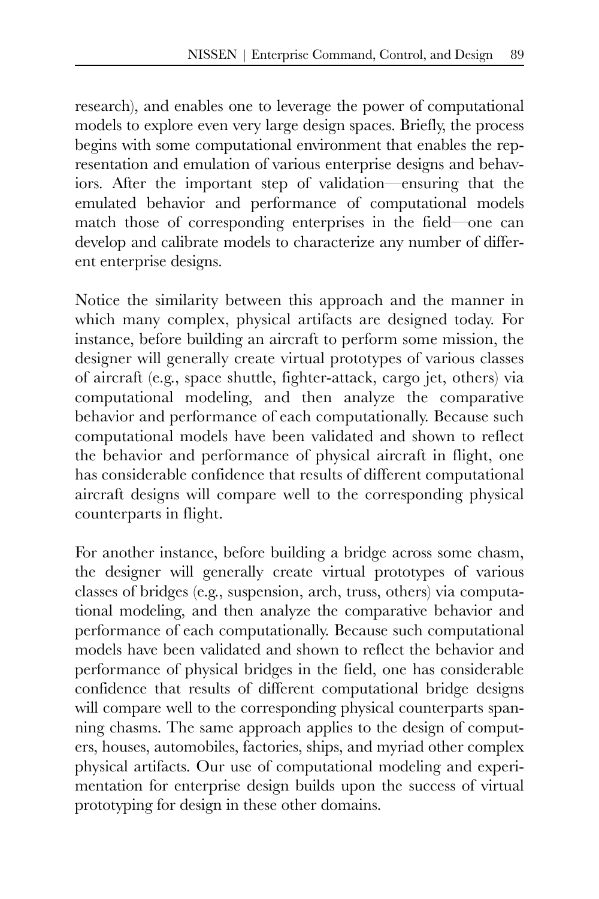research), and enables one to leverage the power of computational models to explore even very large design spaces. Briefly, the process begins with some computational environment that enables the representation and emulation of various enterprise designs and behaviors. After the important step of validation—ensuring that the emulated behavior and performance of computational models match those of corresponding enterprises in the field—one can develop and calibrate models to characterize any number of different enterprise designs.

Notice the similarity between this approach and the manner in which many complex, physical artifacts are designed today. For instance, before building an aircraft to perform some mission, the designer will generally create virtual prototypes of various classes of aircraft (e.g., space shuttle, fighter-attack, cargo jet, others) via computational modeling, and then analyze the comparative behavior and performance of each computationally. Because such computational models have been validated and shown to reflect the behavior and performance of physical aircraft in flight, one has considerable confidence that results of different computational aircraft designs will compare well to the corresponding physical counterparts in flight.

For another instance, before building a bridge across some chasm, the designer will generally create virtual prototypes of various classes of bridges (e.g., suspension, arch, truss, others) via computational modeling, and then analyze the comparative behavior and performance of each computationally. Because such computational models have been validated and shown to reflect the behavior and performance of physical bridges in the field, one has considerable confidence that results of different computational bridge designs will compare well to the corresponding physical counterparts spanning chasms. The same approach applies to the design of computers, houses, automobiles, factories, ships, and myriad other complex physical artifacts. Our use of computational modeling and experimentation for enterprise design builds upon the success of virtual prototyping for design in these other domains.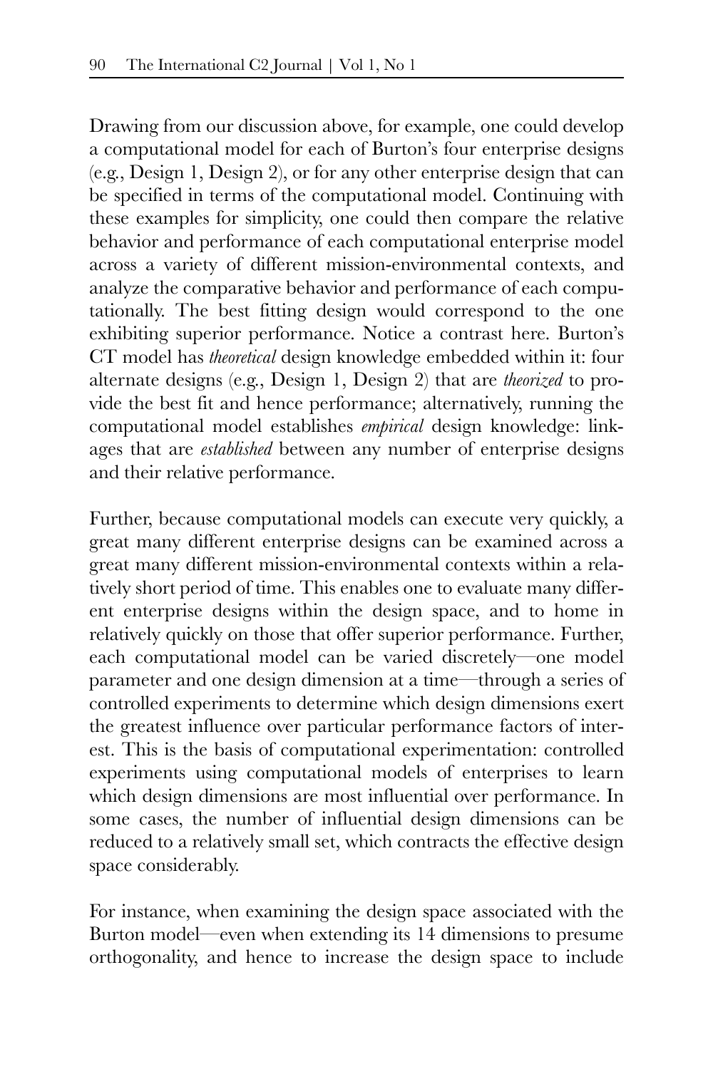Drawing from our discussion above, for example, one could develop a computational model for each of Burton's four enterprise designs (e.g., Design 1, Design 2), or for any other enterprise design that can be specified in terms of the computational model. Continuing with these examples for simplicity, one could then compare the relative behavior and performance of each computational enterprise model across a variety of different mission-environmental contexts, and analyze the comparative behavior and performance of each computationally. The best fitting design would correspond to the one exhibiting superior performance. Notice a contrast here. Burton's CT model has *theoretical* design knowledge embedded within it: four alternate designs (e.g., Design 1, Design 2) that are *theorized* to provide the best fit and hence performance; alternatively, running the computational model establishes *empirical* design knowledge: linkages that are *established* between any number of enterprise designs and their relative performance.

Further, because computational models can execute very quickly, a great many different enterprise designs can be examined across a great many different mission-environmental contexts within a relatively short period of time. This enables one to evaluate many different enterprise designs within the design space, and to home in relatively quickly on those that offer superior performance. Further, each computational model can be varied discretely—one model parameter and one design dimension at a time—through a series of controlled experiments to determine which design dimensions exert the greatest influence over particular performance factors of interest. This is the basis of computational experimentation: controlled experiments using computational models of enterprises to learn which design dimensions are most influential over performance. In some cases, the number of influential design dimensions can be reduced to a relatively small set, which contracts the effective design space considerably.

For instance, when examining the design space associated with the Burton model—even when extending its 14 dimensions to presume orthogonality, and hence to increase the design space to include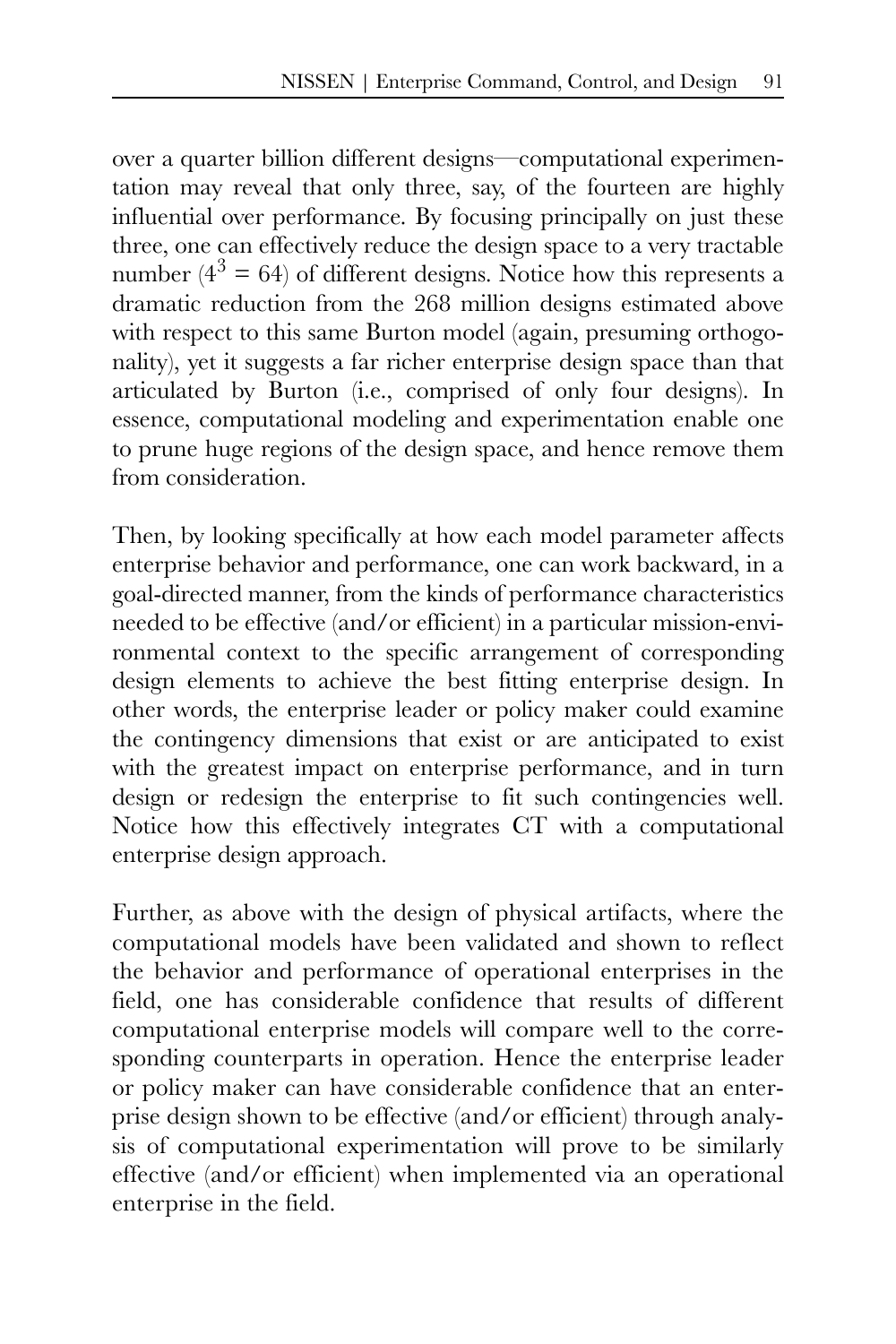over a quarter billion different designs—computational experimentation may reveal that only three, say, of the fourteen are highly influential over performance. By focusing principally on just these three, one can effectively reduce the design space to a very tractable number ($4^3 = 64$) of different designs. Notice how this represents a dramatic reduction from the 268 million designs estimated above with respect to this same Burton model (again, presuming orthogonality), yet it suggests a far richer enterprise design space than that articulated by Burton (i.e., comprised of only four designs). In essence, computational modeling and experimentation enable one to prune huge regions of the design space, and hence remove them from consideration.

Then, by looking specifically at how each model parameter affects enterprise behavior and performance, one can work backward, in a goal-directed manner, from the kinds of performance characteristics needed to be effective (and/or efficient) in a particular mission-environmental context to the specific arrangement of corresponding design elements to achieve the best fitting enterprise design. In other words, the enterprise leader or policy maker could examine the contingency dimensions that exist or are anticipated to exist with the greatest impact on enterprise performance, and in turn design or redesign the enterprise to fit such contingencies well. Notice how this effectively integrates CT with a computational enterprise design approach.

Further, as above with the design of physical artifacts, where the computational models have been validated and shown to reflect the behavior and performance of operational enterprises in the field, one has considerable confidence that results of different computational enterprise models will compare well to the corresponding counterparts in operation. Hence the enterprise leader or policy maker can have considerable confidence that an enterprise design shown to be effective (and/or efficient) through analysis of computational experimentation will prove to be similarly effective (and/or efficient) when implemented via an operational enterprise in the field.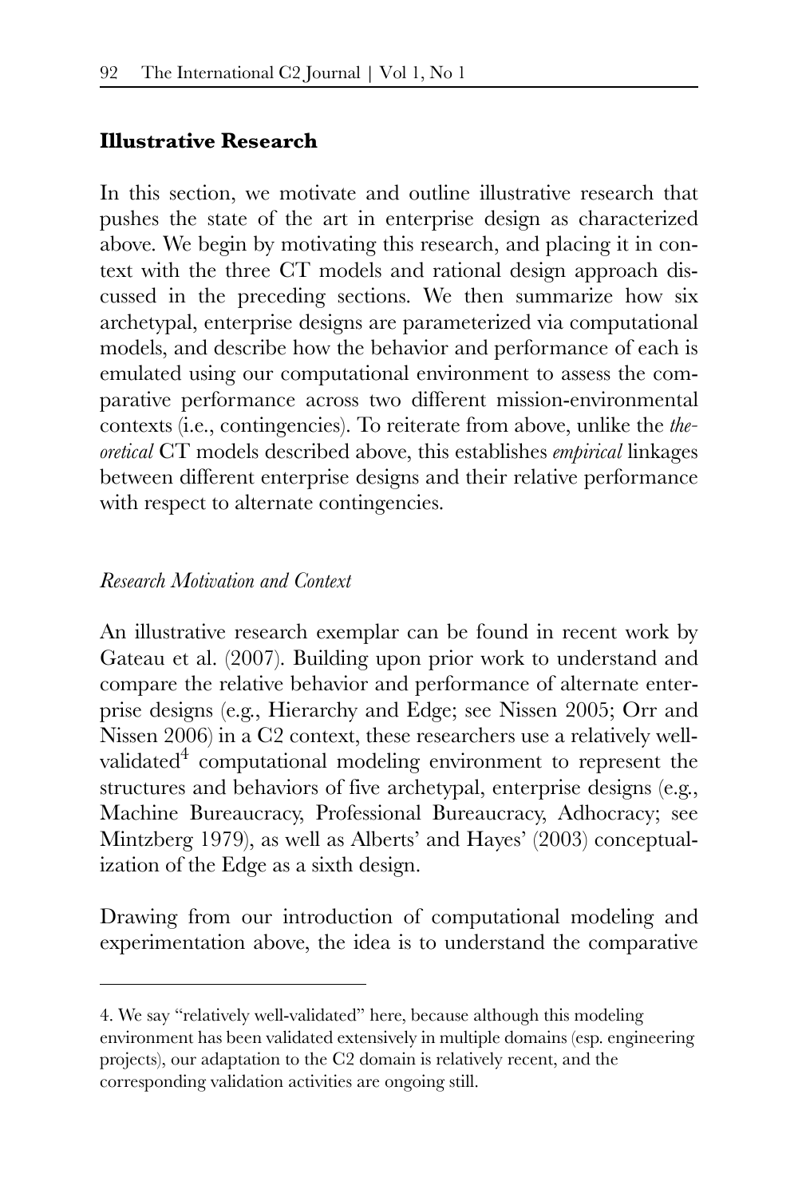### Illustrative Research

In this section, we motivate and outline illustrative research that pushes the state of the art in enterprise design as characterized above. We begin by motivating this research, and placing it in context with the three CT models and rational design approach discussed in the preceding sections. We then summarize how six archetypal, enterprise designs are parameterized via computational models, and describe how the behavior and performance of each is emulated using our computational environment to assess the comparative performance across two different mission-environmental contexts (i.e., contingencies). To reiterate from above, unlike the *theoretical* CT models described above, this establishes *empirical* linkages between different enterprise designs and their relative performance with respect to alternate contingencies.

#### *Research Motivation and Context*

An illustrative research exemplar can be found in recent work by Gateau et al. (2007). Building upon prior work to understand and compare the relative behavior and performance of alternate enterprise designs (e.g., Hierarchy and Edge; see Nissen 2005; Orr and Nissen 2006) in a C2 context, these researchers use a relatively well-validated[4] computational modeling environment to represent the structures and behaviors of five archetypal, enterprise designs (e.g., Machine Bureaucracy, Professional Bureaucracy, Adhocracy; see Mintzberg 1979), as well as Alberts' and Hayes' (2003) conceptualization of the Edge as a sixth design.

Drawing from our introduction of computational modeling and experimentation above, the idea is to understand the comparative

4. We say "relatively well-validated" here, because although this modeling environment has been validated extensively in multiple domains (esp. engineering projects), our adaptation to the C2 domain is relatively recent, and the corresponding validation activities are ongoing still.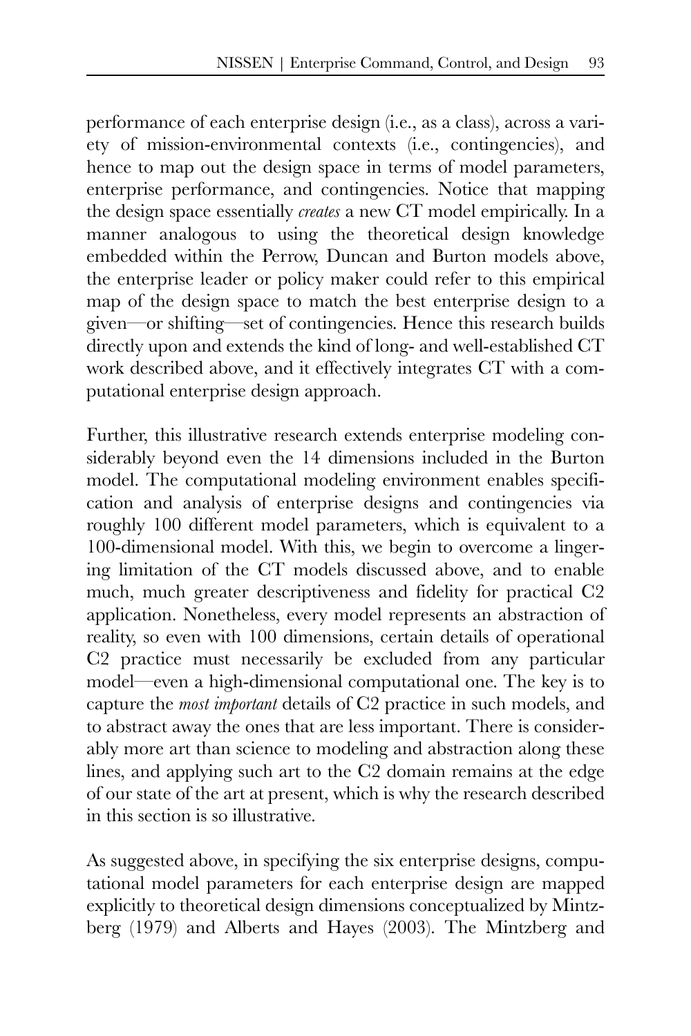performance of each enterprise design (i.e., as a class), across a variety of mission-environmental contexts (i.e., contingencies), and hence to map out the design space in terms of model parameters, enterprise performance, and contingencies. Notice that mapping the design space essentially *creates* a new CT model empirically. In a manner analogous to using the theoretical design knowledge embedded within the Perrow, Duncan and Burton models above, the enterprise leader or policy maker could refer to this empirical map of the design space to match the best enterprise design to a given—or shifting—set of contingencies. Hence this research builds directly upon and extends the kind of long- and well-established CT work described above, and it effectively integrates CT with a computational enterprise design approach.

Further, this illustrative research extends enterprise modeling considerably beyond even the 14 dimensions included in the Burton model. The computational modeling environment enables specification and analysis of enterprise designs and contingencies via roughly 100 different model parameters, which is equivalent to a 100-dimensional model. With this, we begin to overcome a lingering limitation of the CT models discussed above, and to enable much, much greater descriptiveness and fidelity for practical C2 application. Nonetheless, every model represents an abstraction of reality, so even with 100 dimensions, certain details of operational C2 practice must necessarily be excluded from any particular model—even a high-dimensional computational one. The key is to capture the *most important* details of C2 practice in such models, and to abstract away the ones that are less important. There is considerably more art than science to modeling and abstraction along these lines, and applying such art to the C2 domain remains at the edge of our state of the art at present, which is why the research described in this section is so illustrative.

As suggested above, in specifying the six enterprise designs, computational model parameters for each enterprise design are mapped explicitly to theoretical design dimensions conceptualized by Mintzberg (1979) and Alberts and Hayes (2003). The Mintzberg and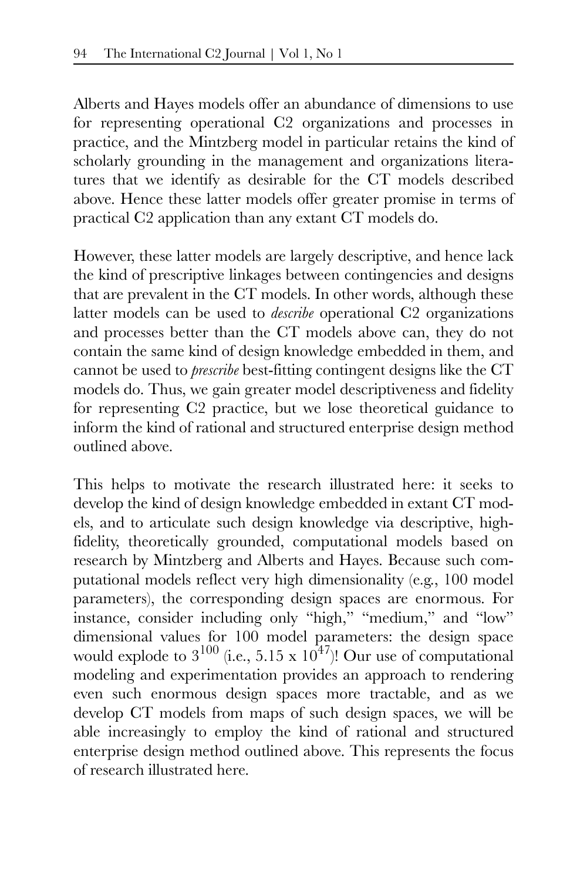Alberts and Hayes models offer an abundance of dimensions to use for representing operational C2 organizations and processes in practice, and the Mintzberg model in particular retains the kind of scholarly grounding in the management and organizations literatures that we identify as desirable for the CT models described above. Hence these latter models offer greater promise in terms of practical C2 application than any extant CT models do.

However, these latter models are largely descriptive, and hence lack the kind of prescriptive linkages between contingencies and designs that are prevalent in the CT models. In other words, although these latter models can be used to *describe* operational C2 organizations and processes better than the CT models above can, they do not contain the same kind of design knowledge embedded in them, and cannot be used to *prescribe* best-fitting contingent designs like the CT models do. Thus, we gain greater model descriptiveness and fidelity for representing C2 practice, but we lose theoretical guidance to inform the kind of rational and structured enterprise design method outlined above.

This helps to motivate the research illustrated here: it seeks to develop the kind of design knowledge embedded in extant CT models, and to articulate such design knowledge via descriptive, high-fidelity, theoretically grounded, computational models based on research by Mintzberg and Alberts and Hayes. Because such computational models reflect very high dimensionality (e.g., 100 model parameters), the corresponding design spaces are enormous. For instance, consider including only "high," "medium," and "low" dimensional values for 100 model parameters: the design space would explode to $3^{100}$ (i.e., $5.15 \times 10^{47}$)! Our use of computational modeling and experimentation provides an approach to rendering even such enormous design spaces more tractable, and as we develop CT models from maps of such design spaces, we will be able increasingly to employ the kind of rational and structured enterprise design method outlined above. This represents the focus of research illustrated here.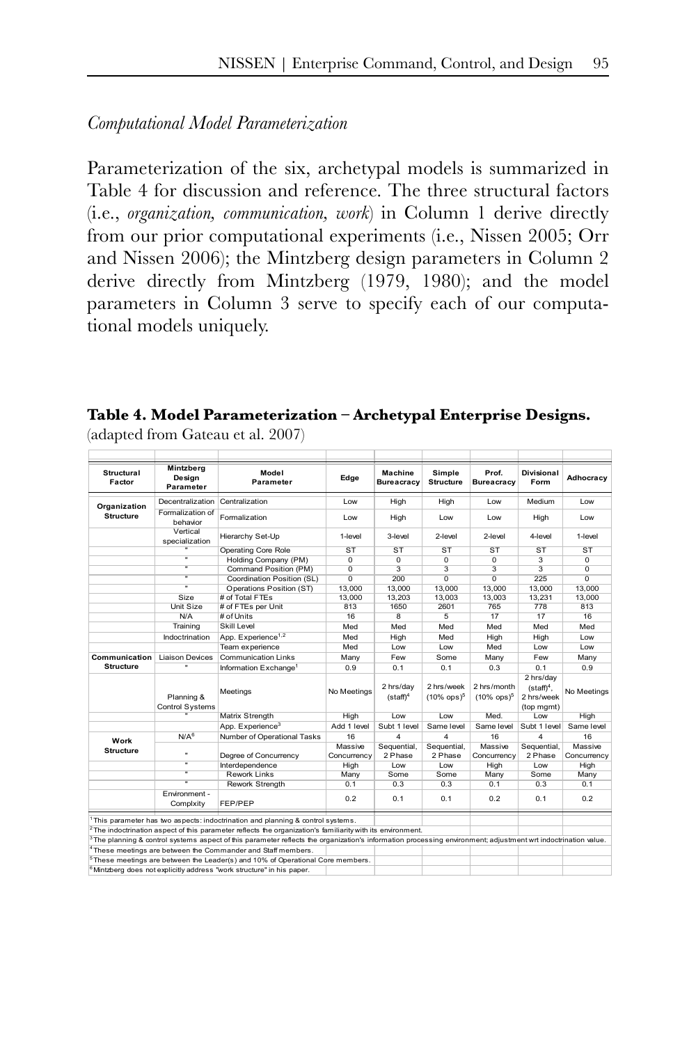*Computational Model Parameterization*

Parameterization of the six, archetypal models is summarized in Table 4 for discussion and reference. The three structural factors (i.e., *organization, communication, work*) in Column 1 derive directly from our prior computational experiments (i.e., Nissen 2005; Orr and Nissen 2006); the Mintzberg design parameters in Column 2 derive directly from Mintzberg (1979, 1980); and the model parameters in Column 3 serve to specify each of our computational models uniquely.

**Table 4. Model Parameterization – Archetypal Enterprise Designs.**
(adapted from Gateau et al. 2007)

| Structural Factor | Mintzberg Design Parameter | Model Parameter | Edge | Machine Bureacracy | Simple Structure | Prof. Bureacracy | Divisional Form | Adhocracy |
|---|---|---|---|---|---|---|---|---|
| Organization Structure | Decentralization | Centralization | Low | High | High | Low | Medium | Low |
| | Formalization of behavior | Formalization | Low | High | Low | Low | High | Low |
| | Vertical specialization | Hierarchy Set-Up | 1-level | 3-level | 2-level | 2-level | 4-level | 1-level |
| | " | Operating Core Role | ST | ST | ST | ST | ST | ST |
| | " | Holding Company (PM) | 0 | 0 | 0 | 0 | 3 | 0 |
| | " | Command Position (PM) | 0 | 3 | 3 | 3 | 3 | 0 |
| | " | Coordination Position (SL) | 0 | 200 | 0 | 0 | 225 | 0 |
| | " | Operations Position (ST) | 13,000 | 13,000 | 13,000 | 13,000 | 13,000 | 13,000 |
| | Size | # of Total FTEs | 13,000 | 13,203 | 13,003 | 13,003 | 13,231 | 13,000 |
| | Unit Size | # of FTEs per Unit | 813 | 1650 | 2601 | 765 | 778 | 813 |
| | N/A | # of Units | 16 | 8 | 5 | 17 | 17 | 16 |
| | Training | Skill Level | Med | Med | Med | Med | Med | Med |
| | Indoctrination | App. Experience[1,2] | Med | High | Med | High | High | Low |
| | | Team experience | Med | Low | Low | Med | Low | Low |
| Communication Structure | Liaison Devices | Communication Links | Many | Few | Some | Many | Few | Many |
| | " | Information Exchange[1] | 0.9 | 0.1 | 0.1 | 0.3 | 0.1 | 0.9 |
| | Planning & Control Systems | Meetings | No Meetings | 2 hrs/day (staff)[4] | 2 hrs/week (10% ops)[5] | 2 hrs/month (10% ops)[5] | 2 hrs/day (staff)[4], 2 hrs/week (top mgmt) | No Meetings |
| | " | Matrix Strength | High | Low | Low | Med. | Low | High |
| | | App. Experience[3] | Add 1 level | Subt 1 level | Same level | Same level | Subt 1 level | Same level |
| Work Structure | N/A[6] | Number of Operational Tasks | 16 | 4 | 4 | 16 | 4 | 16 |
| | " | Degree of Concurrency | Massive Concurrency | Sequential, 2 Phase | Sequential, 2 Phase | Massive Concurrency | Sequential, 2 Phase | Massive Concurrency |
| | " | Interdependence | High | Low | Low | High | Low | High |
| | " | Rework Links | Many | Some | Some | Many | Some | Many |
| | " | Rework Strength | 0.1 | 0.3 | 0.3 | 0.1 | 0.3 | 0.1 |
| | Environment - Complxity | FEP/PEP | 0.2 | 0.1 | 0.1 | 0.2 | 0.1 | 0.2 |

[1] This parameter has two aspects: indoctrination and planning & control systems.
[2] The indoctrination aspect of this parameter reflects the organization's familiarity with its environment.
[3] The planning & control systems aspect of this parameter reflects the organization's information processing environment; adjustment wrt indoctrination value.
[4] These meetings are between the Commander and Staff members.
[5] These meetings are between the Leader(s) and 10% of Operational Core members.
[6] Mintzberg does not explicitly address "work structure" in his paper.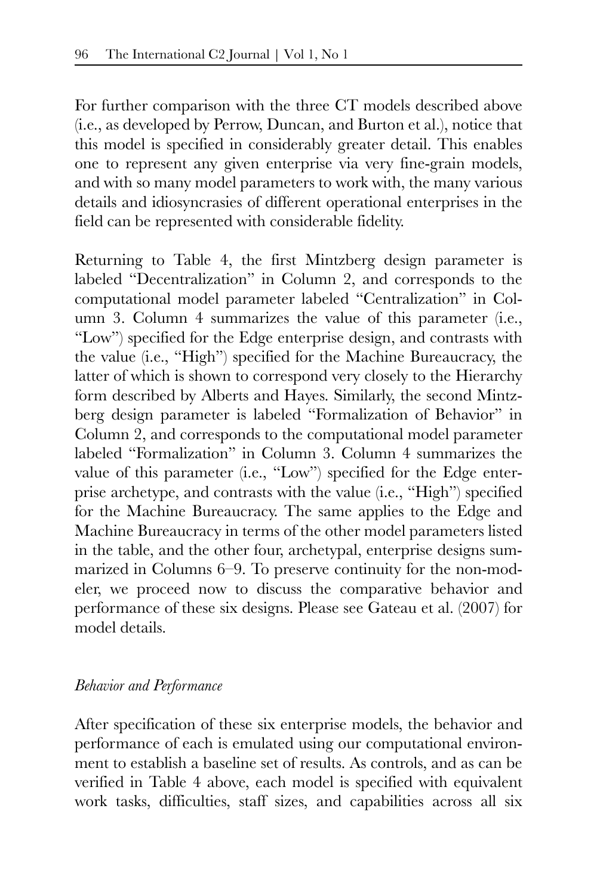For further comparison with the three CT models described above (i.e., as developed by Perrow, Duncan, and Burton et al.), notice that this model is specified in considerably greater detail. This enables one to represent any given enterprise via very fine-grain models, and with so many model parameters to work with, the many various details and idiosyncrasies of different operational enterprises in the field can be represented with considerable fidelity.

Returning to Table 4, the first Mintzberg design parameter is labeled "Decentralization" in Column 2, and corresponds to the computational model parameter labeled "Centralization" in Column 3. Column 4 summarizes the value of this parameter (i.e., "Low") specified for the Edge enterprise design, and contrasts with the value (i.e., "High") specified for the Machine Bureaucracy, the latter of which is shown to correspond very closely to the Hierarchy form described by Alberts and Hayes. Similarly, the second Mintzberg design parameter is labeled "Formalization of Behavior" in Column 2, and corresponds to the computational model parameter labeled "Formalization" in Column 3. Column 4 summarizes the value of this parameter (i.e., "Low") specified for the Edge enterprise archetype, and contrasts with the value (i.e., "High") specified for the Machine Bureaucracy. The same applies to the Edge and Machine Bureaucracy in terms of the other model parameters listed in the table, and the other four, archetypal, enterprise designs summarized in Columns 6–9. To preserve continuity for the non-modeler, we proceed now to discuss the comparative behavior and performance of these six designs. Please see Gateau et al. (2007) for model details.

*Behavior and Performance*

After specification of these six enterprise models, the behavior and performance of each is emulated using our computational environment to establish a baseline set of results. As controls, and as can be verified in Table 4 above, each model is specified with equivalent work tasks, difficulties, staff sizes, and capabilities across all six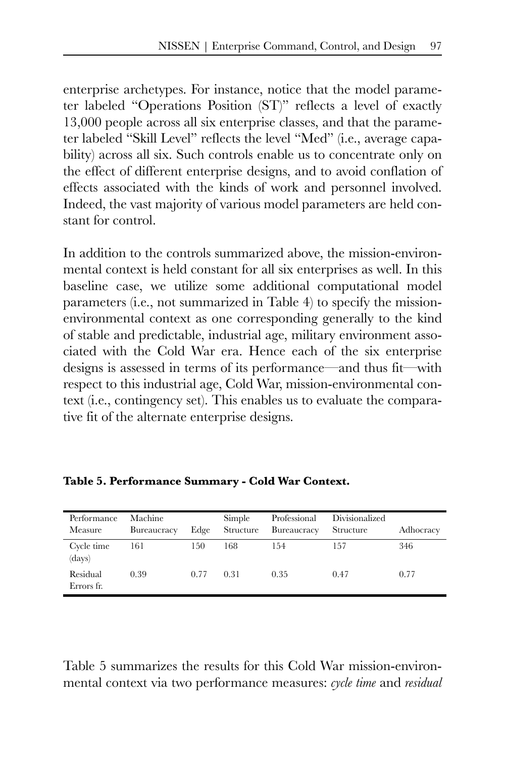enterprise archetypes. For instance, notice that the model parameter labeled "Operations Position (ST)" reflects a level of exactly 13,000 people across all six enterprise classes, and that the parameter labeled "Skill Level" reflects the level "Med" (i.e., average capability) across all six. Such controls enable us to concentrate only on the effect of different enterprise designs, and to avoid conflation of effects associated with the kinds of work and personnel involved. Indeed, the vast majority of various model parameters are held constant for control.

In addition to the controls summarized above, the mission-environmental context is held constant for all six enterprises as well. In this baseline case, we utilize some additional computational model parameters (i.e., not summarized in Table 4) to specify the mission-environmental context as one corresponding generally to the kind of stable and predictable, industrial age, military environment associated with the Cold War era. Hence each of the six enterprise designs is assessed in terms of its performance—and thus fit—with respect to this industrial age, Cold War, mission-environmental context (i.e., contingency set). This enables us to evaluate the comparative fit of the alternate enterprise designs.

**Table 5. Performance Summary - Cold War Context.**

| Performance Measure | Machine Bureaucracy | Edge | Simple Structure | Professional Bureaucracy | Divisionalized Structure | Adhocracy |
|---|---|---|---|---|---|---|
| Cycle time (days) | 161 | 150 | 168 | 154 | 157 | 346 |
| Residual Errors fr. | 0.39 | 0.77 | 0.31 | 0.35 | 0.47 | 0.77 |

Table 5 summarizes the results for this Cold War mission-environmental context via two performance measures: *cycle time* and *residual*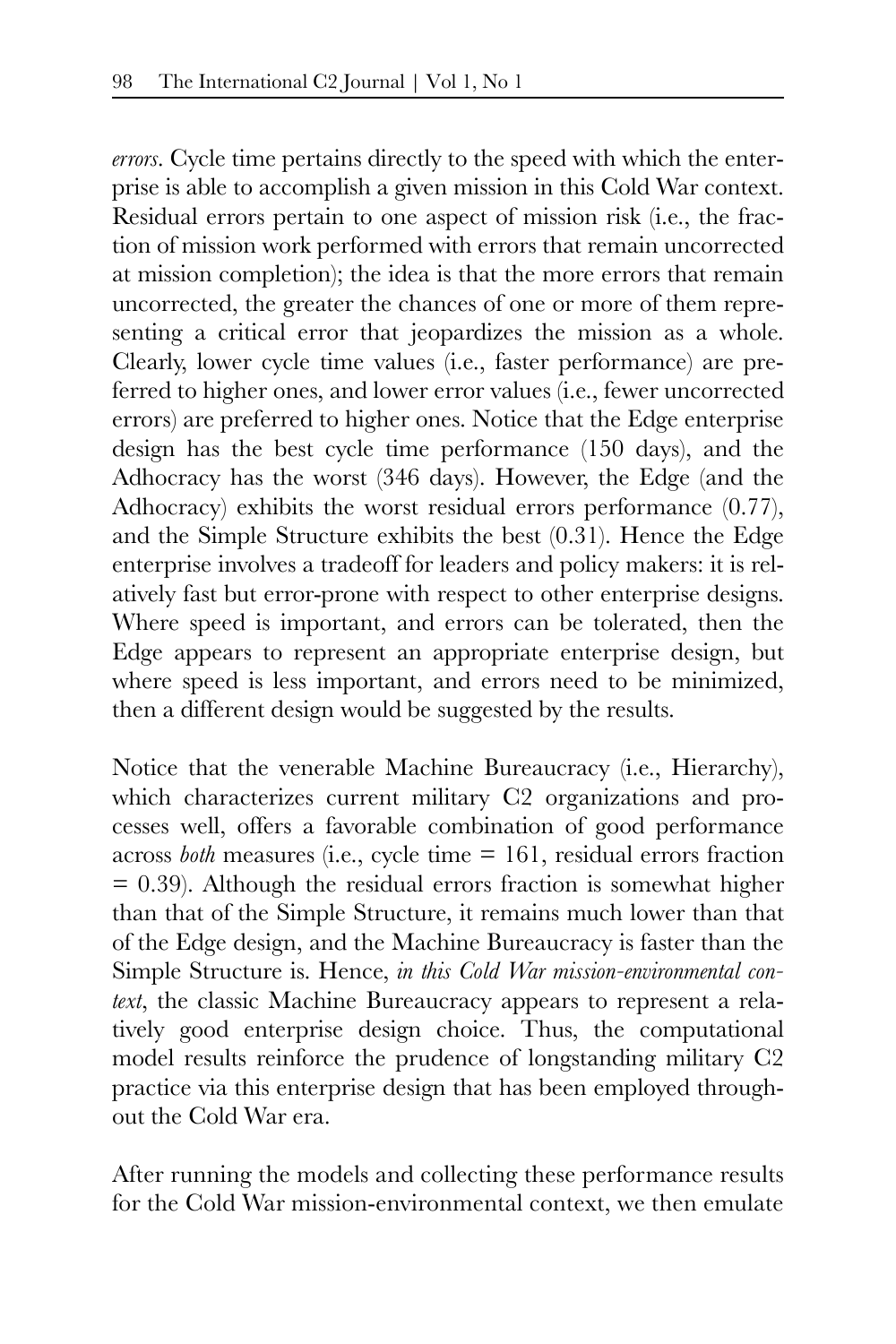*errors*. Cycle time pertains directly to the speed with which the enterprise is able to accomplish a given mission in this Cold War context. Residual errors pertain to one aspect of mission risk (i.e., the fraction of mission work performed with errors that remain uncorrected at mission completion); the idea is that the more errors that remain uncorrected, the greater the chances of one or more of them representing a critical error that jeopardizes the mission as a whole. Clearly, lower cycle time values (i.e., faster performance) are preferred to higher ones, and lower error values (i.e., fewer uncorrected errors) are preferred to higher ones. Notice that the Edge enterprise design has the best cycle time performance (150 days), and the Adhocracy has the worst (346 days). However, the Edge (and the Adhocracy) exhibits the worst residual errors performance (0.77), and the Simple Structure exhibits the best (0.31). Hence the Edge enterprise involves a tradeoff for leaders and policy makers: it is relatively fast but error-prone with respect to other enterprise designs. Where speed is important, and errors can be tolerated, then the Edge appears to represent an appropriate enterprise design, but where speed is less important, and errors need to be minimized, then a different design would be suggested by the results.

Notice that the venerable Machine Bureaucracy (i.e., Hierarchy), which characterizes current military C2 organizations and processes well, offers a favorable combination of good performance across *both* measures (i.e., cycle time = 161, residual errors fraction = 0.39). Although the residual errors fraction is somewhat higher than that of the Simple Structure, it remains much lower than that of the Edge design, and the Machine Bureaucracy is faster than the Simple Structure is. Hence, *in this Cold War mission-environmental context*, the classic Machine Bureaucracy appears to represent a relatively good enterprise design choice. Thus, the computational model results reinforce the prudence of longstanding military C2 practice via this enterprise design that has been employed throughout the Cold War era.

After running the models and collecting these performance results for the Cold War mission-environmental context, we then emulate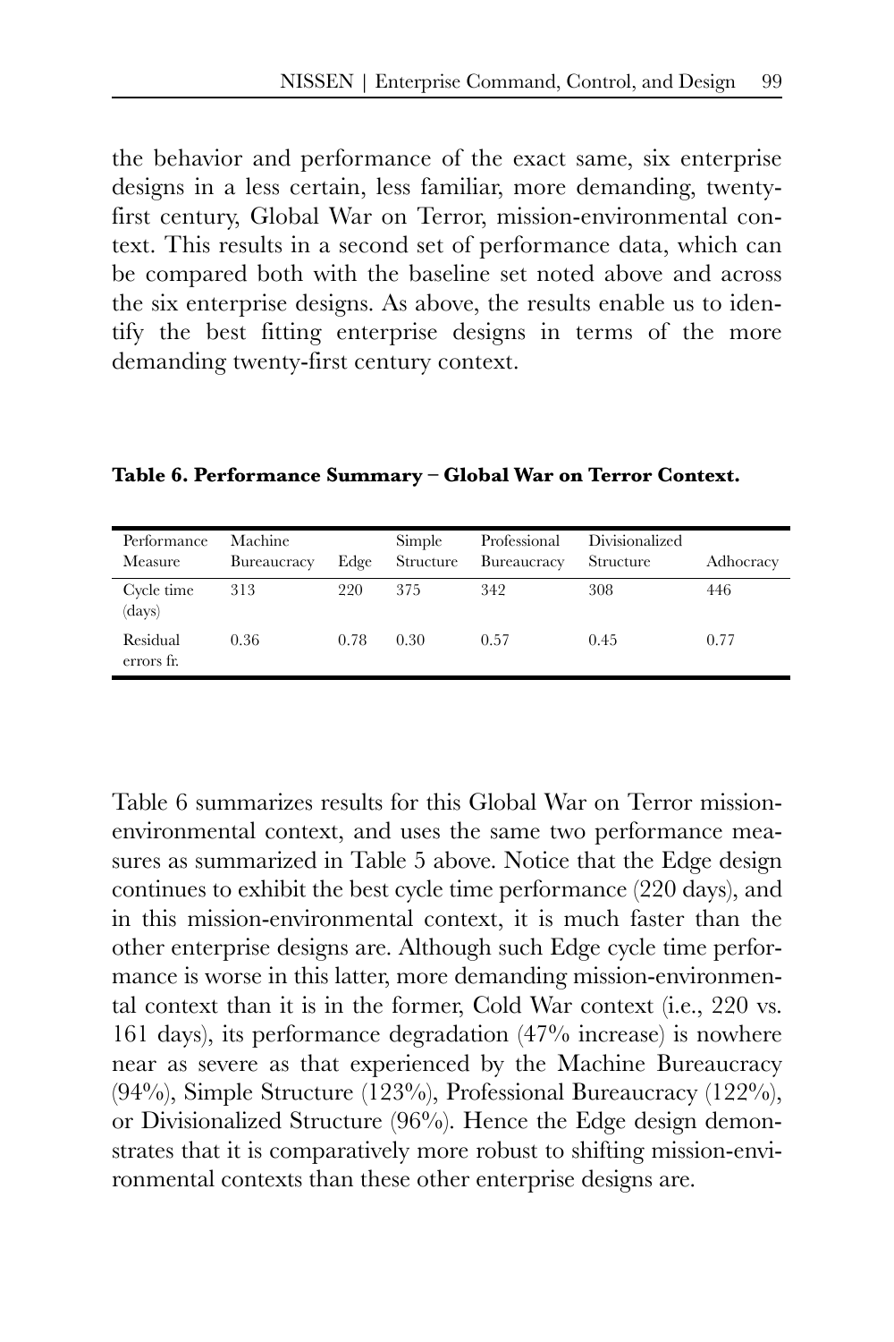the behavior and performance of the exact same, six enterprise designs in a less certain, less familiar, more demanding, twenty-first century, Global War on Terror, mission-environmental context. This results in a second set of performance data, which can be compared both with the baseline set noted above and across the six enterprise designs. As above, the results enable us to identify the best fitting enterprise designs in terms of the more demanding twenty-first century context.

**Table 6. Performance Summary – Global War on Terror Context.**

| Performance Measure | Machine Bureaucracy | Edge | Simple Structure | Professional Bureaucracy | Divisionalized Structure | Adhocracy |
|---|---|---|---|---|---|---|
| Cycle time (days) | 313 | 220 | 375 | 342 | 308 | 446 |
| Residual errors fr. | 0.36 | 0.78 | 0.30 | 0.57 | 0.45 | 0.77 |

Table 6 summarizes results for this Global War on Terror mission-environmental context, and uses the same two performance measures as summarized in Table 5 above. Notice that the Edge design continues to exhibit the best cycle time performance (220 days), and in this mission-environmental context, it is much faster than the other enterprise designs are. Although such Edge cycle time performance is worse in this latter, more demanding mission-environmental context than it is in the former, Cold War context (i.e., 220 vs. 161 days), its performance degradation (47% increase) is nowhere near as severe as that experienced by the Machine Bureaucracy (94%), Simple Structure (123%), Professional Bureaucracy (122%), or Divisionalized Structure (96%). Hence the Edge design demonstrates that it is comparatively more robust to shifting mission-environmental contexts than these other enterprise designs are.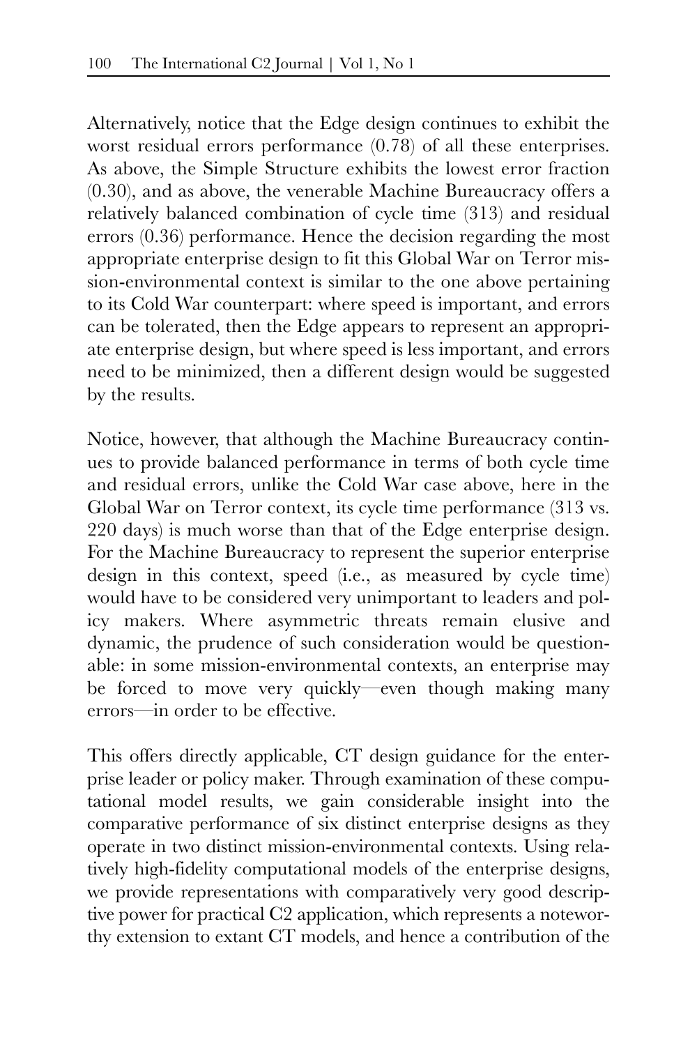Alternatively, notice that the Edge design continues to exhibit the worst residual errors performance (0.78) of all these enterprises. As above, the Simple Structure exhibits the lowest error fraction (0.30), and as above, the venerable Machine Bureaucracy offers a relatively balanced combination of cycle time (313) and residual errors (0.36) performance. Hence the decision regarding the most appropriate enterprise design to fit this Global War on Terror mission-environmental context is similar to the one above pertaining to its Cold War counterpart: where speed is important, and errors can be tolerated, then the Edge appears to represent an appropriate enterprise design, but where speed is less important, and errors need to be minimized, then a different design would be suggested by the results.

Notice, however, that although the Machine Bureaucracy continues to provide balanced performance in terms of both cycle time and residual errors, unlike the Cold War case above, here in the Global War on Terror context, its cycle time performance (313 vs. 220 days) is much worse than that of the Edge enterprise design. For the Machine Bureaucracy to represent the superior enterprise design in this context, speed (i.e., as measured by cycle time) would have to be considered very unimportant to leaders and policy makers. Where asymmetric threats remain elusive and dynamic, the prudence of such consideration would be questionable: in some mission-environmental contexts, an enterprise may be forced to move very quickly—even though making many errors—in order to be effective.

This offers directly applicable, CT design guidance for the enterprise leader or policy maker. Through examination of these computational model results, we gain considerable insight into the comparative performance of six distinct enterprise designs as they operate in two distinct mission-environmental contexts. Using relatively high-fidelity computational models of the enterprise designs, we provide representations with comparatively very good descriptive power for practical C2 application, which represents a noteworthy extension to extant CT models, and hence a contribution of the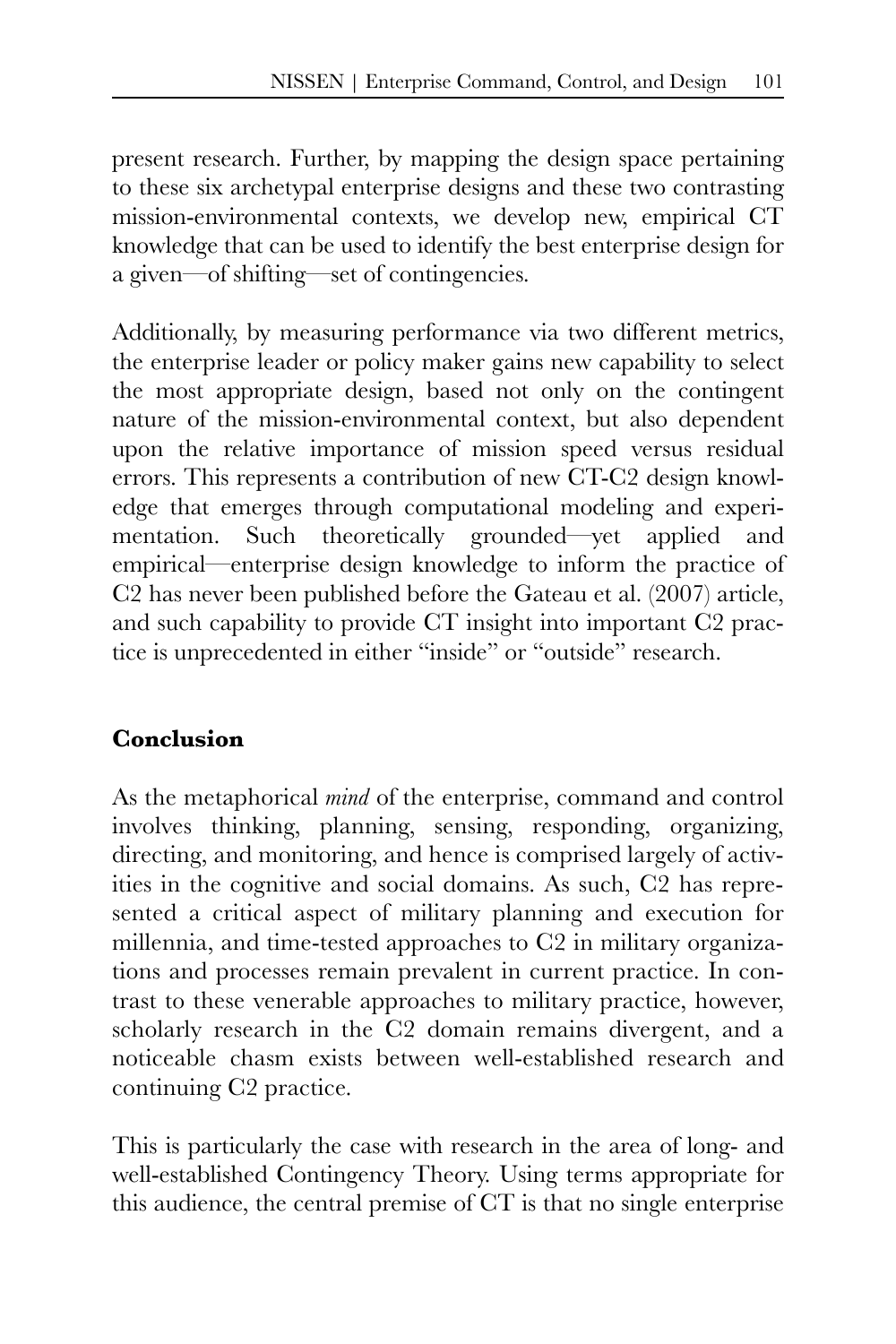present research. Further, by mapping the design space pertaining to these six archetypal enterprise designs and these two contrasting mission-environmental contexts, we develop new, empirical CT knowledge that can be used to identify the best enterprise design for a given—of shifting—set of contingencies.

Additionally, by measuring performance via two different metrics, the enterprise leader or policy maker gains new capability to select the most appropriate design, based not only on the contingent nature of the mission-environmental context, but also dependent upon the relative importance of mission speed versus residual errors. This represents a contribution of new CT-C2 design knowledge that emerges through computational modeling and experimentation. Such theoretically grounded—yet applied and empirical—enterprise design knowledge to inform the practice of C2 has never been published before the Gateau et al. (2007) article, and such capability to provide CT insight into important C2 practice is unprecedented in either "inside" or "outside" research.

## Conclusion

As the metaphorical *mind* of the enterprise, command and control involves thinking, planning, sensing, responding, organizing, directing, and monitoring, and hence is comprised largely of activities in the cognitive and social domains. As such, C2 has represented a critical aspect of military planning and execution for millennia, and time-tested approaches to C2 in military organizations and processes remain prevalent in current practice. In contrast to these venerable approaches to military practice, however, scholarly research in the C2 domain remains divergent, and a noticeable chasm exists between well-established research and continuing C2 practice.

This is particularly the case with research in the area of long- and well-established Contingency Theory. Using terms appropriate for this audience, the central premise of CT is that no single enterprise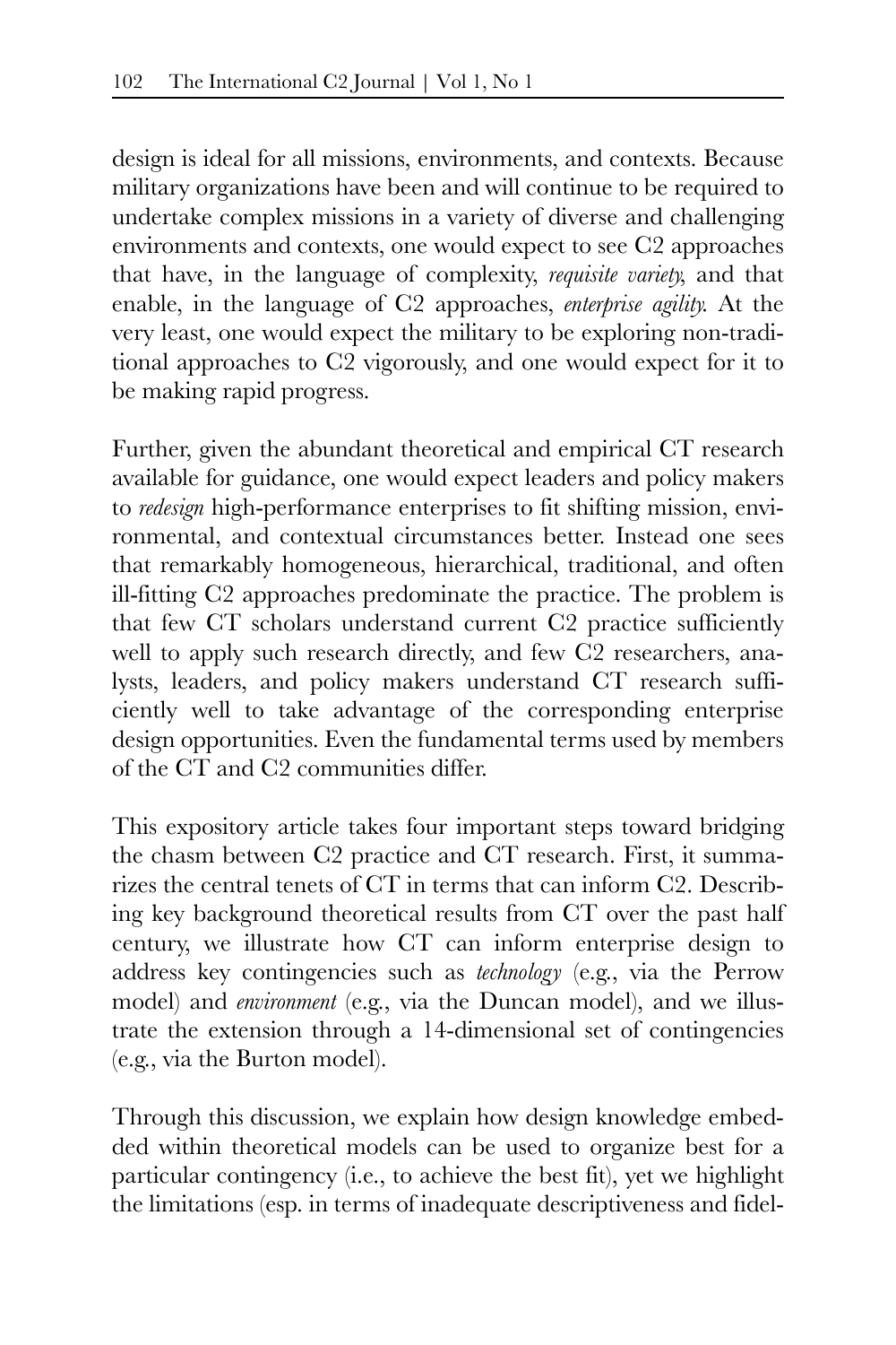design is ideal for all missions, environments, and contexts. Because military organizations have been and will continue to be required to undertake complex missions in a variety of diverse and challenging environments and contexts, one would expect to see C2 approaches that have, in the language of complexity, *requisite variety*, and that enable, in the language of C2 approaches, *enterprise agility*. At the very least, one would expect the military to be exploring non-traditional approaches to C2 vigorously, and one would expect for it to be making rapid progress.

Further, given the abundant theoretical and empirical CT research available for guidance, one would expect leaders and policy makers to *redesign* high-performance enterprises to fit shifting mission, environmental, and contextual circumstances better. Instead one sees that remarkably homogeneous, hierarchical, traditional, and often ill-fitting C2 approaches predominate the practice. The problem is that few CT scholars understand current C2 practice sufficiently well to apply such research directly, and few C2 researchers, analysts, leaders, and policy makers understand CT research sufficiently well to take advantage of the corresponding enterprise design opportunities. Even the fundamental terms used by members of the CT and C2 communities differ.

This expository article takes four important steps toward bridging the chasm between C2 practice and CT research. First, it summarizes the central tenets of CT in terms that can inform C2. Describing key background theoretical results from CT over the past half century, we illustrate how CT can inform enterprise design to address key contingencies such as *technology* (e.g., via the Perrow model) and *environment* (e.g., via the Duncan model), and we illustrate the extension through a 14-dimensional set of contingencies (e.g., via the Burton model).

Through this discussion, we explain how design knowledge embedded within theoretical models can be used to organize best for a particular contingency (i.e., to achieve the best fit), yet we highlight the limitations (esp. in terms of inadequate descriptiveness and fidel-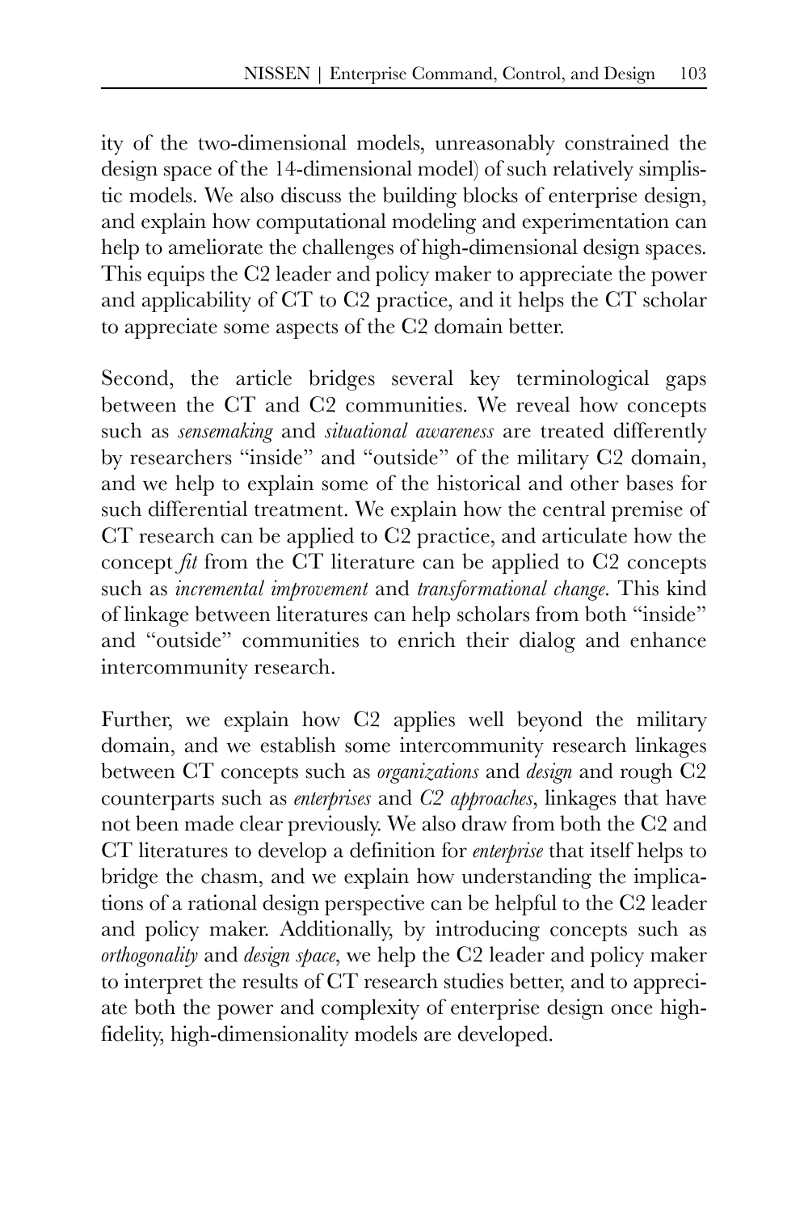ity of the two-dimensional models, unreasonably constrained the design space of the 14-dimensional model) of such relatively simplistic models. We also discuss the building blocks of enterprise design, and explain how computational modeling and experimentation can help to ameliorate the challenges of high-dimensional design spaces. This equips the C2 leader and policy maker to appreciate the power and applicability of CT to C2 practice, and it helps the CT scholar to appreciate some aspects of the C2 domain better.

Second, the article bridges several key terminological gaps between the CT and C2 communities. We reveal how concepts such as *sensemaking* and *situational awareness* are treated differently by researchers "inside" and "outside" of the military C2 domain, and we help to explain some of the historical and other bases for such differential treatment. We explain how the central premise of CT research can be applied to C2 practice, and articulate how the concept *fit* from the CT literature can be applied to C2 concepts such as *incremental improvement* and *transformational change*. This kind of linkage between literatures can help scholars from both "inside" and "outside" communities to enrich their dialog and enhance intercommunity research.

Further, we explain how C2 applies well beyond the military domain, and we establish some intercommunity research linkages between CT concepts such as *organizations* and *design* and rough C2 counterparts such as *enterprises* and *C2 approaches*, linkages that have not been made clear previously. We also draw from both the C2 and CT literatures to develop a definition for *enterprise* that itself helps to bridge the chasm, and we explain how understanding the implications of a rational design perspective can be helpful to the C2 leader and policy maker. Additionally, by introducing concepts such as *orthogonality* and *design space*, we help the C2 leader and policy maker to interpret the results of CT research studies better, and to appreciate both the power and complexity of enterprise design once high-fidelity, high-dimensionality models are developed.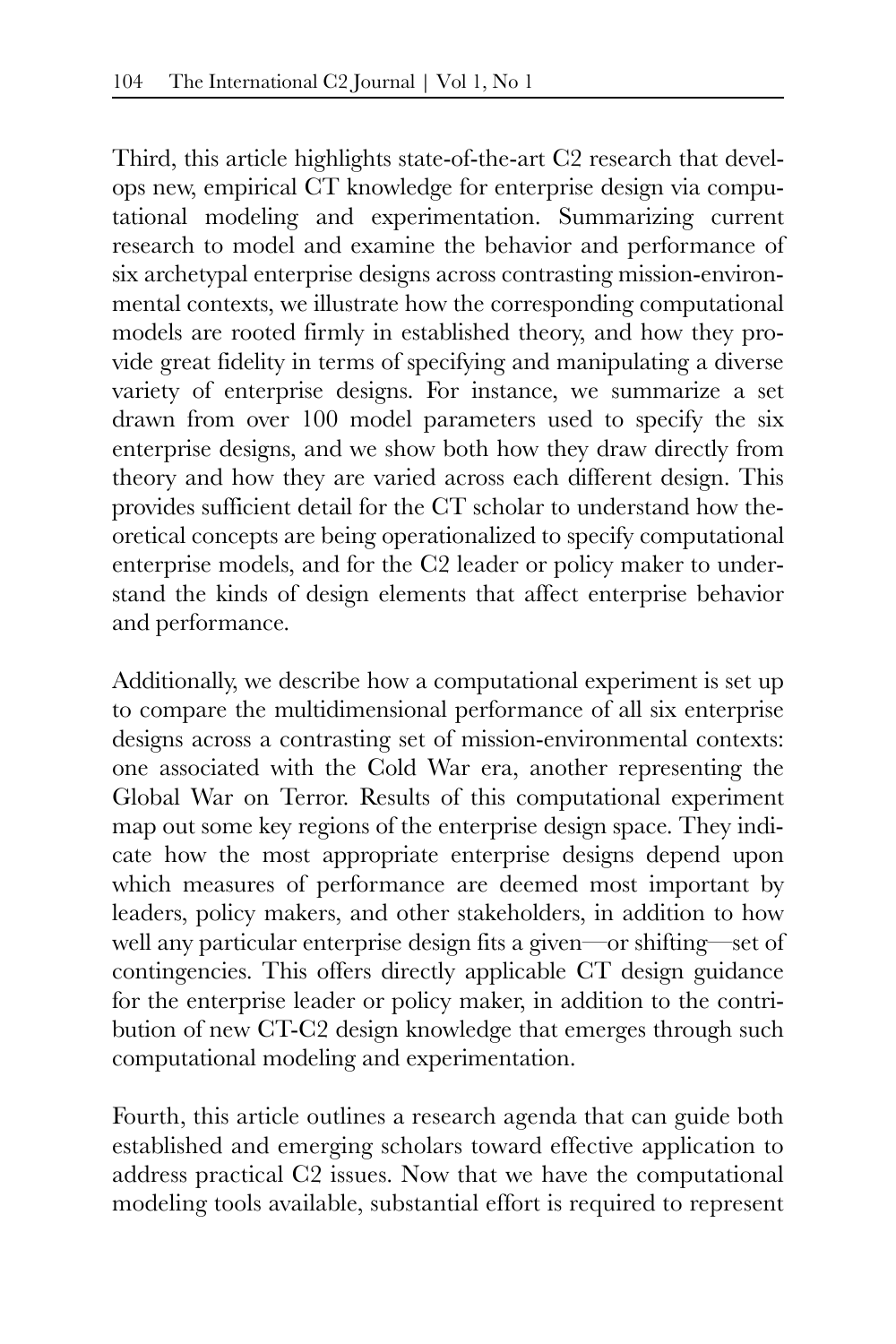Third, this article highlights state-of-the-art C2 research that develops new, empirical CT knowledge for enterprise design via computational modeling and experimentation. Summarizing current research to model and examine the behavior and performance of six archetypal enterprise designs across contrasting mission-environmental contexts, we illustrate how the corresponding computational models are rooted firmly in established theory, and how they provide great fidelity in terms of specifying and manipulating a diverse variety of enterprise designs. For instance, we summarize a set drawn from over 100 model parameters used to specify the six enterprise designs, and we show both how they draw directly from theory and how they are varied across each different design. This provides sufficient detail for the CT scholar to understand how theoretical concepts are being operationalized to specify computational enterprise models, and for the C2 leader or policy maker to understand the kinds of design elements that affect enterprise behavior and performance.

Additionally, we describe how a computational experiment is set up to compare the multidimensional performance of all six enterprise designs across a contrasting set of mission-environmental contexts: one associated with the Cold War era, another representing the Global War on Terror. Results of this computational experiment map out some key regions of the enterprise design space. They indicate how the most appropriate enterprise designs depend upon which measures of performance are deemed most important by leaders, policy makers, and other stakeholders, in addition to how well any particular enterprise design fits a given—or shifting—set of contingencies. This offers directly applicable CT design guidance for the enterprise leader or policy maker, in addition to the contribution of new CT-C2 design knowledge that emerges through such computational modeling and experimentation.

Fourth, this article outlines a research agenda that can guide both established and emerging scholars toward effective application to address practical C2 issues. Now that we have the computational modeling tools available, substantial effort is required to represent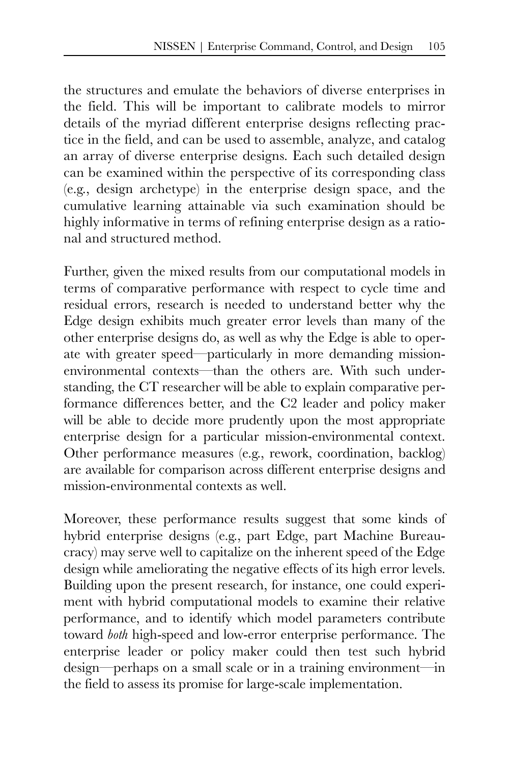the structures and emulate the behaviors of diverse enterprises in the field. This will be important to calibrate models to mirror details of the myriad different enterprise designs reflecting practice in the field, and can be used to assemble, analyze, and catalog an array of diverse enterprise designs. Each such detailed design can be examined within the perspective of its corresponding class (e.g., design archetype) in the enterprise design space, and the cumulative learning attainable via such examination should be highly informative in terms of refining enterprise design as a rational and structured method.

Further, given the mixed results from our computational models in terms of comparative performance with respect to cycle time and residual errors, research is needed to understand better why the Edge design exhibits much greater error levels than many of the other enterprise designs do, as well as why the Edge is able to operate with greater speed—particularly in more demanding mission-environmental contexts—than the others are. With such understanding, the CT researcher will be able to explain comparative performance differences better, and the C2 leader and policy maker will be able to decide more prudently upon the most appropriate enterprise design for a particular mission-environmental context. Other performance measures (e.g., rework, coordination, backlog) are available for comparison across different enterprise designs and mission-environmental contexts as well.

Moreover, these performance results suggest that some kinds of hybrid enterprise designs (e.g., part Edge, part Machine Bureaucracy) may serve well to capitalize on the inherent speed of the Edge design while ameliorating the negative effects of its high error levels. Building upon the present research, for instance, one could experiment with hybrid computational models to examine their relative performance, and to identify which model parameters contribute toward *both* high-speed and low-error enterprise performance. The enterprise leader or policy maker could then test such hybrid design—perhaps on a small scale or in a training environment—in the field to assess its promise for large-scale implementation.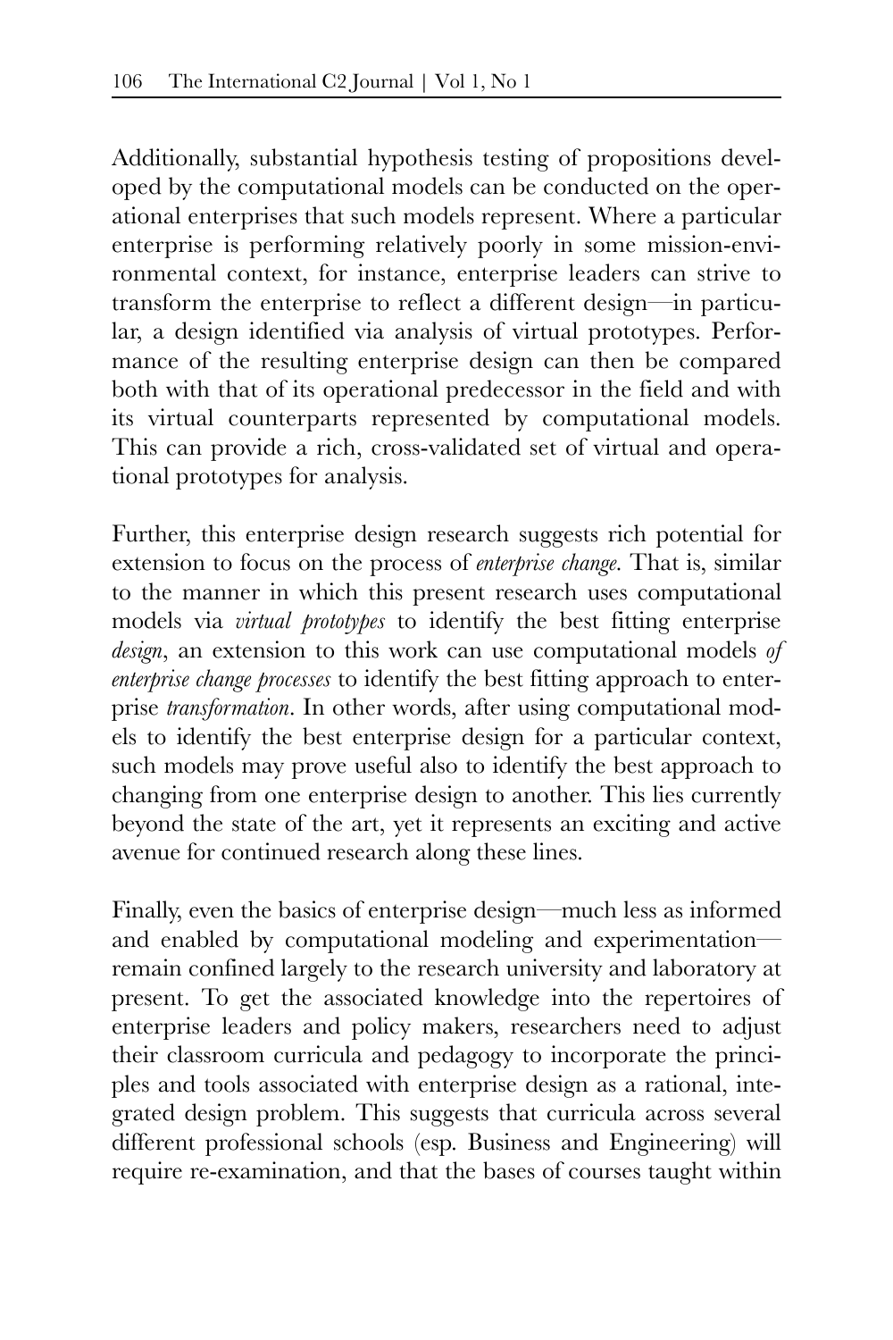Additionally, substantial hypothesis testing of propositions developed by the computational models can be conducted on the operational enterprises that such models represent. Where a particular enterprise is performing relatively poorly in some mission-environmental context, for instance, enterprise leaders can strive to transform the enterprise to reflect a different design—in particular, a design identified via analysis of virtual prototypes. Performance of the resulting enterprise design can then be compared both with that of its operational predecessor in the field and with its virtual counterparts represented by computational models. This can provide a rich, cross-validated set of virtual and operational prototypes for analysis.

Further, this enterprise design research suggests rich potential for extension to focus on the process of *enterprise change*. That is, similar to the manner in which this present research uses computational models via *virtual prototypes* to identify the best fitting enterprise *design*, an extension to this work can use computational models *of enterprise change processes* to identify the best fitting approach to enterprise *transformation*. In other words, after using computational models to identify the best enterprise design for a particular context, such models may prove useful also to identify the best approach to changing from one enterprise design to another. This lies currently beyond the state of the art, yet it represents an exciting and active avenue for continued research along these lines.

Finally, even the basics of enterprise design—much less as informed and enabled by computational modeling and experimentation—remain confined largely to the research university and laboratory at present. To get the associated knowledge into the repertoires of enterprise leaders and policy makers, researchers need to adjust their classroom curricula and pedagogy to incorporate the principles and tools associated with enterprise design as a rational, integrated design problem. This suggests that curricula across several different professional schools (esp. Business and Engineering) will require re-examination, and that the bases of courses taught within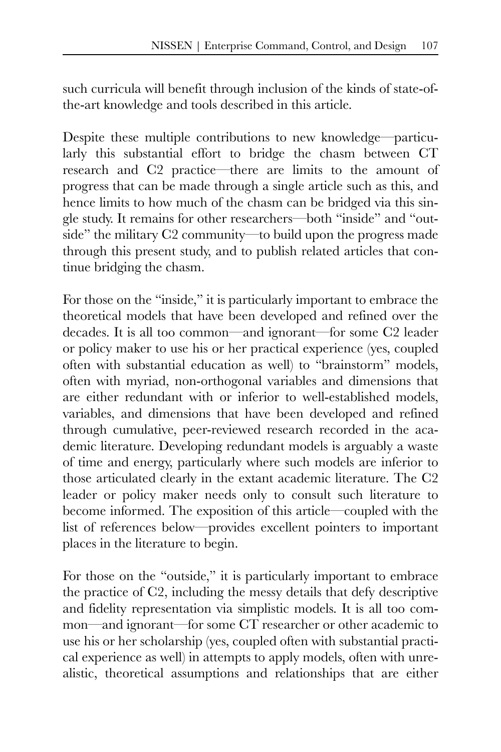such curricula will benefit through inclusion of the kinds of state-of-the-art knowledge and tools described in this article.

Despite these multiple contributions to new knowledge—particularly this substantial effort to bridge the chasm between CT research and C2 practice—there are limits to the amount of progress that can be made through a single article such as this, and hence limits to how much of the chasm can be bridged via this single study. It remains for other researchers—both "inside" and "outside" the military C2 community—to build upon the progress made through this present study, and to publish related articles that continue bridging the chasm.

For those on the "inside," it is particularly important to embrace the theoretical models that have been developed and refined over the decades. It is all too common—and ignorant—for some C2 leader or policy maker to use his or her practical experience (yes, coupled often with substantial education as well) to "brainstorm" models, often with myriad, non-orthogonal variables and dimensions that are either redundant with or inferior to well-established models, variables, and dimensions that have been developed and refined through cumulative, peer-reviewed research recorded in the academic literature. Developing redundant models is arguably a waste of time and energy, particularly where such models are inferior to those articulated clearly in the extant academic literature. The C2 leader or policy maker needs only to consult such literature to become informed. The exposition of this article—coupled with the list of references below—provides excellent pointers to important places in the literature to begin.

For those on the "outside," it is particularly important to embrace the practice of C2, including the messy details that defy descriptive and fidelity representation via simplistic models. It is all too common—and ignorant—for some CT researcher or other academic to use his or her scholarship (yes, coupled often with substantial practical experience as well) in attempts to apply models, often with unrealistic, theoretical assumptions and relationships that are either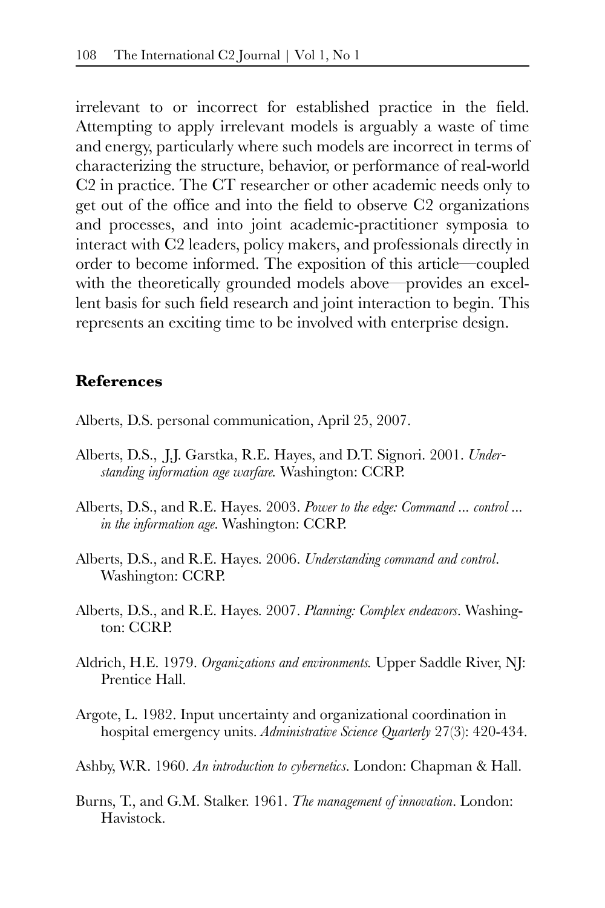irrelevant to or incorrect for established practice in the field. Attempting to apply irrelevant models is arguably a waste of time and energy, particularly where such models are incorrect in terms of characterizing the structure, behavior, or performance of real-world C2 in practice. The CT researcher or other academic needs only to get out of the office and into the field to observe C2 organizations and processes, and into joint academic-practitioner symposia to interact with C2 leaders, policy makers, and professionals directly in order to become informed. The exposition of this article—coupled with the theoretically grounded models above—provides an excellent basis for such field research and joint interaction to begin. This represents an exciting time to be involved with enterprise design.

## References

Alberts, D.S. personal communication, April 25, 2007.

Alberts, D.S., J.J. Garstka, R.E. Hayes, and D.T. Signori. 2001. *Understanding information age warfare.* Washington: CCRP.

Alberts, D.S., and R.E. Hayes. 2003. *Power to the edge: Command ... control ... in the information age*. Washington: CCRP.

Alberts, D.S., and R.E. Hayes. 2006. *Understanding command and control*. Washington: CCRP.

Alberts, D.S., and R.E. Hayes. 2007. *Planning: Complex endeavors*. Washington: CCRP.

Aldrich, H.E. 1979. *Organizations and environments.* Upper Saddle River, NJ: Prentice Hall.

Argote, L. 1982. Input uncertainty and organizational coordination in hospital emergency units. *Administrative Science Quarterly* 27(3): 420-434.

Ashby, W.R. 1960. *An introduction to cybernetics*. London: Chapman & Hall.

Burns, T., and G.M. Stalker. 1961. *The management of innovation*. London: Havistock.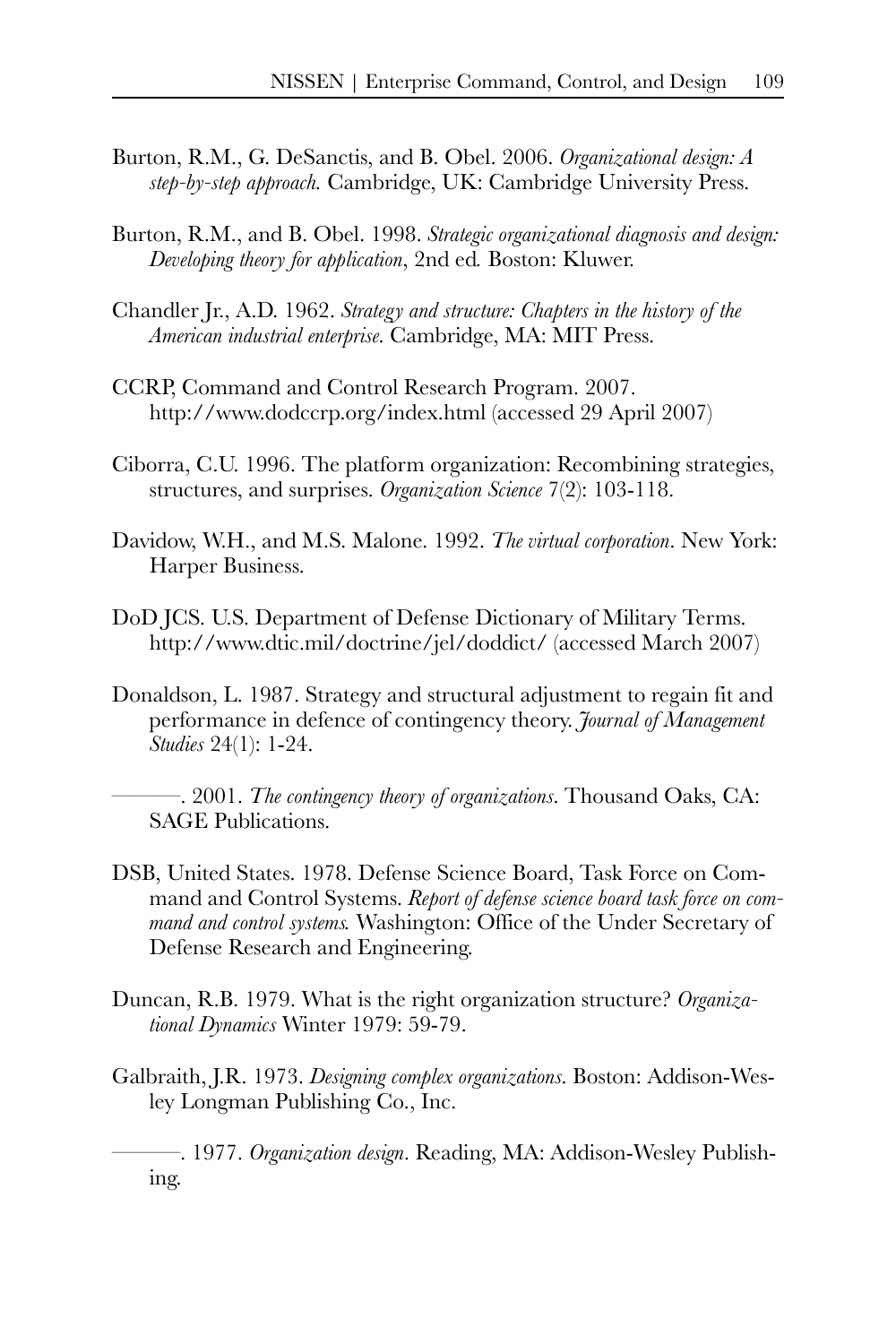Burton, R.M., G. DeSanctis, and B. Obel. 2006. *Organizational design: A step-by-step approach.* Cambridge, UK: Cambridge University Press.

Burton, R.M., and B. Obel. 1998. *Strategic organizational diagnosis and design: Developing theory for application*, 2nd ed. Boston: Kluwer.

Chandler Jr., A.D. 1962. *Strategy and structure: Chapters in the history of the American industrial enterprise.* Cambridge, MA: MIT Press.

CCRP, Command and Control Research Program. 2007. http://www.dodccrp.org/index.html (accessed 29 April 2007)

Ciborra, C.U. 1996. The platform organization: Recombining strategies, structures, and surprises. *Organization Science* 7(2): 103-118.

Davidow, W.H., and M.S. Malone. 1992. *The virtual corporation*. New York: Harper Business.

DoD JCS. U.S. Department of Defense Dictionary of Military Terms. http://www.dtic.mil/doctrine/jel/doddict/ (accessed March 2007)

Donaldson, L. 1987. Strategy and structural adjustment to regain fit and performance in defence of contingency theory. *Journal of Management Studies* 24(1): 1-24.

———. 2001. *The contingency theory of organizations.* Thousand Oaks, CA: SAGE Publications.

DSB, United States. 1978. Defense Science Board, Task Force on Command and Control Systems. *Report of defense science board task force on command and control systems.* Washington: Office of the Under Secretary of Defense Research and Engineering.

Duncan, R.B. 1979. What is the right organization structure? *Organizational Dynamics* Winter 1979: 59-79.

Galbraith, J.R. 1973. *Designing complex organizations.* Boston: Addison-Wesley Longman Publishing Co., Inc.

———. 1977. *Organization design.* Reading, MA: Addison-Wesley Publishing.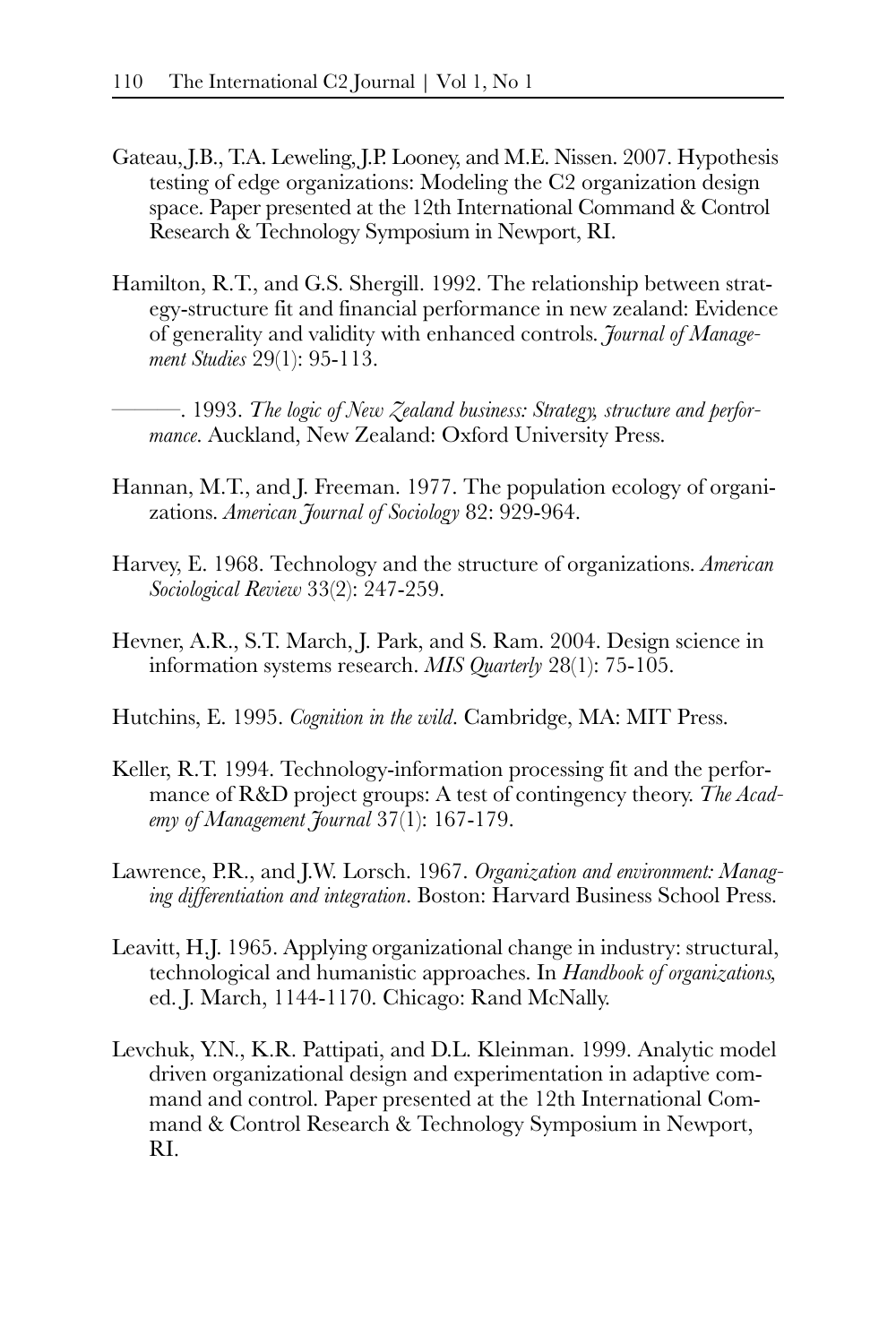Gateau, J.B., T.A. Leweling, J.P. Looney, and M.E. Nissen. 2007. Hypothesis testing of edge organizations: Modeling the C2 organization design space. Paper presented at the 12th International Command & Control Research & Technology Symposium in Newport, RI.

Hamilton, R.T., and G.S. Shergill. 1992. The relationship between strategy-structure fit and financial performance in new zealand: Evidence of generality and validity with enhanced controls. *Journal of Management Studies* 29(1): 95-113.

———. 1993. *The logic of New Zealand business: Strategy, structure and performance*. Auckland, New Zealand: Oxford University Press.

Hannan, M.T., and J. Freeman. 1977. The population ecology of organizations. *American Journal of Sociology* 82: 929-964.

Harvey, E. 1968. Technology and the structure of organizations. *American Sociological Review* 33(2): 247-259.

Hevner, A.R., S.T. March, J. Park, and S. Ram. 2004. Design science in information systems research. *MIS Quarterly* 28(1): 75-105.

Hutchins, E. 1995. *Cognition in the wild*. Cambridge, MA: MIT Press.

Keller, R.T. 1994. Technology-information processing fit and the performance of R&D project groups: A test of contingency theory. *The Academy of Management Journal* 37(1): 167-179.

Lawrence, P.R., and J.W. Lorsch. 1967. *Organization and environment: Managing differentiation and integration*. Boston: Harvard Business School Press.

Leavitt, H.J. 1965. Applying organizational change in industry: structural, technological and humanistic approaches. In *Handbook of organizations,* ed. J. March, 1144-1170. Chicago: Rand McNally.

Levchuk, Y.N., K.R. Pattipati, and D.L. Kleinman. 1999. Analytic model driven organizational design and experimentation in adaptive command and control. Paper presented at the 12th International Command & Control Research & Technology Symposium in Newport, RI.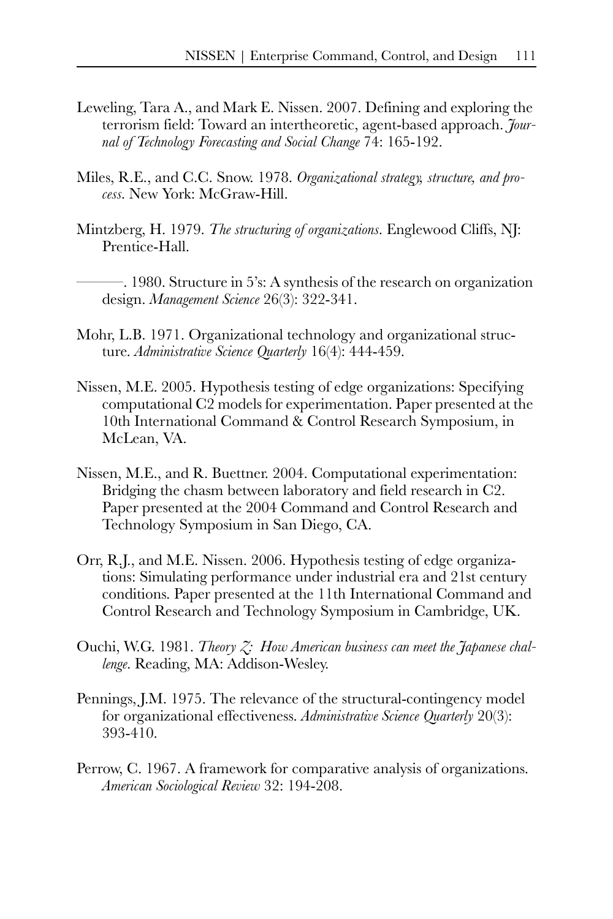Leweling, Tara A., and Mark E. Nissen. 2007. Defining and exploring the terrorism field: Toward an intertheoretic, agent-based approach. *Journal of Technology Forecasting and Social Change* 74: 165-192.

Miles, R.E., and C.C. Snow. 1978. *Organizational strategy, structure, and process*. New York: McGraw-Hill.

Mintzberg, H. 1979. *The structuring of organizations*. Englewood Cliffs, NJ: Prentice-Hall.

———. 1980. Structure in 5's: A synthesis of the research on organization design. *Management Science* 26(3): 322-341.

Mohr, L.B. 1971. Organizational technology and organizational structure. *Administrative Science Quarterly* 16(4): 444-459.

Nissen, M.E. 2005. Hypothesis testing of edge organizations: Specifying computational C2 models for experimentation. Paper presented at the 10th International Command & Control Research Symposium, in McLean, VA.

Nissen, M.E., and R. Buettner. 2004. Computational experimentation: Bridging the chasm between laboratory and field research in C2. Paper presented at the 2004 Command and Control Research and Technology Symposium in San Diego, CA.

Orr, R.J., and M.E. Nissen. 2006. Hypothesis testing of edge organizations: Simulating performance under industrial era and 21st century conditions. Paper presented at the 11th International Command and Control Research and Technology Symposium in Cambridge, UK.

Ouchi, W.G. 1981. *Theory Z: How American business can meet the Japanese challenge*. Reading, MA: Addison-Wesley.

Pennings, J.M. 1975. The relevance of the structural-contingency model for organizational effectiveness. *Administrative Science Quarterly* 20(3): 393-410.

Perrow, C. 1967. A framework for comparative analysis of organizations. *American Sociological Review* 32: 194-208.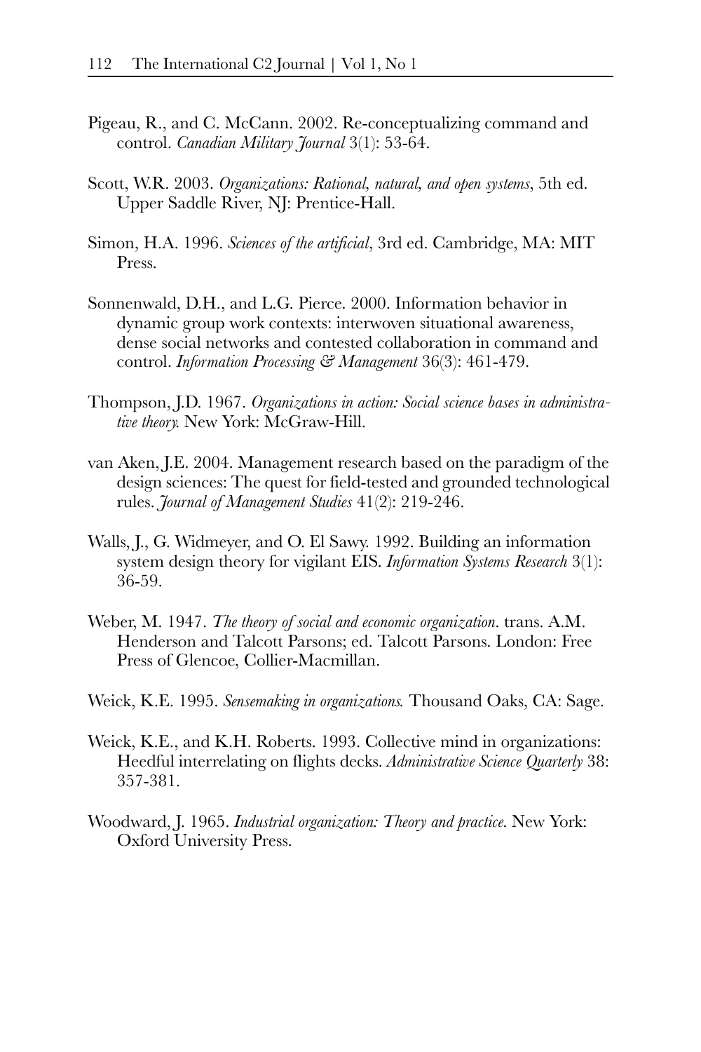Pigeau, R., and C. McCann. 2002. Re-conceptualizing command and control. *Canadian Military Journal* 3(1): 53-64.

Scott, W.R. 2003. *Organizations: Rational, natural, and open systems*, 5th ed. Upper Saddle River, NJ: Prentice-Hall.

Simon, H.A. 1996. *Sciences of the artificial*, 3rd ed. Cambridge, MA: MIT Press.

Sonnenwald, D.H., and L.G. Pierce. 2000. Information behavior in dynamic group work contexts: interwoven situational awareness, dense social networks and contested collaboration in command and control. *Information Processing & Management* 36(3): 461-479.

Thompson, J.D. 1967. *Organizations in action: Social science bases in administrative theory.* New York: McGraw-Hill.

van Aken, J.E. 2004. Management research based on the paradigm of the design sciences: The quest for field-tested and grounded technological rules. *Journal of Management Studies* 41(2): 219-246.

Walls, J., G. Widmeyer, and O. El Sawy. 1992. Building an information system design theory for vigilant EIS. *Information Systems Research* 3(1): 36-59.

Weber, M. 1947. *The theory of social and economic organization*. trans. A.M. Henderson and Talcott Parsons; ed. Talcott Parsons. London: Free Press of Glencoe, Collier-Macmillan.

Weick, K.E. 1995. *Sensemaking in organizations.* Thousand Oaks, CA: Sage.

Weick, K.E., and K.H. Roberts. 1993. Collective mind in organizations: Heedful interrelating on flights decks. *Administrative Science Quarterly* 38: 357-381.

Woodward, J. 1965. *Industrial organization: Theory and practice.* New York: Oxford University Press.